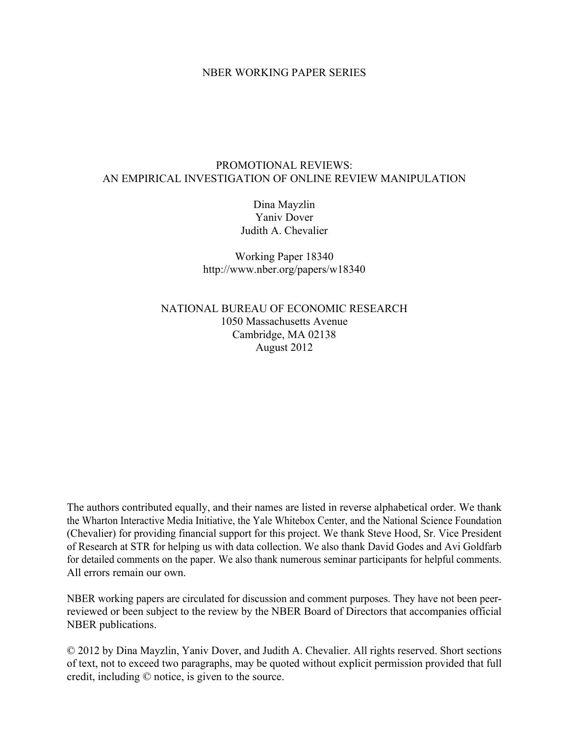NBER WORKING PAPER SERIES

# PROMOTIONAL REVIEWS: AN EMPIRICAL INVESTIGATION OF ONLINE REVIEW MANIPULATION

Dina Mayzlin
Yaniv Dover
Judith A. Chevalier

Working Paper 18340
http://www.nber.org/papers/w18340

NATIONAL BUREAU OF ECONOMIC RESEARCH
1050 Massachusetts Avenue
Cambridge, MA 02138
August 2012

The authors contributed equally, and their names are listed in reverse alphabetical order. We thank the Wharton Interactive Media Initiative, the Yale Whitebox Center, and the National Science Foundation (Chevalier) for providing financial support for this project. We thank Steve Hood, Sr. Vice President of Research at STR for helping us with data collection. We also thank David Godes and Avi Goldfarb for detailed comments on the paper. We also thank numerous seminar participants for helpful comments. All errors remain our own.

NBER working papers are circulated for discussion and comment purposes. They have not been peer-reviewed or been subject to the review by the NBER Board of Directors that accompanies official NBER publications.

© 2012 by Dina Mayzlin, Yaniv Dover, and Judith A. Chevalier. All rights reserved. Short sections of text, not to exceed two paragraphs, may be quoted without explicit permission provided that full credit, including © notice, is given to the source.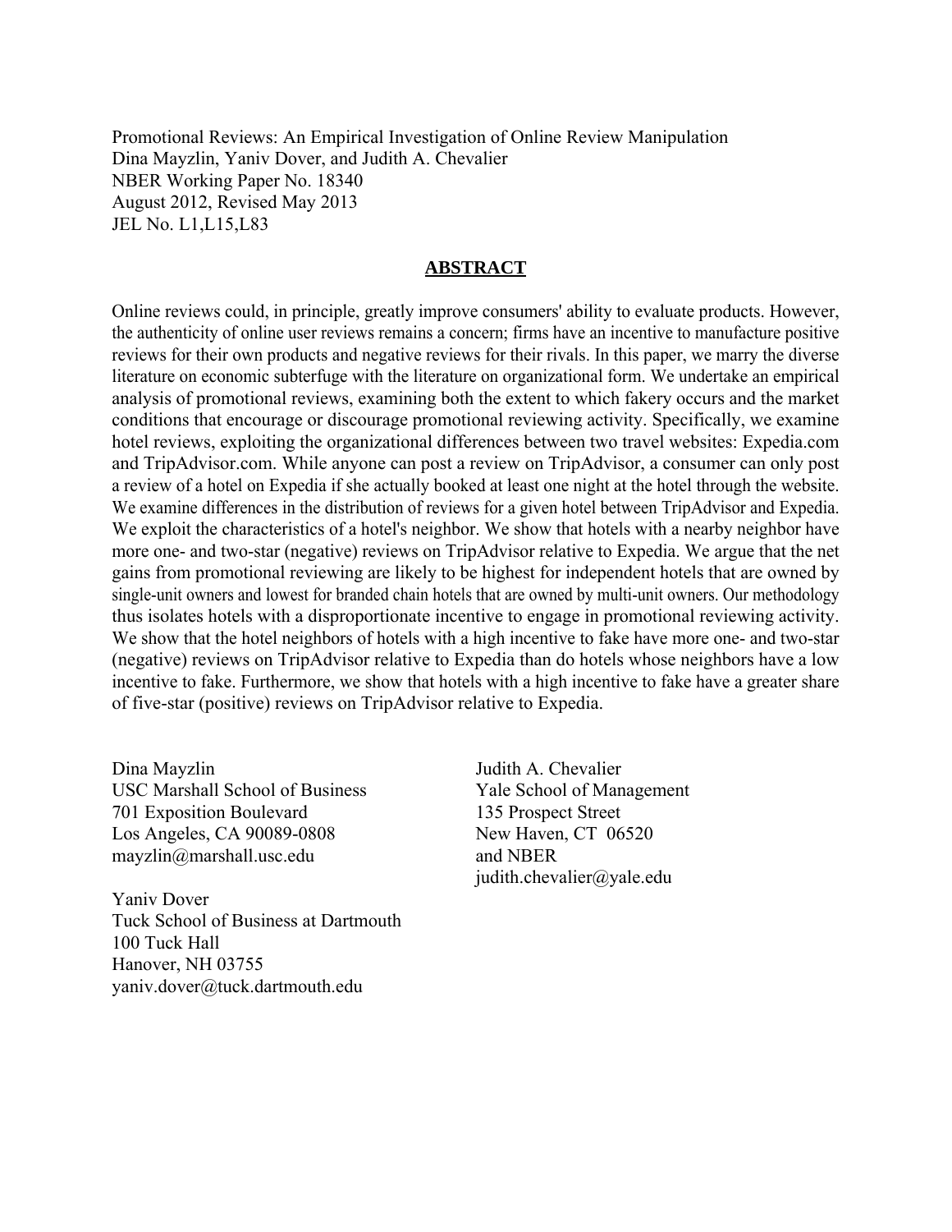Promotional Reviews: An Empirical Investigation of Online Review Manipulation
Dina Mayzlin, Yaniv Dover, and Judith A. Chevalier
NBER Working Paper No. 18340
August 2012, Revised May 2013
JEL No. L1,L15,L83

## ABSTRACT

Online reviews could, in principle, greatly improve consumers' ability to evaluate products. However, the authenticity of online user reviews remains a concern; firms have an incentive to manufacture positive reviews for their own products and negative reviews for their rivals. In this paper, we marry the diverse literature on economic subterfuge with the literature on organizational form. We undertake an empirical analysis of promotional reviews, examining both the extent to which fakery occurs and the market conditions that encourage or discourage promotional reviewing activity. Specifically, we examine hotel reviews, exploiting the organizational differences between two travel websites: Expedia.com and TripAdvisor.com. While anyone can post a review on TripAdvisor, a consumer can only post a review of a hotel on Expedia if she actually booked at least one night at the hotel through the website. We examine differences in the distribution of reviews for a given hotel between TripAdvisor and Expedia. We exploit the characteristics of a hotel's neighbor. We show that hotels with a nearby neighbor have more one- and two-star (negative) reviews on TripAdvisor relative to Expedia. We argue that the net gains from promotional reviewing are likely to be highest for independent hotels that are owned by single-unit owners and lowest for branded chain hotels that are owned by multi-unit owners. Our methodology thus isolates hotels with a disproportionate incentive to engage in promotional reviewing activity. We show that the hotel neighbors of hotels with a high incentive to fake have more one- and two-star (negative) reviews on TripAdvisor relative to Expedia than do hotels whose neighbors have a low incentive to fake. Furthermore, we show that hotels with a high incentive to fake have a greater share of five-star (positive) reviews on TripAdvisor relative to Expedia.

Dina Mayzlin
USC Marshall School of Business
701 Exposition Boulevard
Los Angeles, CA 90089-0808
mayzlin@marshall.usc.edu

Yaniv Dover
Tuck School of Business at Dartmouth
100 Tuck Hall
Hanover, NH 03755
yaniv.dover@tuck.dartmouth.edu

Judith A. Chevalier
Yale School of Management
135 Prospect Street
New Haven, CT 06520
and NBER
judith.chevalier@yale.edu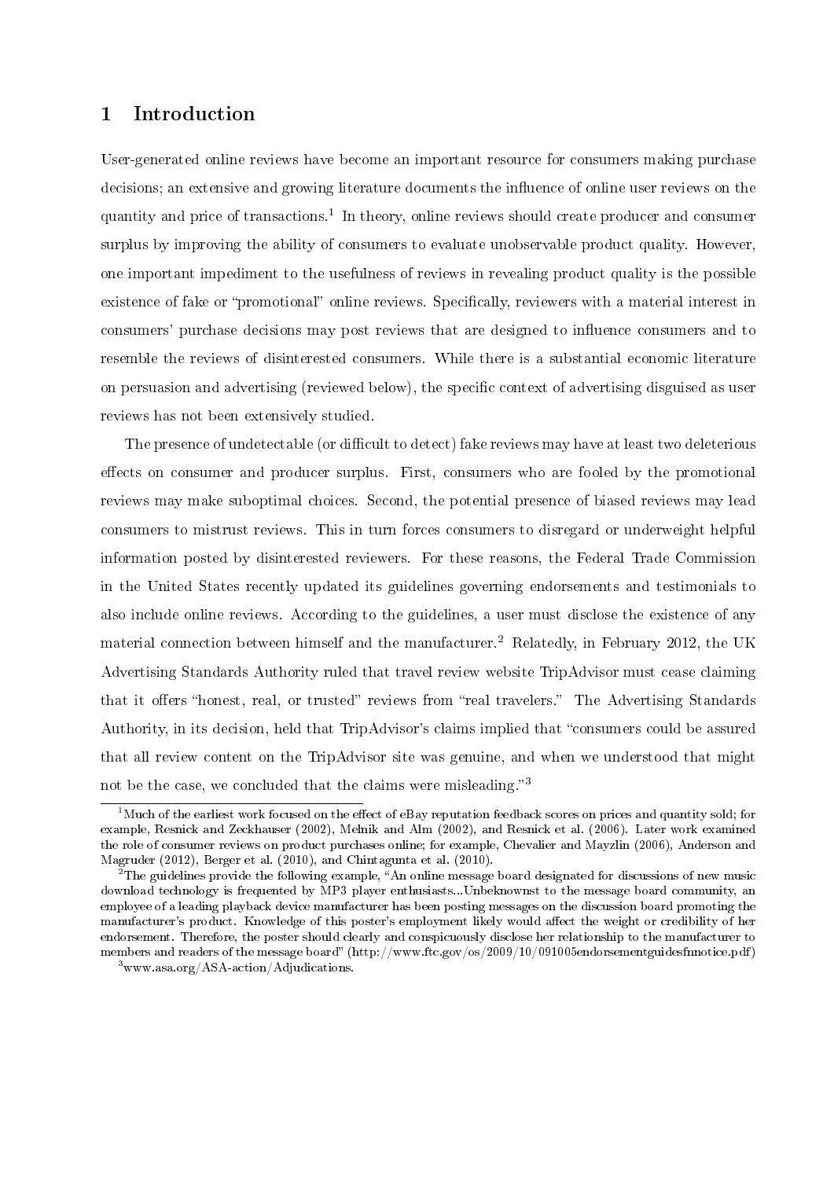# 1 Introduction

User-generated online reviews have become an important resource for consumers making purchase decisions; an extensive and growing literature documents the influence of online user reviews on the quantity and price of transactions.[1] In theory, online reviews should create producer and consumer surplus by improving the ability of consumers to evaluate unobservable product quality. However, one important impediment to the usefulness of reviews in revealing product quality is the possible existence of fake or "promotional" online reviews. Specifically, reviewers with a material interest in consumers' purchase decisions may post reviews that are designed to influence consumers and to resemble the reviews of disinterested consumers. While there is a substantial economic literature on persuasion and advertising (reviewed below), the specific context of advertising disguised as user reviews has not been extensively studied.

The presence of undetectable (or difficult to detect) fake reviews may have at least two deleterious effects on consumer and producer surplus. First, consumers who are fooled by the promotional reviews may make suboptimal choices. Second, the potential presence of biased reviews may lead consumers to mistrust reviews. This in turn forces consumers to disregard or underweight helpful information posted by disinterested reviewers. For these reasons, the Federal Trade Commission in the United States recently updated its guidelines governing endorsements and testimonials to also include online reviews. According to the guidelines, a user must disclose the existence of any material connection between himself and the manufacturer.[2] Relatedly, in February 2012, the UK Advertising Standards Authority ruled that travel review website TripAdvisor must cease claiming that it offers "honest, real, or trusted" reviews from "real travelers." The Advertising Standards Authority, in its decision, held that TripAdvisor's claims implied that "consumers could be assured that all review content on the TripAdvisor site was genuine, and when we understood that might not be the case, we concluded that the claims were misleading."[3]

---

[1] Much of the earliest work focused on the effect of eBay reputation feedback scores on prices and quantity sold; for example, Resnick and Zeckhauser (2002), Melnik and Alm (2002), and Resnick et al. (2006). Later work examined the role of consumer reviews on product purchases online; for example, Chevalier and Mayzlin (2006), Anderson and Magruder (2012), Berger et al. (2010), and Chintagunta et al. (2010).

[2] The guidelines provide the following example, "An online message board designated for discussions of new music download technology is frequented by MP3 player enthusiasts...Unbeknownst to the message board community, an employee of a leading playback device manufacturer has been posting messages on the discussion board promoting the manufacturer's product. Knowledge of this poster's employment likely would affect the weight or credibility of her endorsement. Therefore, the poster should clearly and conspicuously disclose her relationship to the manufacturer to members and readers of the message board" (http://www.ftc.gov/os/2009/10/091005endorsementguidesfnnotice.pdf)

[3] www.asa.org/ASA-action/Adjudications.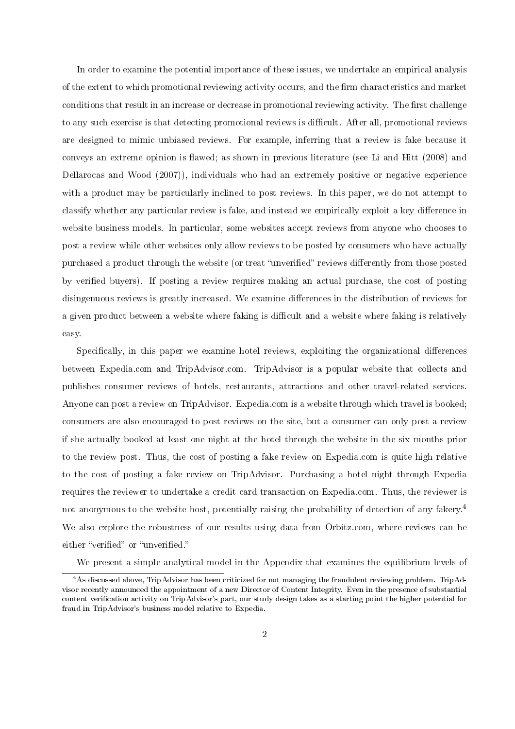In order to examine the potential importance of these issues, we undertake an empirical analysis of the extent to which promotional reviewing activity occurs, and the firm characteristics and market conditions that result in an increase or decrease in promotional reviewing activity. The first challenge to any such exercise is that detecting promotional reviews is difficult. After all, promotional reviews are designed to mimic unbiased reviews. For example, inferring that a review is fake because it conveys an extreme opinion is flawed; as shown in previous literature (see Li and Hitt (2008) and Dellarocas and Wood (2007)), individuals who had an extremely positive or negative experience with a product may be particularly inclined to post reviews. In this paper, we do not attempt to classify whether any particular review is fake, and instead we empirically exploit a key difference in website business models. In particular, some websites accept reviews from anyone who chooses to post a review while other websites only allow reviews to be posted by consumers who have actually purchased a product through the website (or treat "unverified" reviews differently from those posted by verified buyers). If posting a review requires making an actual purchase, the cost of posting disingenuous reviews is greatly increased. We examine differences in the distribution of reviews for a given product between a website where faking is difficult and a website where faking is relatively easy.

Specifically, in this paper we examine hotel reviews, exploiting the organizational differences between Expedia.com and TripAdvisor.com. TripAdvisor is a popular website that collects and publishes consumer reviews of hotels, restaurants, attractions and other travel-related services. Anyone can post a review on TripAdvisor. Expedia.com is a website through which travel is booked; consumers are also encouraged to post reviews on the site, but a consumer can only post a review if she actually booked at least one night at the hotel through the website in the six months prior to the review post. Thus, the cost of posting a fake review on Expedia.com is quite high relative to the cost of posting a fake review on TripAdvisor. Purchasing a hotel night through Expedia requires the reviewer to undertake a credit card transaction on Expedia.com. Thus, the reviewer is not anonymous to the website host, potentially raising the probability of detection of any fakery.[4] We also explore the robustness of our results using data from Orbitz.com, where reviews can be either "verified" or "unverified."

We present a simple analytical model in the Appendix that examines the equilibrium levels of

[4] As discussed above, TripAdvisor has been criticized for not managing the fraudulent reviewing problem. TripAdvisor recently announced the appointment of a new Director of Content Integrity. Even in the presence of substantial content verification activity on TripAdvisor's part, our study design takes as a starting point the higher potential for fraud in TripAdvisor's business model relative to Expedia.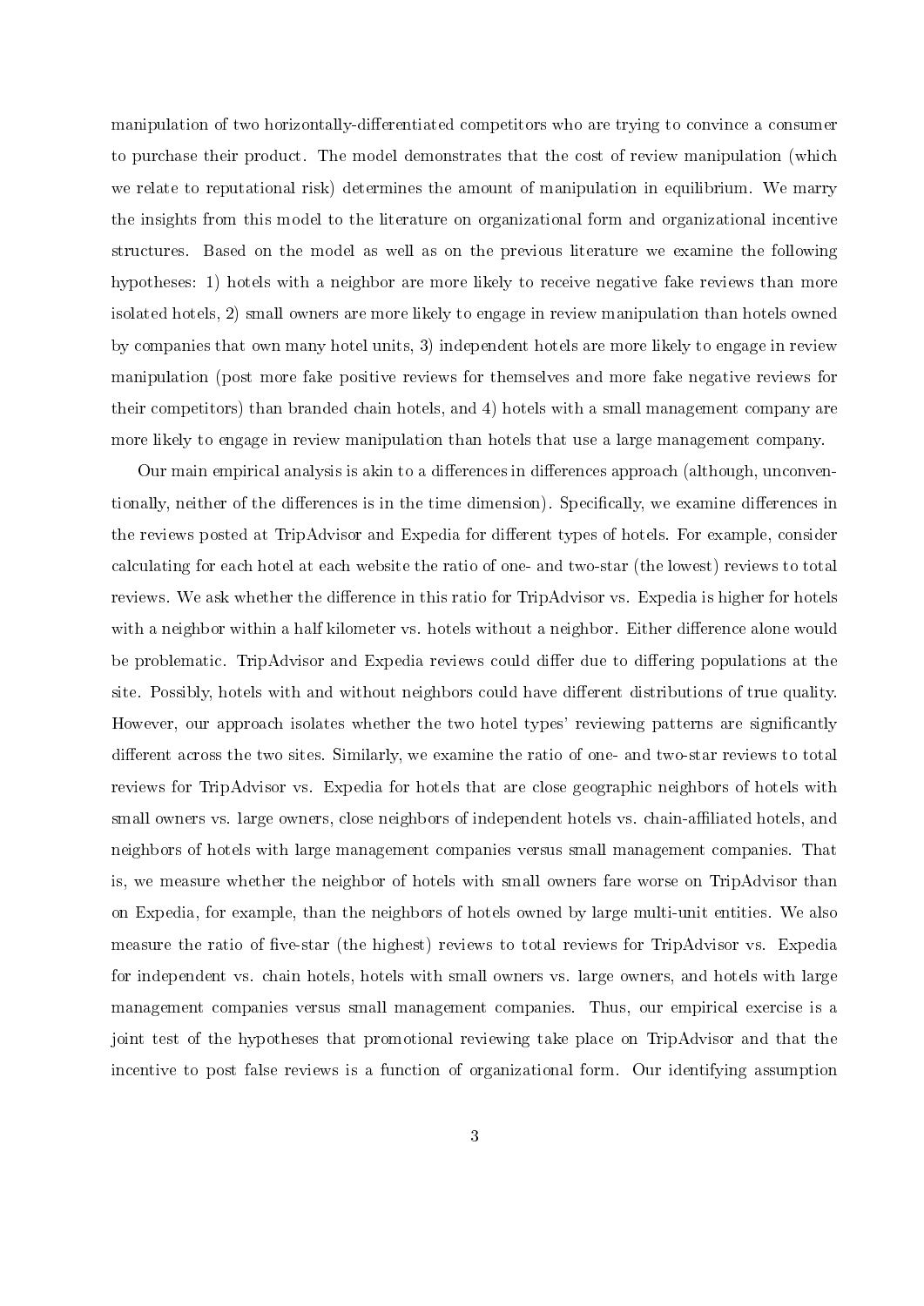manipulation of two horizontally-differentiated competitors who are trying to convince a consumer to purchase their product. The model demonstrates that the cost of review manipulation (which we relate to reputational risk) determines the amount of manipulation in equilibrium. We marry the insights from this model to the literature on organizational form and organizational incentive structures. Based on the model as well as on the previous literature we examine the following hypotheses: 1) hotels with a neighbor are more likely to receive negative fake reviews than more isolated hotels, 2) small owners are more likely to engage in review manipulation than hotels owned by companies that own many hotel units, 3) independent hotels are more likely to engage in review manipulation (post more fake positive reviews for themselves and more fake negative reviews for their competitors) than branded chain hotels, and 4) hotels with a small management company are more likely to engage in review manipulation than hotels that use a large management company.

Our main empirical analysis is akin to a differences in differences approach (although, unconventionally, neither of the differences is in the time dimension). Specifically, we examine differences in the reviews posted at TripAdvisor and Expedia for different types of hotels. For example, consider calculating for each hotel at each website the ratio of one- and two-star (the lowest) reviews to total reviews. We ask whether the difference in this ratio for TripAdvisor vs. Expedia is higher for hotels with a neighbor within a half kilometer vs. hotels without a neighbor. Either difference alone would be problematic. TripAdvisor and Expedia reviews could differ due to differing populations at the site. Possibly, hotels with and without neighbors could have different distributions of true quality. However, our approach isolates whether the two hotel types' reviewing patterns are significantly different across the two sites. Similarly, we examine the ratio of one- and two-star reviews to total reviews for TripAdvisor vs. Expedia for hotels that are close geographic neighbors of hotels with small owners vs. large owners, close neighbors of independent hotels vs. chain-affiliated hotels, and neighbors of hotels with large management companies versus small management companies. That is, we measure whether the neighbor of hotels with small owners fare worse on TripAdvisor than on Expedia, for example, than the neighbors of hotels owned by large multi-unit entities. We also measure the ratio of five-star (the highest) reviews to total reviews for TripAdvisor vs. Expedia for independent vs. chain hotels, hotels with small owners vs. large owners, and hotels with large management companies versus small management companies. Thus, our empirical exercise is a joint test of the hypotheses that promotional reviewing take place on TripAdvisor and that the incentive to post false reviews is a function of organizational form. Our identifying assumption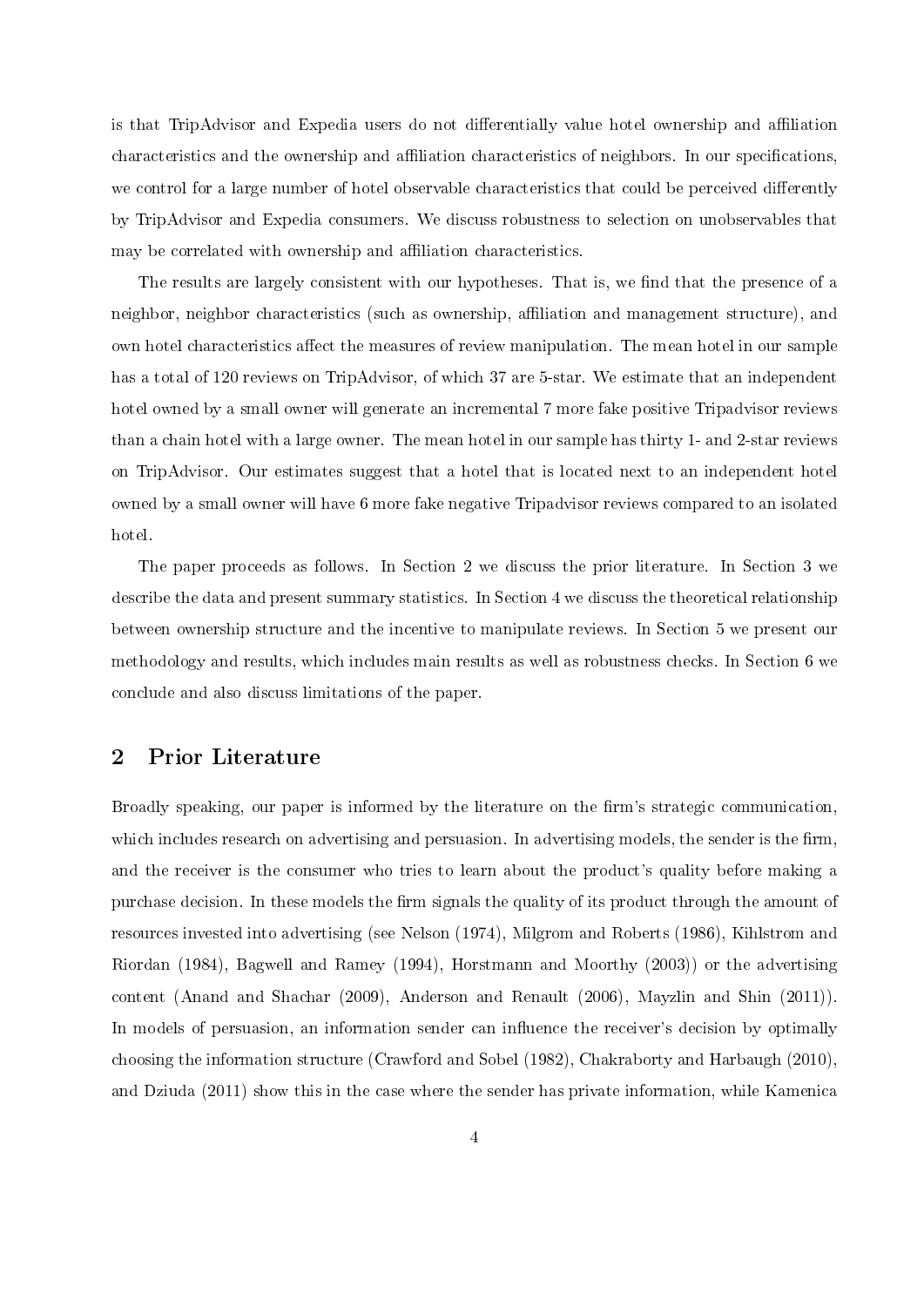is that TripAdvisor and Expedia users do not differentially value hotel ownership and affiliation characteristics and the ownership and affiliation characteristics of neighbors. In our specifications, we control for a large number of hotel observable characteristics that could be perceived differently by TripAdvisor and Expedia consumers. We discuss robustness to selection on unobservables that may be correlated with ownership and affiliation characteristics.

The results are largely consistent with our hypotheses. That is, we find that the presence of a neighbor, neighbor characteristics (such as ownership, affiliation and management structure), and own hotel characteristics affect the measures of review manipulation. The mean hotel in our sample has a total of 120 reviews on TripAdvisor, of which 37 are 5-star. We estimate that an independent hotel owned by a small owner will generate an incremental 7 more fake positive Tripadvisor reviews than a chain hotel with a large owner. The mean hotel in our sample has thirty 1- and 2-star reviews on TripAdvisor. Our estimates suggest that a hotel that is located next to an independent hotel owned by a small owner will have 6 more fake negative Tripadvisor reviews compared to an isolated hotel.

The paper proceeds as follows. In Section 2 we discuss the prior literature. In Section 3 we describe the data and present summary statistics. In Section 4 we discuss the theoretical relationship between ownership structure and the incentive to manipulate reviews. In Section 5 we present our methodology and results, which includes main results as well as robustness checks. In Section 6 we conclude and also discuss limitations of the paper.

## 2 Prior Literature

Broadly speaking, our paper is informed by the literature on the firm's strategic communication, which includes research on advertising and persuasion. In advertising models, the sender is the firm, and the receiver is the consumer who tries to learn about the product's quality before making a purchase decision. In these models the firm signals the quality of its product through the amount of resources invested into advertising (see Nelson (1974), Milgrom and Roberts (1986), Kihlstrom and Riordan (1984), Bagwell and Ramey (1994), Horstmann and Moorthy (2003)) or the advertising content (Anand and Shachar (2009), Anderson and Renault (2006), Mayzlin and Shin (2011)). In models of persuasion, an information sender can influence the receiver's decision by optimally choosing the information structure (Crawford and Sobel (1982), Chakraborty and Harbaugh (2010), and Dziuda (2011) show this in the case where the sender has private information, while Kamenica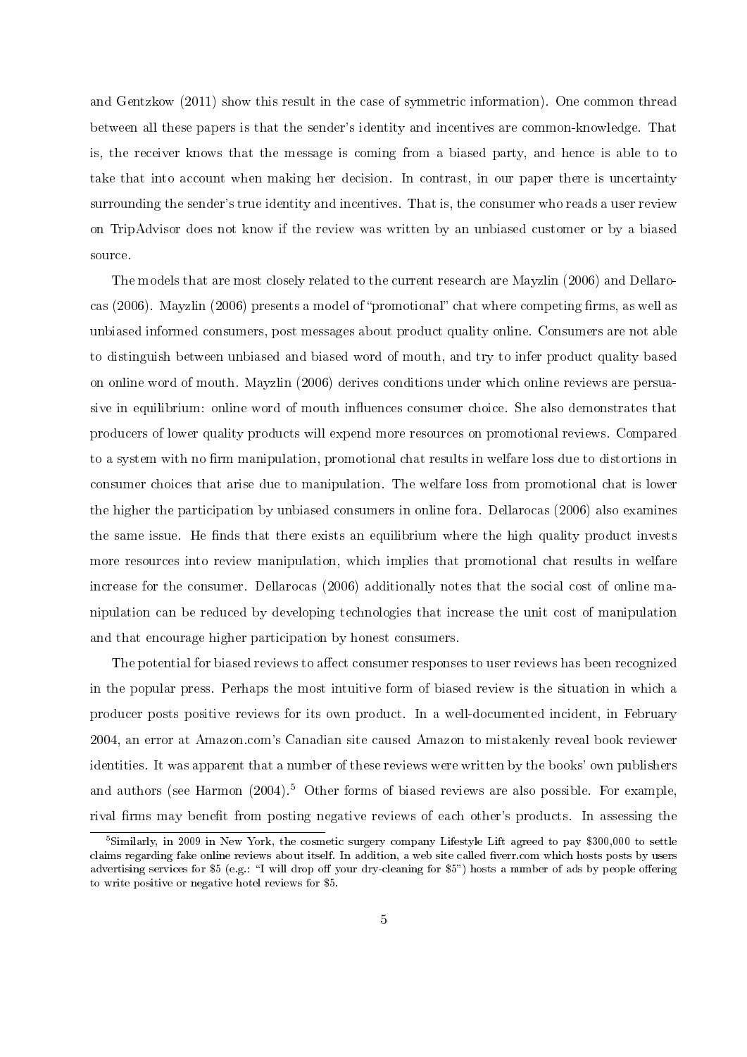and Gentzkow (2011) show this result in the case of symmetric information). One common thread between all these papers is that the sender's identity and incentives are common-knowledge. That is, the receiver knows that the message is coming from a biased party, and hence is able to to take that into account when making her decision. In contrast, in our paper there is uncertainty surrounding the sender's true identity and incentives. That is, the consumer who reads a user review on TripAdvisor does not know if the review was written by an unbiased customer or by a biased source.

The models that are most closely related to the current research are Mayzlin (2006) and Dellarocas (2006). Mayzlin (2006) presents a model of "promotional" chat where competing firms, as well as unbiased informed consumers, post messages about product quality online. Consumers are not able to distinguish between unbiased and biased word of mouth, and try to infer product quality based on online word of mouth. Mayzlin (2006) derives conditions under which online reviews are persuasive in equilibrium: online word of mouth influences consumer choice. She also demonstrates that producers of lower quality products will expend more resources on promotional reviews. Compared to a system with no firm manipulation, promotional chat results in welfare loss due to distortions in consumer choices that arise due to manipulation. The welfare loss from promotional chat is lower the higher the participation by unbiased consumers in online fora. Dellarocas (2006) also examines the same issue. He finds that there exists an equilibrium where the high quality product invests more resources into review manipulation, which implies that promotional chat results in welfare increase for the consumer. Dellarocas (2006) additionally notes that the social cost of online manipulation can be reduced by developing technologies that increase the unit cost of manipulation and that encourage higher participation by honest consumers.

The potential for biased reviews to affect consumer responses to user reviews has been recognized in the popular press. Perhaps the most intuitive form of biased review is the situation in which a producer posts positive reviews for its own product. In a well-documented incident, in February 2004, an error at Amazon.com's Canadian site caused Amazon to mistakenly reveal book reviewer identities. It was apparent that a number of these reviews were written by the books' own publishers and authors (see Harmon (2004).[5] Other forms of biased reviews are also possible. For example, rival firms may benefit from posting negative reviews of each other's products. In assessing the

[5]Similarly, in 2009 in New York, the cosmetic surgery company Lifestyle Lift agreed to pay $300,000 to settle claims regarding fake online reviews about itself. In addition, a web site called fiverr.com which hosts posts by users advertising services for $5 (e.g.: "I will drop off your dry-cleaning for $5") hosts a number of ads by people offering to write positive or negative hotel reviews for $5.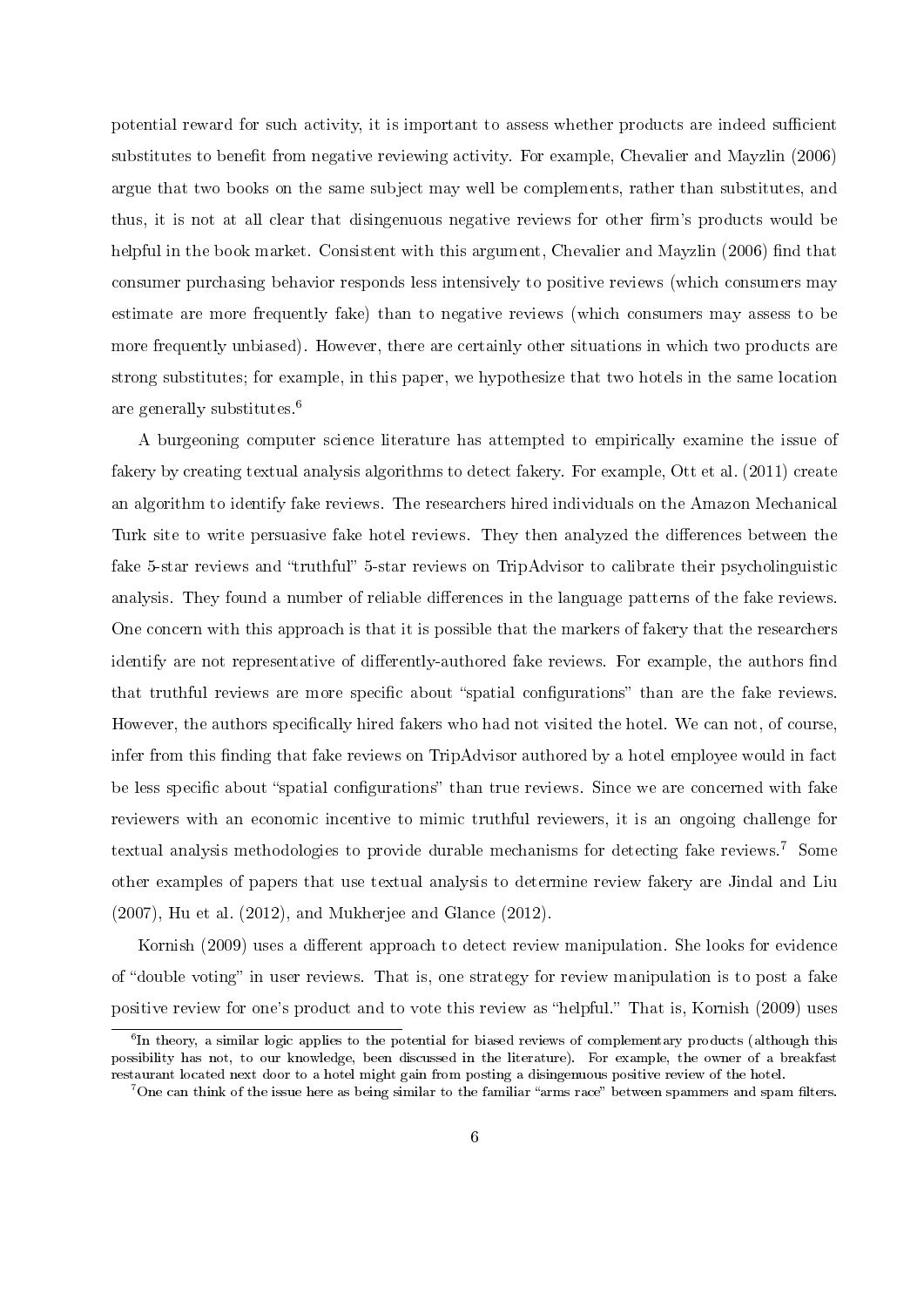potential reward for such activity, it is important to assess whether products are indeed sufficient substitutes to benefit from negative reviewing activity. For example, Chevalier and Mayzlin (2006) argue that two books on the same subject may well be complements, rather than substitutes, and thus, it is not at all clear that disingenuous negative reviews for other firm's products would be helpful in the book market. Consistent with this argument, Chevalier and Mayzlin (2006) find that consumer purchasing behavior responds less intensively to positive reviews (which consumers may estimate are more frequently fake) than to negative reviews (which consumers may assess to be more frequently unbiased). However, there are certainly other situations in which two products are strong substitutes; for example, in this paper, we hypothesize that two hotels in the same location are generally substitutes.[6]

A burgeoning computer science literature has attempted to empirically examine the issue of fakery by creating textual analysis algorithms to detect fakery. For example, Ott et al. (2011) create an algorithm to identify fake reviews. The researchers hired individuals on the Amazon Mechanical Turk site to write persuasive fake hotel reviews. They then analyzed the differences between the fake 5-star reviews and "truthful" 5-star reviews on TripAdvisor to calibrate their psycholinguistic analysis. They found a number of reliable differences in the language patterns of the fake reviews. One concern with this approach is that it is possible that the markers of fakery that the researchers identify are not representative of differently-authored fake reviews. For example, the authors find that truthful reviews are more specific about "spatial configurations" than are the fake reviews. However, the authors specifically hired fakers who had not visited the hotel. We can not, of course, infer from this finding that fake reviews on TripAdvisor authored by a hotel employee would in fact be less specific about "spatial configurations" than true reviews. Since we are concerned with fake reviewers with an economic incentive to mimic truthful reviewers, it is an ongoing challenge for textual analysis methodologies to provide durable mechanisms for detecting fake reviews.[7] Some other examples of papers that use textual analysis to determine review fakery are Jindal and Liu (2007), Hu et al. (2012), and Mukherjee and Glance (2012).

Kornish (2009) uses a different approach to detect review manipulation. She looks for evidence of "double voting" in user reviews. That is, one strategy for review manipulation is to post a fake positive review for one's product and to vote this review as "helpful." That is, Kornish (2009) uses

[6] In theory, a similar logic applies to the potential for biased reviews of complementary products (although this possibility has not, to our knowledge, been discussed in the literature). For example, the owner of a breakfast restaurant located next door to a hotel might gain from posting a disingenuous positive review of the hotel.

[7] One can think of the issue here as being similar to the familiar "arms race" between spammers and spam filters.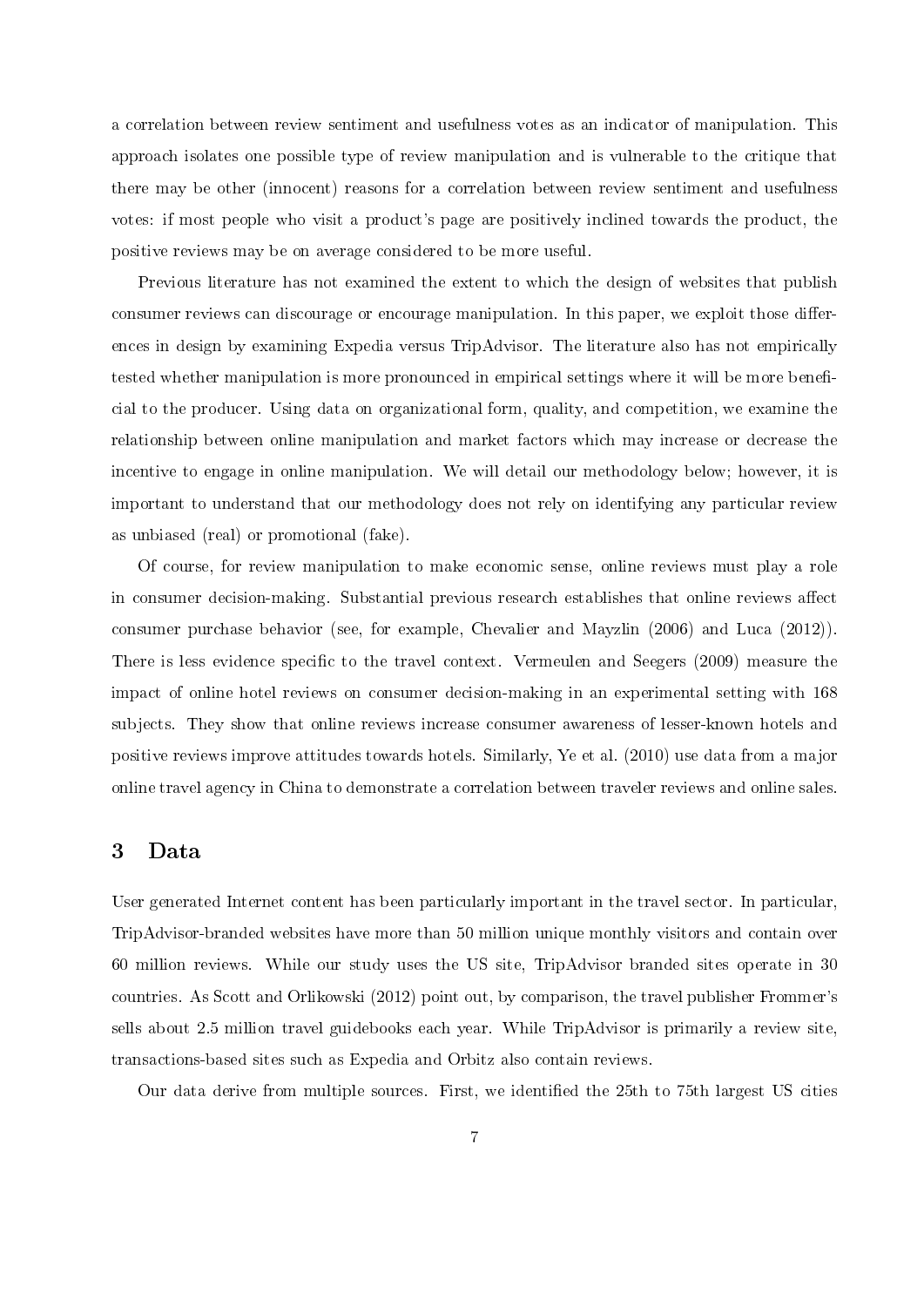a correlation between review sentiment and usefulness votes as an indicator of manipulation. This approach isolates one possible type of review manipulation and is vulnerable to the critique that there may be other (innocent) reasons for a correlation between review sentiment and usefulness votes: if most people who visit a product's page are positively inclined towards the product, the positive reviews may be on average considered to be more useful.

Previous literature has not examined the extent to which the design of websites that publish consumer reviews can discourage or encourage manipulation. In this paper, we exploit those differences in design by examining Expedia versus TripAdvisor. The literature also has not empirically tested whether manipulation is more pronounced in empirical settings where it will be more beneficial to the producer. Using data on organizational form, quality, and competition, we examine the relationship between online manipulation and market factors which may increase or decrease the incentive to engage in online manipulation. We will detail our methodology below; however, it is important to understand that our methodology does not rely on identifying any particular review as unbiased (real) or promotional (fake).

Of course, for review manipulation to make economic sense, online reviews must play a role in consumer decision-making. Substantial previous research establishes that online reviews affect consumer purchase behavior (see, for example, Chevalier and Mayzlin (2006) and Luca (2012)). There is less evidence specific to the travel context. Vermeulen and Seegers (2009) measure the impact of online hotel reviews on consumer decision-making in an experimental setting with 168 subjects. They show that online reviews increase consumer awareness of lesser-known hotels and positive reviews improve attitudes towards hotels. Similarly, Ye et al. (2010) use data from a major online travel agency in China to demonstrate a correlation between traveler reviews and online sales.

## 3 Data

User generated Internet content has been particularly important in the travel sector. In particular, TripAdvisor-branded websites have more than 50 million unique monthly visitors and contain over 60 million reviews. While our study uses the US site, TripAdvisor branded sites operate in 30 countries. As Scott and Orlikowski (2012) point out, by comparison, the travel publisher Frommer's sells about 2.5 million travel guidebooks each year. While TripAdvisor is primarily a review site, transactions-based sites such as Expedia and Orbitz also contain reviews.

Our data derive from multiple sources. First, we identified the 25th to 75th largest US cities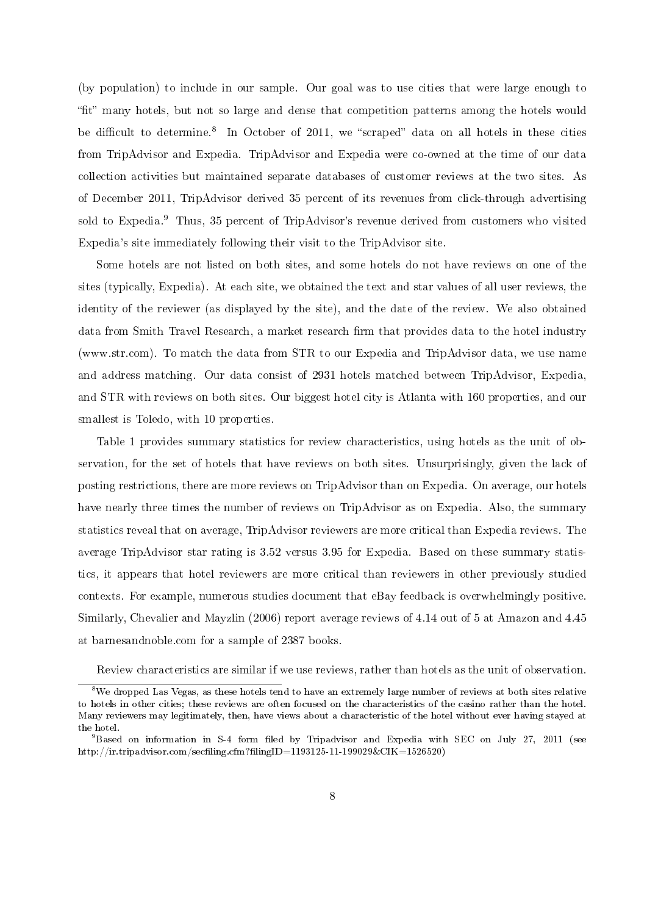(by population) to include in our sample. Our goal was to use cities that were large enough to "fit" many hotels, but not so large and dense that competition patterns among the hotels would be difficult to determine.[8] In October of 2011, we "scraped" data on all hotels in these cities from TripAdvisor and Expedia. TripAdvisor and Expedia were co-owned at the time of our data collection activities but maintained separate databases of customer reviews at the two sites. As of December 2011, TripAdvisor derived 35 percent of its revenues from click-through advertising sold to Expedia.[9] Thus, 35 percent of TripAdvisor's revenue derived from customers who visited Expedia's site immediately following their visit to the TripAdvisor site.

Some hotels are not listed on both sites, and some hotels do not have reviews on one of the sites (typically, Expedia). At each site, we obtained the text and star values of all user reviews, the identity of the reviewer (as displayed by the site), and the date of the review. We also obtained data from Smith Travel Research, a market research firm that provides data to the hotel industry (www.str.com). To match the data from STR to our Expedia and TripAdvisor data, we use name and address matching. Our data consist of 2931 hotels matched between TripAdvisor, Expedia, and STR with reviews on both sites. Our biggest hotel city is Atlanta with 160 properties, and our smallest is Toledo, with 10 properties.

Table 1 provides summary statistics for review characteristics, using hotels as the unit of observation, for the set of hotels that have reviews on both sites. Unsurprisingly, given the lack of posting restrictions, there are more reviews on TripAdvisor than on Expedia. On average, our hotels have nearly three times the number of reviews on TripAdvisor as on Expedia. Also, the summary statistics reveal that on average, TripAdvisor reviewers are more critical than Expedia reviews. The average TripAdvisor star rating is 3.52 versus 3.95 for Expedia. Based on these summary statistics, it appears that hotel reviewers are more critical than reviewers in other previously studied contexts. For example, numerous studies document that eBay feedback is overwhelmingly positive. Similarly, Chevalier and Mayzlin (2006) report average reviews of 4.14 out of 5 at Amazon and 4.45 at barnesandnoble.com for a sample of 2387 books.

Review characteristics are similar if we use reviews, rather than hotels as the unit of observation.

---

[8] We dropped Las Vegas, as these hotels tend to have an extremely large number of reviews at both sites relative to hotels in other cities; these reviews are often focused on the characteristics of the casino rather than the hotel. Many reviewers may legitimately, then, have views about a characteristic of the hotel without ever having stayed at the hotel.

[9] Based on information in S-4 form filed by Tripadvisor and Expedia with SEC on July 27, 2011 (see http://ir.tripadvisor.com/secfiling.cfm?filingID=1193125-11-199029&CIK=1526520)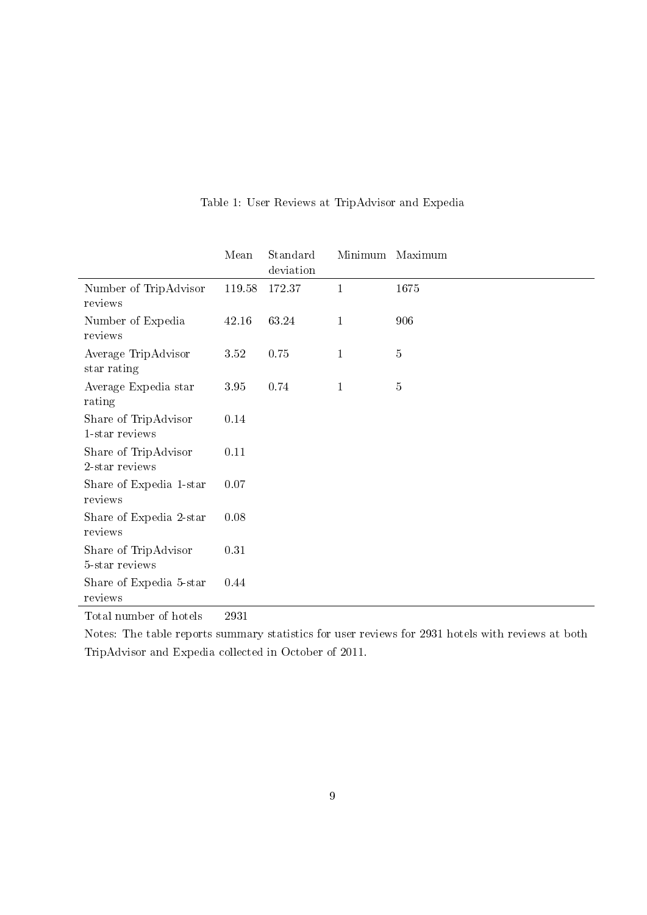Table 1: User Reviews at TripAdvisor and Expedia

| | Mean | Standard deviation | Minimum | Maximum |
|---|---|---|---|---|
| Number of TripAdvisor reviews | 119.58 | 172.37 | 1 | 1675 |
| Number of Expedia reviews | 42.16 | 63.24 | 1 | 906 |
| Average TripAdvisor star rating | 3.52 | 0.75 | 1 | 5 |
| Average Expedia star rating | 3.95 | 0.74 | 1 | 5 |
| Share of TripAdvisor 1-star reviews | 0.14 | | | |
| Share of TripAdvisor 2-star reviews | 0.11 | | | |
| Share of Expedia 1-star reviews | 0.07 | | | |
| Share of Expedia 2-star reviews | 0.08 | | | |
| Share of TripAdvisor 5-star reviews | 0.31 | | | |
| Share of Expedia 5-star reviews | 0.44 | | | |
| Total number of hotels | 2931 | | | |

Notes: The table reports summary statistics for user reviews for 2931 hotels with reviews at both TripAdvisor and Expedia collected in October of 2011.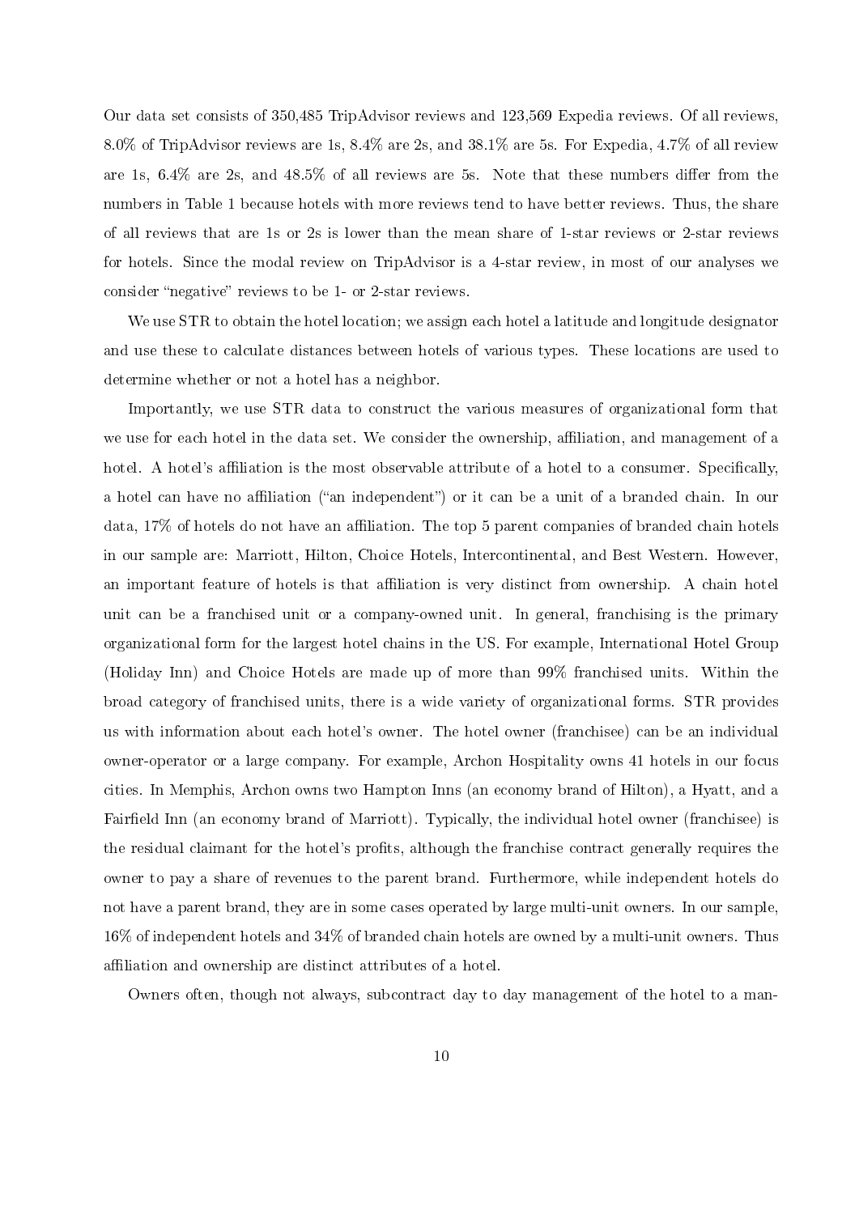Our data set consists of 350,485 TripAdvisor reviews and 123,569 Expedia reviews. Of all reviews, 8.0% of TripAdvisor reviews are 1s, 8.4% are 2s, and 38.1% are 5s. For Expedia, 4.7% of all review are 1s, 6.4% are 2s, and 48.5% of all reviews are 5s. Note that these numbers differ from the numbers in Table 1 because hotels with more reviews tend to have better reviews. Thus, the share of all reviews that are 1s or 2s is lower than the mean share of 1-star reviews or 2-star reviews for hotels. Since the modal review on TripAdvisor is a 4-star review, in most of our analyses we consider "negative" reviews to be 1- or 2-star reviews.

We use STR to obtain the hotel location; we assign each hotel a latitude and longitude designator and use these to calculate distances between hotels of various types. These locations are used to determine whether or not a hotel has a neighbor.

Importantly, we use STR data to construct the various measures of organizational form that we use for each hotel in the data set. We consider the ownership, affiliation, and management of a hotel. A hotel's affiliation is the most observable attribute of a hotel to a consumer. Specifically, a hotel can have no affiliation ("an independent") or it can be a unit of a branded chain. In our data, 17% of hotels do not have an affiliation. The top 5 parent companies of branded chain hotels in our sample are: Marriott, Hilton, Choice Hotels, Intercontinental, and Best Western. However, an important feature of hotels is that affiliation is very distinct from ownership. A chain hotel unit can be a franchised unit or a company-owned unit. In general, franchising is the primary organizational form for the largest hotel chains in the US. For example, International Hotel Group (Holiday Inn) and Choice Hotels are made up of more than 99% franchised units. Within the broad category of franchised units, there is a wide variety of organizational forms. STR provides us with information about each hotel's owner. The hotel owner (franchisee) can be an individual owner-operator or a large company. For example, Archon Hospitality owns 41 hotels in our focus cities. In Memphis, Archon owns two Hampton Inns (an economy brand of Hilton), a Hyatt, and a Fairfield Inn (an economy brand of Marriott). Typically, the individual hotel owner (franchisee) is the residual claimant for the hotel's profits, although the franchise contract generally requires the owner to pay a share of revenues to the parent brand. Furthermore, while independent hotels do not have a parent brand, they are in some cases operated by large multi-unit owners. In our sample, 16% of independent hotels and 34% of branded chain hotels are owned by a multi-unit owners. Thus affiliation and ownership are distinct attributes of a hotel.

Owners often, though not always, subcontract day to day management of the hotel to a man-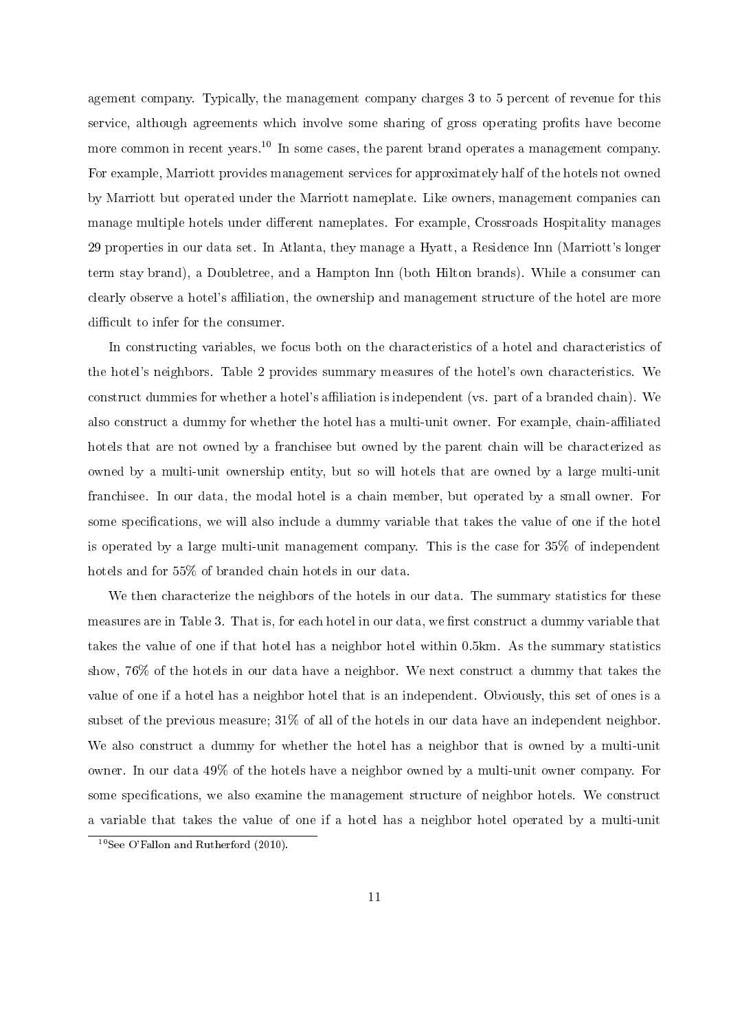agement company. Typically, the management company charges 3 to 5 percent of revenue for this service, although agreements which involve some sharing of gross operating profits have become more common in recent years.[10] In some cases, the parent brand operates a management company. For example, Marriott provides management services for approximately half of the hotels not owned by Marriott but operated under the Marriott nameplate. Like owners, management companies can manage multiple hotels under different nameplates. For example, Crossroads Hospitality manages 29 properties in our data set. In Atlanta, they manage a Hyatt, a Residence Inn (Marriott's longer term stay brand), a Doubletree, and a Hampton Inn (both Hilton brands). While a consumer can clearly observe a hotel's affiliation, the ownership and management structure of the hotel are more difficult to infer for the consumer.

In constructing variables, we focus both on the characteristics of a hotel and characteristics of the hotel's neighbors. Table 2 provides summary measures of the hotel's own characteristics. We construct dummies for whether a hotel's affiliation is independent (vs. part of a branded chain). We also construct a dummy for whether the hotel has a multi-unit owner. For example, chain-affiliated hotels that are not owned by a franchisee but owned by the parent chain will be characterized as owned by a multi-unit ownership entity, but so will hotels that are owned by a large multi-unit franchisee. In our data, the modal hotel is a chain member, but operated by a small owner. For some specifications, we will also include a dummy variable that takes the value of one if the hotel is operated by a large multi-unit management company. This is the case for 35% of independent hotels and for 55% of branded chain hotels in our data.

We then characterize the neighbors of the hotels in our data. The summary statistics for these measures are in Table 3. That is, for each hotel in our data, we first construct a dummy variable that takes the value of one if that hotel has a neighbor hotel within 0.5km. As the summary statistics show, 76% of the hotels in our data have a neighbor. We next construct a dummy that takes the value of one if a hotel has a neighbor hotel that is an independent. Obviously, this set of ones is a subset of the previous measure; 31% of all of the hotels in our data have an independent neighbor. We also construct a dummy for whether the hotel has a neighbor that is owned by a multi-unit owner. In our data 49% of the hotels have a neighbor owned by a multi-unit owner company. For some specifications, we also examine the management structure of neighbor hotels. We construct a variable that takes the value of one if a hotel has a neighbor hotel operated by a multi-unit

[10] See O'Fallon and Rutherford (2010).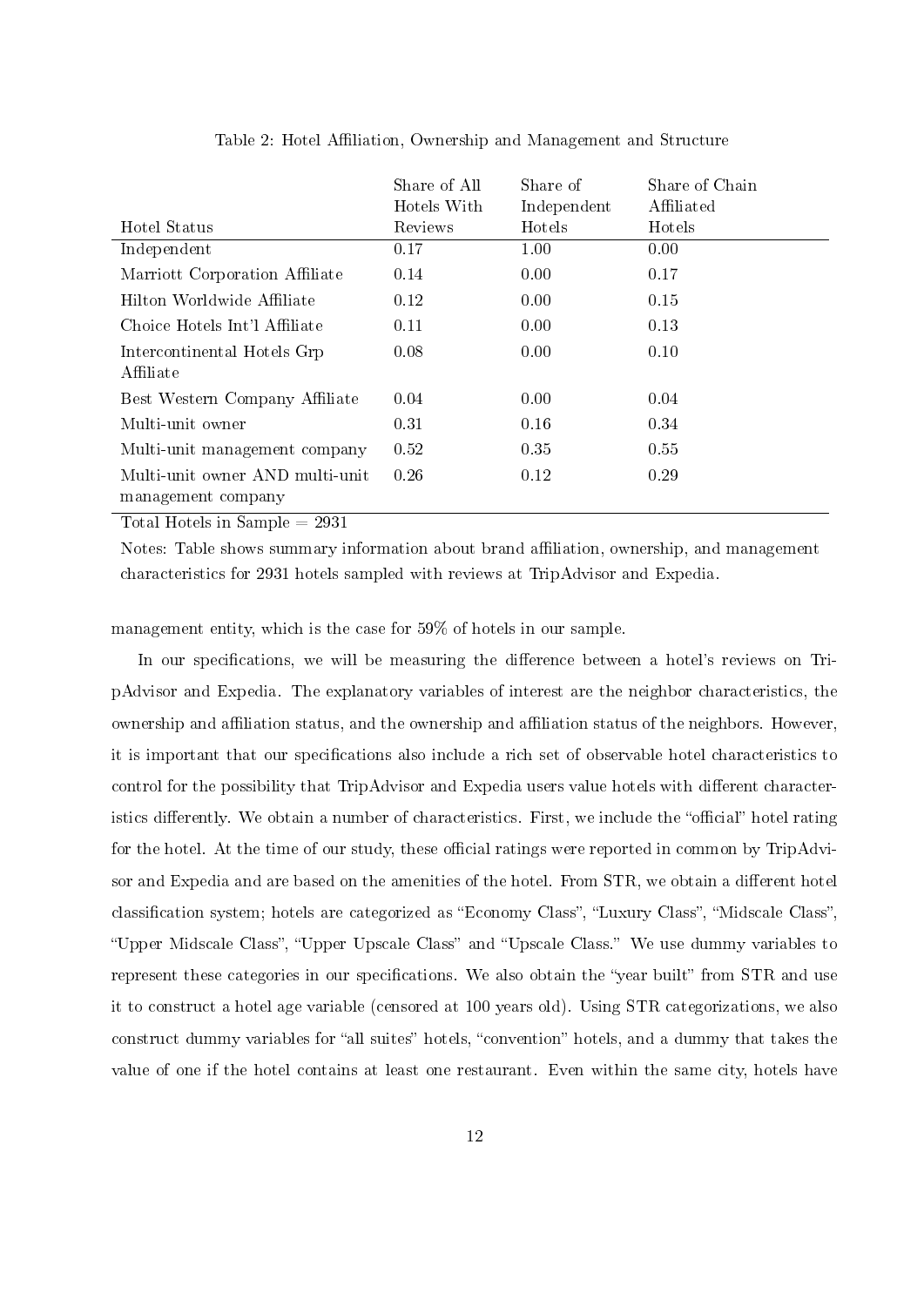Table 2: Hotel Affiliation, Ownership and Management and Structure

| Hotel Status | Share of All Hotels With Reviews | Share of Independent Hotels | Share of Chain Affiliated Hotels |
|---|---|---|---|
| Independent | 0.17 | 1.00 | 0.00 |
| Marriott Corporation Affiliate | 0.14 | 0.00 | 0.17 |
| Hilton Worldwide Affiliate | 0.12 | 0.00 | 0.15 |
| Choice Hotels Int'l Affiliate | 0.11 | 0.00 | 0.13 |
| Intercontinental Hotels Grp Affiliate | 0.08 | 0.00 | 0.10 |
| Best Western Company Affiliate | 0.04 | 0.00 | 0.04 |
| Multi-unit owner | 0.31 | 0.16 | 0.34 |
| Multi-unit management company | 0.52 | 0.35 | 0.55 |
| Multi-unit owner AND multi-unit management company | 0.26 | 0.12 | 0.29 |

Total Hotels in Sample = 2931

Notes: Table shows summary information about brand affiliation, ownership, and management characteristics for 2931 hotels sampled with reviews at TripAdvisor and Expedia.

management entity, which is the case for 59% of hotels in our sample.

In our specifications, we will be measuring the difference between a hotel's reviews on TripAdvisor and Expedia. The explanatory variables of interest are the neighbor characteristics, the ownership and affiliation status, and the ownership and affiliation status of the neighbors. However, it is important that our specifications also include a rich set of observable hotel characteristics to control for the possibility that TripAdvisor and Expedia users value hotels with different characteristics differently. We obtain a number of characteristics. First, we include the "official" hotel rating for the hotel. At the time of our study, these official ratings were reported in common by TripAdvisor and Expedia and are based on the amenities of the hotel. From STR, we obtain a different hotel classification system; hotels are categorized as "Economy Class", "Luxury Class", "Midscale Class", "Upper Midscale Class", "Upper Upscale Class" and "Upscale Class." We use dummy variables to represent these categories in our specifications. We also obtain the "year built" from STR and use it to construct a hotel age variable (censored at 100 years old). Using STR categorizations, we also construct dummy variables for "all suites" hotels, "convention" hotels, and a dummy that takes the value of one if the hotel contains at least one restaurant. Even within the same city, hotels have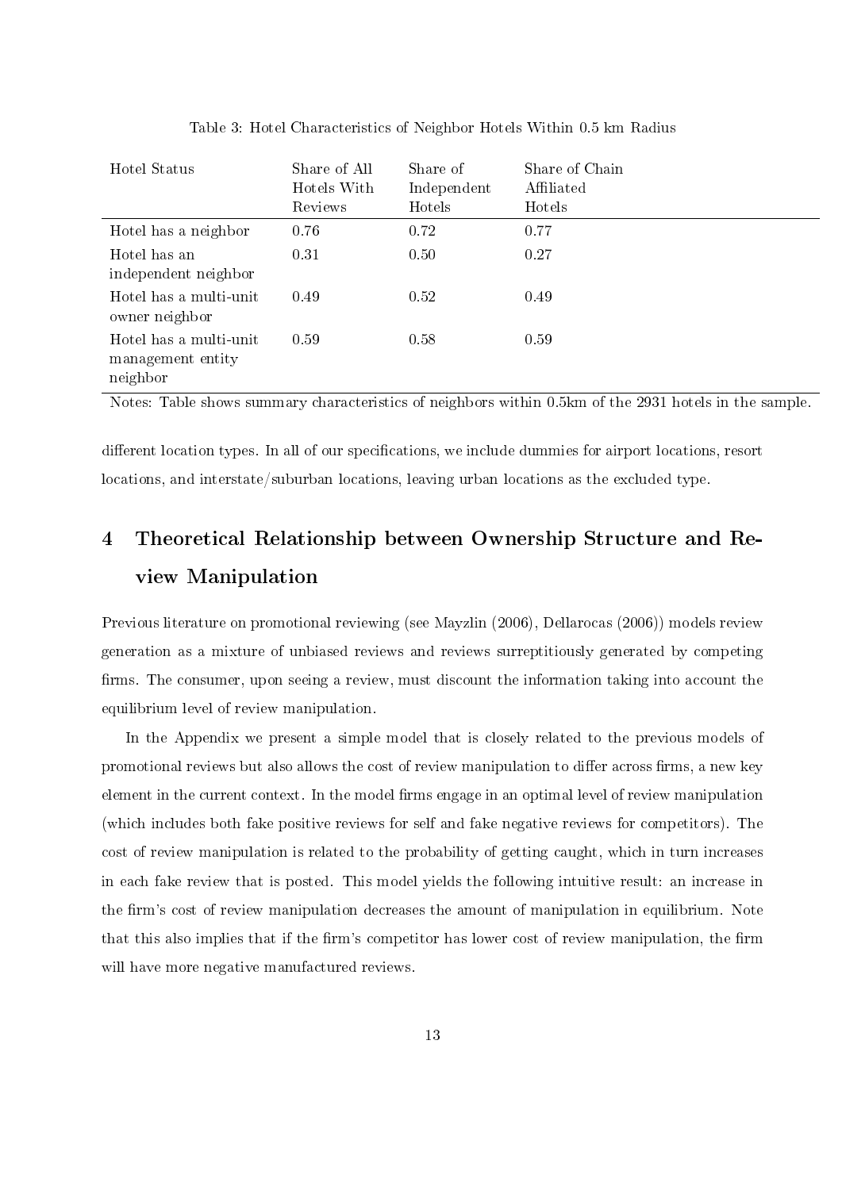Table 3: Hotel Characteristics of Neighbor Hotels Within 0.5 km Radius

| Hotel Status | Share of All Hotels With Reviews | Share of Independent Hotels | Share of Chain Affiliated Hotels |
|---|---|---|---|
| Hotel has a neighbor | 0.76 | 0.72 | 0.77 |
| Hotel has an independent neighbor | 0.31 | 0.50 | 0.27 |
| Hotel has a multi-unit owner neighbor | 0.49 | 0.52 | 0.49 |
| Hotel has a multi-unit management entity neighbor | 0.59 | 0.58 | 0.59 |

Notes: Table shows summary characteristics of neighbors within 0.5km of the 2931 hotels in the sample.

different location types. In all of our specifications, we include dummies for airport locations, resort locations, and interstate/suburban locations, leaving urban locations as the excluded type.

# 4 Theoretical Relationship between Ownership Structure and Review Manipulation

Previous literature on promotional reviewing (see Mayzlin (2006), Dellarocas (2006)) models review generation as a mixture of unbiased reviews and reviews surreptitiously generated by competing firms. The consumer, upon seeing a review, must discount the information taking into account the equilibrium level of review manipulation.

In the Appendix we present a simple model that is closely related to the previous models of promotional reviews but also allows the cost of review manipulation to differ across firms, a new key element in the current context. In the model firms engage in an optimal level of review manipulation (which includes both fake positive reviews for self and fake negative reviews for competitors). The cost of review manipulation is related to the probability of getting caught, which in turn increases in each fake review that is posted. This model yields the following intuitive result: an increase in the firm's cost of review manipulation decreases the amount of manipulation in equilibrium. Note that this also implies that if the firm's competitor has lower cost of review manipulation, the firm will have more negative manufactured reviews.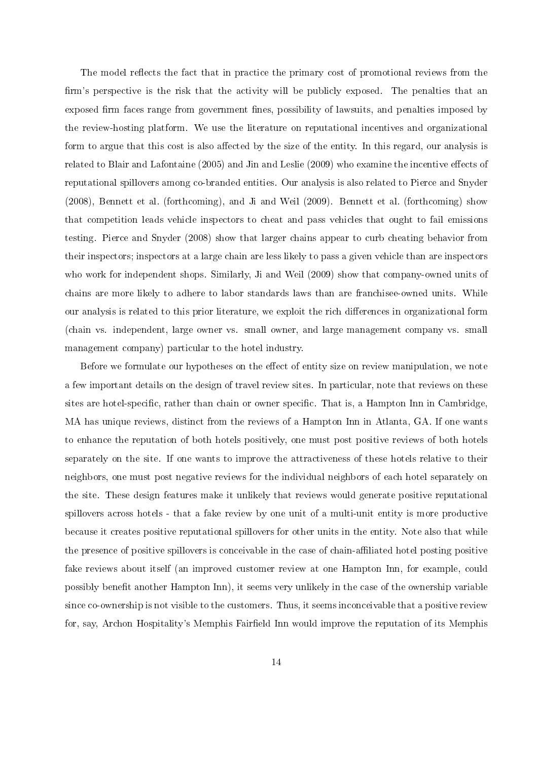The model reflects the fact that in practice the primary cost of promotional reviews from the firm's perspective is the risk that the activity will be publicly exposed. The penalties that an exposed firm faces range from government fines, possibility of lawsuits, and penalties imposed by the review-hosting platform. We use the literature on reputational incentives and organizational form to argue that this cost is also affected by the size of the entity. In this regard, our analysis is related to Blair and Lafontaine (2005) and Jin and Leslie (2009) who examine the incentive effects of reputational spillovers among co-branded entities. Our analysis is also related to Pierce and Snyder (2008), Bennett et al. (forthcoming), and Ji and Weil (2009). Bennett et al. (forthcoming) show that competition leads vehicle inspectors to cheat and pass vehicles that ought to fail emissions testing. Pierce and Snyder (2008) show that larger chains appear to curb cheating behavior from their inspectors; inspectors at a large chain are less likely to pass a given vehicle than are inspectors who work for independent shops. Similarly, Ji and Weil (2009) show that company-owned units of chains are more likely to adhere to labor standards laws than are franchisee-owned units. While our analysis is related to this prior literature, we exploit the rich differences in organizational form (chain vs. independent, large owner vs. small owner, and large management company vs. small management company) particular to the hotel industry.

Before we formulate our hypotheses on the effect of entity size on review manipulation, we note a few important details on the design of travel review sites. In particular, note that reviews on these sites are hotel-specific, rather than chain or owner specific. That is, a Hampton Inn in Cambridge, MA has unique reviews, distinct from the reviews of a Hampton Inn in Atlanta, GA. If one wants to enhance the reputation of both hotels positively, one must post positive reviews of both hotels separately on the site. If one wants to improve the attractiveness of these hotels relative to their neighbors, one must post negative reviews for the individual neighbors of each hotel separately on the site. These design features make it unlikely that reviews would generate positive reputational spillovers across hotels - that a fake review by one unit of a multi-unit entity is more productive because it creates positive reputational spillovers for other units in the entity. Note also that while the presence of positive spillovers is conceivable in the case of chain-affiliated hotel posting positive fake reviews about itself (an improved customer review at one Hampton Inn, for example, could possibly benefit another Hampton Inn), it seems very unlikely in the case of the ownership variable since co-ownership is not visible to the customers. Thus, it seems inconceivable that a positive review for, say, Archon Hospitality's Memphis Fairfield Inn would improve the reputation of its Memphis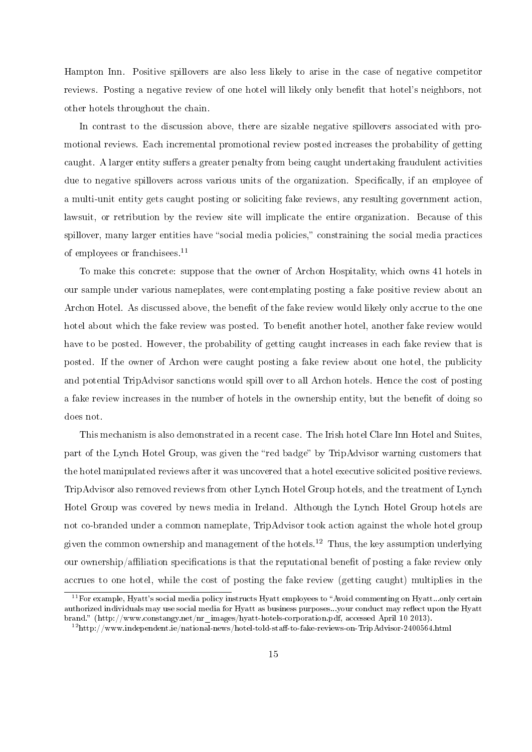Hampton Inn. Positive spillovers are also less likely to arise in the case of negative competitor reviews. Posting a negative review of one hotel will likely only benefit that hotel's neighbors, not other hotels throughout the chain.

In contrast to the discussion above, there are sizable negative spillovers associated with promotional reviews. Each incremental promotional review posted increases the probability of getting caught. A larger entity suffers a greater penalty from being caught undertaking fraudulent activities due to negative spillovers across various units of the organization. Specifically, if an employee of a multi-unit entity gets caught posting or soliciting fake reviews, any resulting government action, lawsuit, or retribution by the review site will implicate the entire organization. Because of this spillover, many larger entities have "social media policies," constraining the social media practices of employees or franchisees.[11]

To make this concrete: suppose that the owner of Archon Hospitality, which owns 41 hotels in our sample under various nameplates, were contemplating posting a fake positive review about an Archon Hotel. As discussed above, the benefit of the fake review would likely only accrue to the one hotel about which the fake review was posted. To benefit another hotel, another fake review would have to be posted. However, the probability of getting caught increases in each fake review that is posted. If the owner of Archon were caught posting a fake review about one hotel, the publicity and potential TripAdvisor sanctions would spill over to all Archon hotels. Hence the cost of posting a fake review increases in the number of hotels in the ownership entity, but the benefit of doing so does not.

This mechanism is also demonstrated in a recent case. The Irish hotel Clare Inn Hotel and Suites, part of the Lynch Hotel Group, was given the "red badge" by TripAdvisor warning customers that the hotel manipulated reviews after it was uncovered that a hotel executive solicited positive reviews. TripAdvisor also removed reviews from other Lynch Hotel Group hotels, and the treatment of Lynch Hotel Group was covered by news media in Ireland. Although the Lynch Hotel Group hotels are not co-branded under a common nameplate, TripAdvisor took action against the whole hotel group given the common ownership and management of the hotels.[12] Thus, the key assumption underlying our ownership/affiliation specifications is that the reputational benefit of posting a fake review only accrues to one hotel, while the cost of posting the fake review (getting caught) multiplies in the

[11] For example, Hyatt's social media policy instructs Hyatt employees to "Avoid commenting on Hyatt...only certain authorized individuals may use social media for Hyatt as business purposes...your conduct may reflect upon the Hyatt brand." (http://www.constangy.net/nr_images/hyatt-hotels-corporation.pdf, accessed April 10 2013).

[12] http://www.independent.ie/national-news/hotel-told-staff-to-fake-reviews-on-TripAdvisor-2400564.html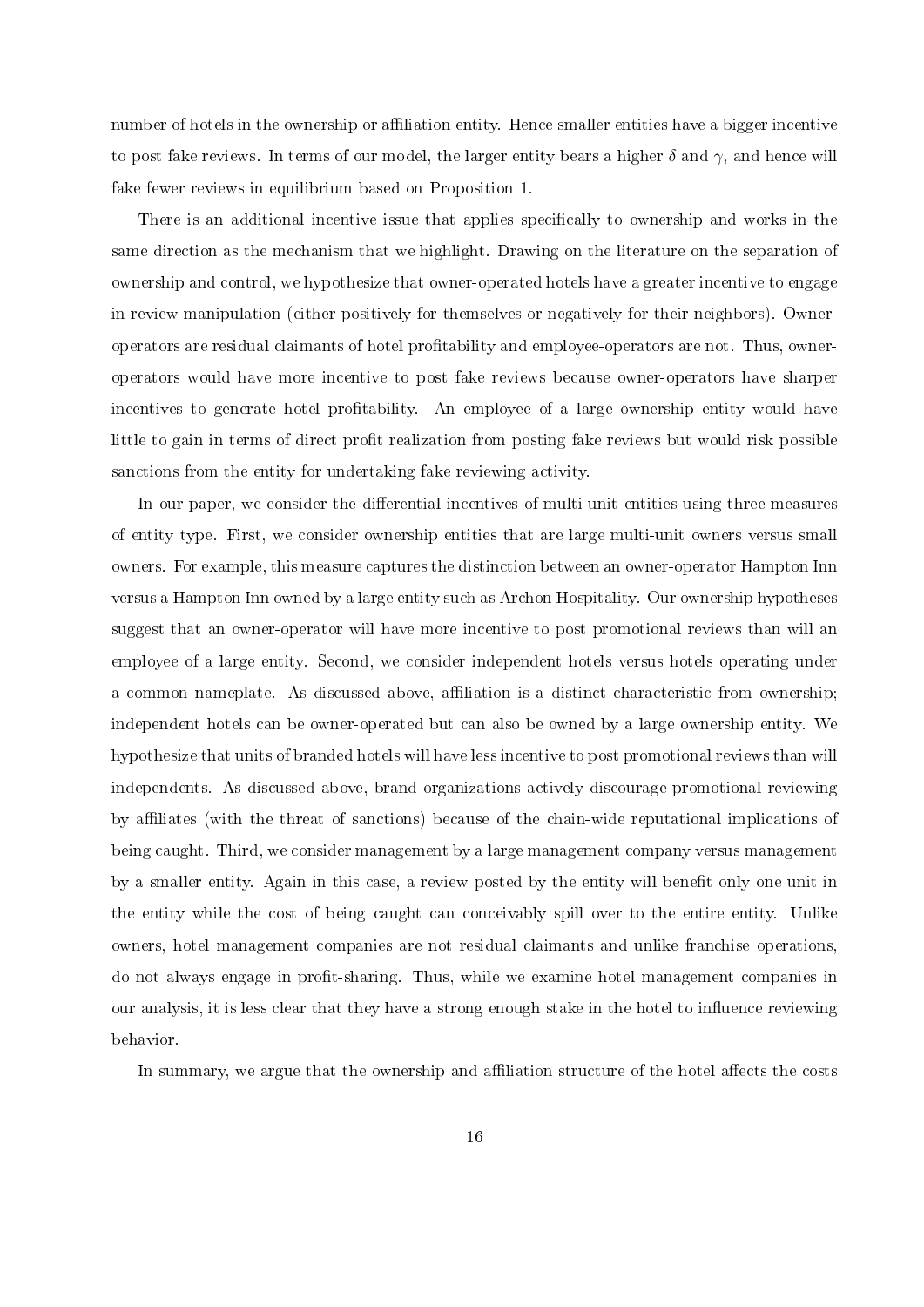number of hotels in the ownership or affiliation entity. Hence smaller entities have a bigger incentive to post fake reviews. In terms of our model, the larger entity bears a higher $\delta$ and $\gamma$, and hence will fake fewer reviews in equilibrium based on Proposition 1.

There is an additional incentive issue that applies specifically to ownership and works in the same direction as the mechanism that we highlight. Drawing on the literature on the separation of ownership and control, we hypothesize that owner-operated hotels have a greater incentive to engage in review manipulation (either positively for themselves or negatively for their neighbors). Owner-operators are residual claimants of hotel profitability and employee-operators are not. Thus, owner-operators would have more incentive to post fake reviews because owner-operators have sharper incentives to generate hotel profitability. An employee of a large ownership entity would have little to gain in terms of direct profit realization from posting fake reviews but would risk possible sanctions from the entity for undertaking fake reviewing activity.

In our paper, we consider the differential incentives of multi-unit entities using three measures of entity type. First, we consider ownership entities that are large multi-unit owners versus small owners. For example, this measure captures the distinction between an owner-operator Hampton Inn versus a Hampton Inn owned by a large entity such as Archon Hospitality. Our ownership hypotheses suggest that an owner-operator will have more incentive to post promotional reviews than will an employee of a large entity. Second, we consider independent hotels versus hotels operating under a common nameplate. As discussed above, affiliation is a distinct characteristic from ownership; independent hotels can be owner-operated but can also be owned by a large ownership entity. We hypothesize that units of branded hotels will have less incentive to post promotional reviews than will independents. As discussed above, brand organizations actively discourage promotional reviewing by affiliates (with the threat of sanctions) because of the chain-wide reputational implications of being caught. Third, we consider management by a large management company versus management by a smaller entity. Again in this case, a review posted by the entity will benefit only one unit in the entity while the cost of being caught can conceivably spill over to the entire entity. Unlike owners, hotel management companies are not residual claimants and unlike franchise operations, do not always engage in profit-sharing. Thus, while we examine hotel management companies in our analysis, it is less clear that they have a strong enough stake in the hotel to influence reviewing behavior.

In summary, we argue that the ownership and affiliation structure of the hotel affects the costs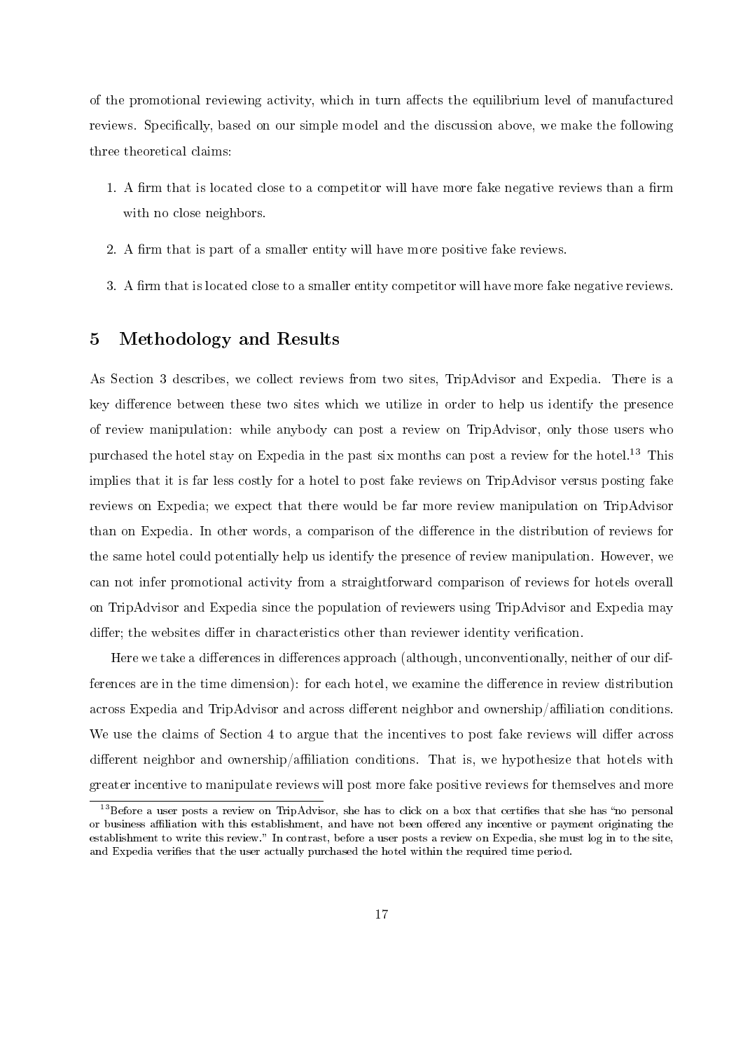of the promotional reviewing activity, which in turn affects the equilibrium level of manufactured reviews. Specifically, based on our simple model and the discussion above, we make the following three theoretical claims:

1. A firm that is located close to a competitor will have more fake negative reviews than a firm with no close neighbors.
2. A firm that is part of a smaller entity will have more positive fake reviews.
3. A firm that is located close to a smaller entity competitor will have more fake negative reviews.

# 5 Methodology and Results

As Section 3 describes, we collect reviews from two sites, TripAdvisor and Expedia. There is a key difference between these two sites which we utilize in order to help us identify the presence of review manipulation: while anybody can post a review on TripAdvisor, only those users who purchased the hotel stay on Expedia in the past six months can post a review for the hotel.[13] This implies that it is far less costly for a hotel to post fake reviews on TripAdvisor versus posting fake reviews on Expedia; we expect that there would be far more review manipulation on TripAdvisor than on Expedia. In other words, a comparison of the difference in the distribution of reviews for the same hotel could potentially help us identify the presence of review manipulation. However, we can not infer promotional activity from a straightforward comparison of reviews for hotels overall on TripAdvisor and Expedia since the population of reviewers using TripAdvisor and Expedia may differ; the websites differ in characteristics other than reviewer identity verification.

Here we take a differences in differences approach (although, unconventionally, neither of our differences are in the time dimension): for each hotel, we examine the difference in review distribution across Expedia and TripAdvisor and across different neighbor and ownership/affiliation conditions. We use the claims of Section 4 to argue that the incentives to post fake reviews will differ across different neighbor and ownership/affiliation conditions. That is, we hypothesize that hotels with greater incentive to manipulate reviews will post more fake positive reviews for themselves and more

[13] Before a user posts a review on TripAdvisor, she has to click on a box that certifies that she has "no personal or business affiliation with this establishment, and have not been offered any incentive or payment originating the establishment to write this review." In contrast, before a user posts a review on Expedia, she must log in to the site, and Expedia verifies that the user actually purchased the hotel within the required time period.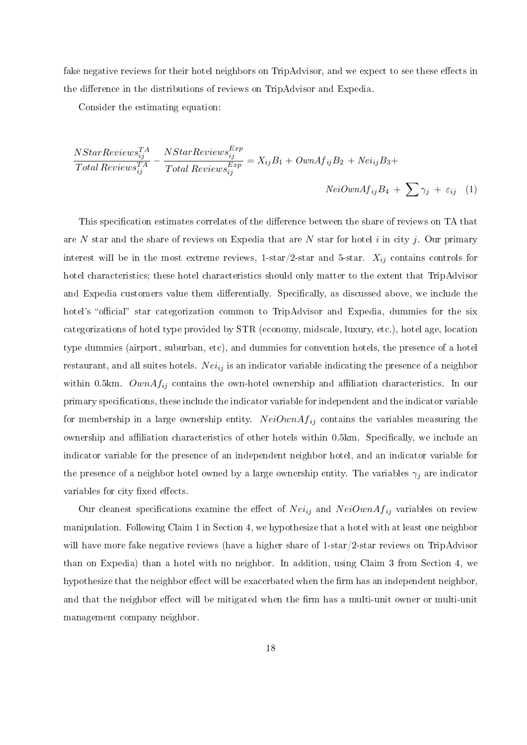fake negative reviews for their hotel neighbors on TripAdvisor, and we expect to see these effects in the difference in the distributions of reviews on TripAdvisor and Expedia.

Consider the estimating equation:

$$\frac{NStarReviews_{ij}^{TA}}{Total\ Reviews_{ij}^{TA}} - \frac{NStarReviews_{ij}^{Exp}}{Total\ Reviews_{ij}^{Exp}} = X_{ij}B_1 + OwnAf_{ij}B_2 + Nei_{ij}B_3 + NeiOwnAf_{ij}B_4 + \sum \gamma_j + \varepsilon_{ij} \quad (1)$$

This specification estimates correlates of the difference between the share of reviews on TA that are $N$ star and the share of reviews on Expedia that are $N$ star for hotel $i$ in city $j$. Our primary interest will be in the most extreme reviews, 1-star/2-star and 5-star. $X_{ij}$ contains controls for hotel characteristics; these hotel characteristics should only matter to the extent that TripAdvisor and Expedia customers value them differentially. Specifically, as discussed above, we include the hotel's "official" star categorization common to TripAdvisor and Expedia, dummies for the six categorizations of hotel type provided by STR (economy, midscale, luxury, etc.), hotel age, location type dummies (airport, suburban, etc), and dummies for convention hotels, the presence of a hotel restaurant, and all suites hotels. $Nei_{ij}$ is an indicator variable indicating the presence of a neighbor within 0.5km. $OwnAf_{ij}$ contains the own-hotel ownership and affiliation characteristics. In our primary specifications, these include the indicator variable for independent and the indicator variable for membership in a large ownership entity. $NeiOwnAf_{ij}$ contains the variables measuring the ownership and affiliation characteristics of other hotels within 0.5km. Specifically, we include an indicator variable for the presence of an independent neighbor hotel, and an indicator variable for the presence of a neighbor hotel owned by a large ownership entity. The variables $\gamma_j$ are indicator variables for city fixed effects.

Our cleanest specifications examine the effect of $Nei_{ij}$ and $NeiOwnAf_{ij}$ variables on review manipulation. Following Claim 1 in Section 4, we hypothesize that a hotel with at least one neighbor will have more fake negative reviews (have a higher share of 1-star/2-star reviews on TripAdvisor than on Expedia) than a hotel with no neighbor. In addition, using Claim 3 from Section 4, we hypothesize that the neighbor effect will be exacerbated when the firm has an independent neighbor, and that the neighbor effect will be mitigated when the firm has a multi-unit owner or multi-unit management company neighbor.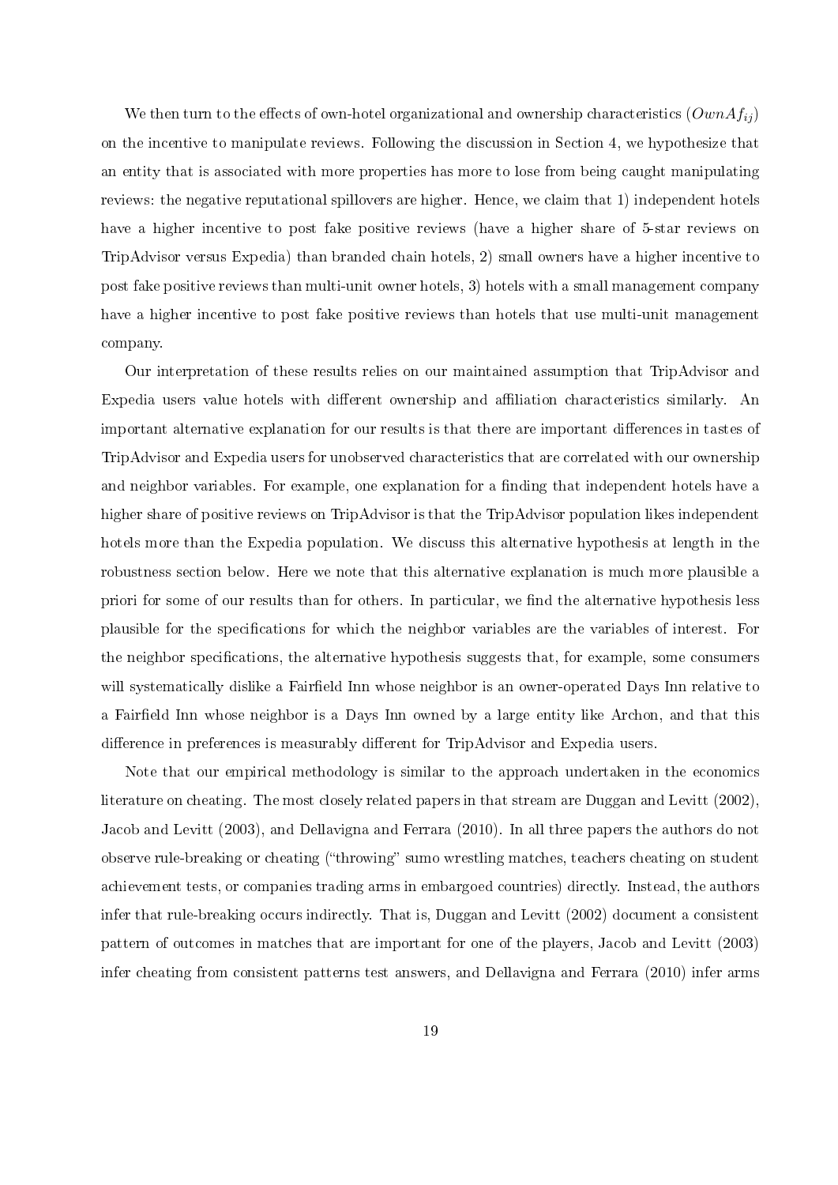We then turn to the effects of own-hotel organizational and ownership characteristics ($OwnAf_{ij}$) on the incentive to manipulate reviews. Following the discussion in Section 4, we hypothesize that an entity that is associated with more properties has more to lose from being caught manipulating reviews: the negative reputational spillovers are higher. Hence, we claim that 1) independent hotels have a higher incentive to post fake positive reviews (have a higher share of 5-star reviews on TripAdvisor versus Expedia) than branded chain hotels, 2) small owners have a higher incentive to post fake positive reviews than multi-unit owner hotels, 3) hotels with a small management company have a higher incentive to post fake positive reviews than hotels that use multi-unit management company.

Our interpretation of these results relies on our maintained assumption that TripAdvisor and Expedia users value hotels with different ownership and affiliation characteristics similarly. An important alternative explanation for our results is that there are important differences in tastes of TripAdvisor and Expedia users for unobserved characteristics that are correlated with our ownership and neighbor variables. For example, one explanation for a finding that independent hotels have a higher share of positive reviews on TripAdvisor is that the TripAdvisor population likes independent hotels more than the Expedia population. We discuss this alternative hypothesis at length in the robustness section below. Here we note that this alternative explanation is much more plausible a priori for some of our results than for others. In particular, we find the alternative hypothesis less plausible for the specifications for which the neighbor variables are the variables of interest. For the neighbor specifications, the alternative hypothesis suggests that, for example, some consumers will systematically dislike a Fairfield Inn whose neighbor is an owner-operated Days Inn relative to a Fairfield Inn whose neighbor is a Days Inn owned by a large entity like Archon, and that this difference in preferences is measurably different for TripAdvisor and Expedia users.

Note that our empirical methodology is similar to the approach undertaken in the economics literature on cheating. The most closely related papers in that stream are Duggan and Levitt (2002), Jacob and Levitt (2003), and Dellavigna and Ferrara (2010). In all three papers the authors do not observe rule-breaking or cheating ("throwing" sumo wrestling matches, teachers cheating on student achievement tests, or companies trading arms in embargoed countries) directly. Instead, the authors infer that rule-breaking occurs indirectly. That is, Duggan and Levitt (2002) document a consistent pattern of outcomes in matches that are important for one of the players, Jacob and Levitt (2003) infer cheating from consistent patterns test answers, and Dellavigna and Ferrara (2010) infer arms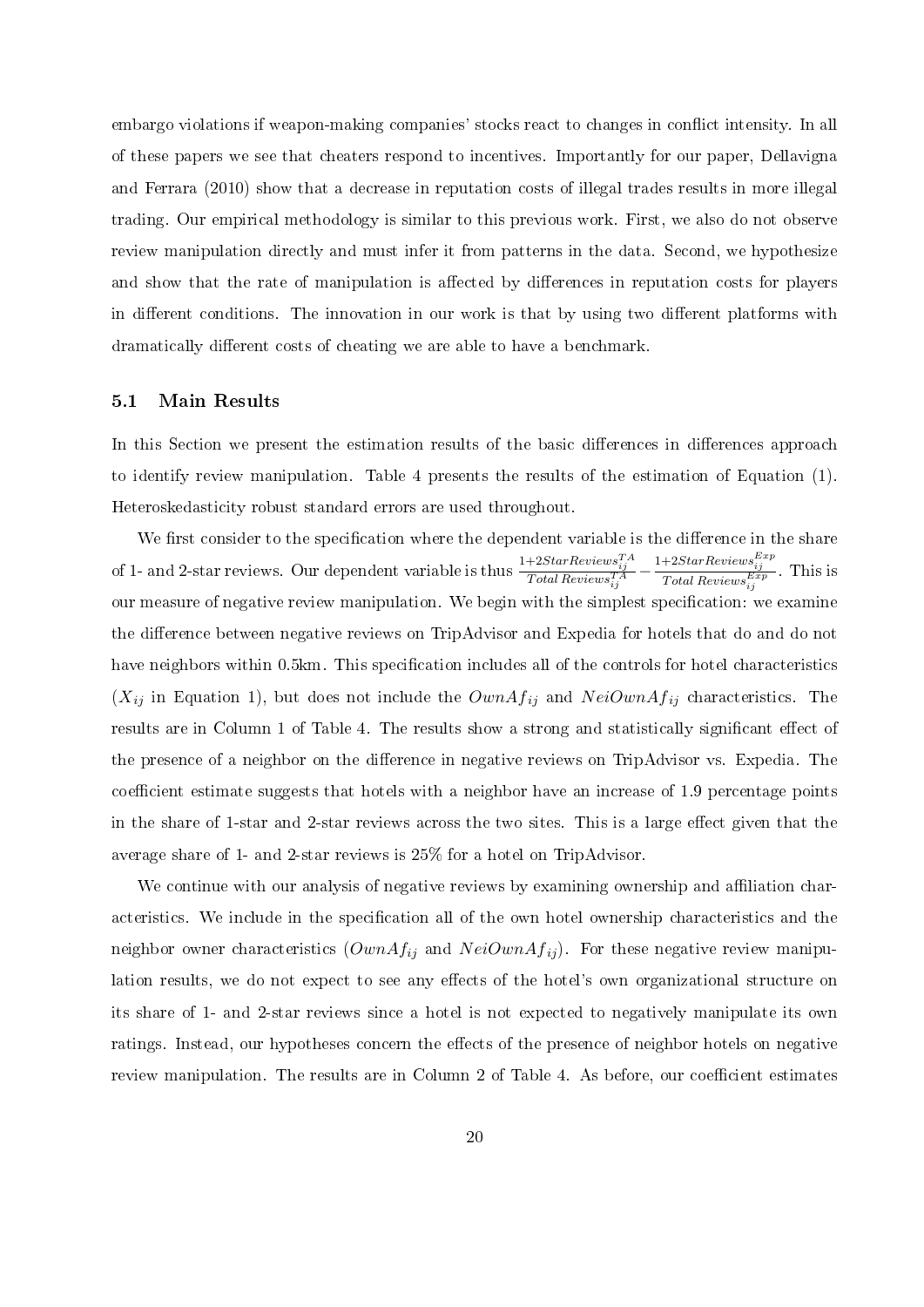embargo violations if weapon-making companies' stocks react to changes in conflict intensity. In all of these papers we see that cheaters respond to incentives. Importantly for our paper, Dellavigna and Ferrara (2010) show that a decrease in reputation costs of illegal trades results in more illegal trading. Our empirical methodology is similar to this previous work. First, we also do not observe review manipulation directly and must infer it from patterns in the data. Second, we hypothesize and show that the rate of manipulation is affected by differences in reputation costs for players in different conditions. The innovation in our work is that by using two different platforms with dramatically different costs of cheating we are able to have a benchmark.

### 5.1 Main Results

In this Section we present the estimation results of the basic differences in differences approach to identify review manipulation. Table 4 presents the results of the estimation of Equation (1). Heteroskedasticity robust standard errors are used throughout.

We first consider to the specification where the dependent variable is the difference in the share of 1- and 2-star reviews. Our dependent variable is thus $\frac{1{+}2StarReviews_{ij}^{TA}}{Total\ Reviews_{ij}^{TA}} - \frac{1{+}2StarReviews_{ij}^{Exp}}{Total\ Reviews_{ij}^{Exp}}$. This is our measure of negative review manipulation. We begin with the simplest specification: we examine the difference between negative reviews on TripAdvisor and Expedia for hotels that do and do not have neighbors within 0.5km. This specification includes all of the controls for hotel characteristics ($X_{ij}$ in Equation 1), but does not include the $OwnAf_{ij}$ and $NeiOwnAf_{ij}$ characteristics. The results are in Column 1 of Table 4. The results show a strong and statistically significant effect of the presence of a neighbor on the difference in negative reviews on TripAdvisor vs. Expedia. The coefficient estimate suggests that hotels with a neighbor have an increase of 1.9 percentage points in the share of 1-star and 2-star reviews across the two sites. This is a large effect given that the average share of 1- and 2-star reviews is 25% for a hotel on TripAdvisor.

We continue with our analysis of negative reviews by examining ownership and affiliation characteristics. We include in the specification all of the own hotel ownership characteristics and the neighbor owner characteristics ($OwnAf_{ij}$ and $NeiOwnAf_{ij}$). For these negative review manipulation results, we do not expect to see any effects of the hotel's own organizational structure on its share of 1- and 2-star reviews since a hotel is not expected to negatively manipulate its own ratings. Instead, our hypotheses concern the effects of the presence of neighbor hotels on negative review manipulation. The results are in Column 2 of Table 4. As before, our coefficient estimates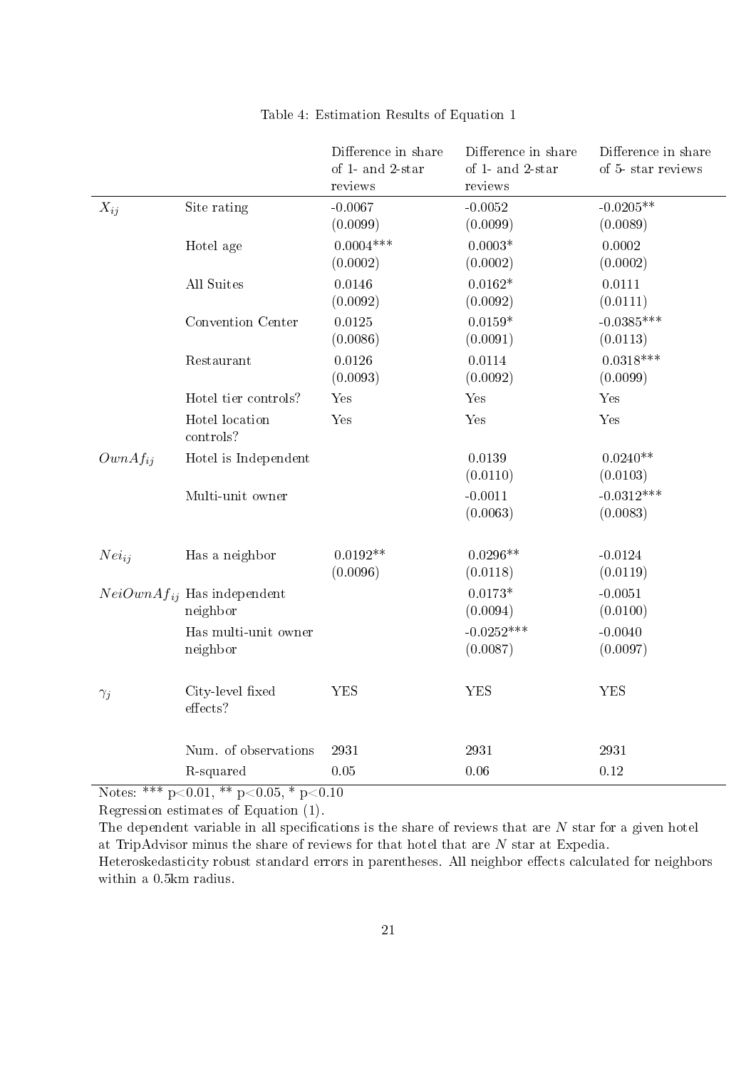Table 4: Estimation Results of Equation 1

| | | Difference in share of 1- and 2-star reviews | Difference in share of 1- and 2-star reviews | Difference in share of 5- star reviews |
|---|---|---|---|---|
| $X_{ij}$ | Site rating | -0.0067 | -0.0052 | -0.0205** |
| | | (0.0099) | (0.0099) | (0.0089) |
| | Hotel age | 0.0004*** | 0.0003* | 0.0002 |
| | | (0.0002) | (0.0002) | (0.0002) |
| | All Suites | 0.0146 | 0.0162* | 0.0111 |
| | | (0.0092) | (0.0092) | (0.0111) |
| | Convention Center | 0.0125 | 0.0159* | -0.0385*** |
| | | (0.0086) | (0.0091) | (0.0113) |
| | Restaurant | 0.0126 | 0.0114 | 0.0318*** |
| | | (0.0093) | (0.0092) | (0.0099) |
| | Hotel tier controls? | Yes | Yes | Yes |
| | Hotel location controls? | Yes | Yes | Yes |
| $OwnAf_{ij}$ | Hotel is Independent | | 0.0139 | 0.0240** |
| | | | (0.0110) | (0.0103) |
| | Multi-unit owner | | -0.0011 | -0.0312*** |
| | | | (0.0063) | (0.0083) |
| $Nei_{ij}$ | Has a neighbor | 0.0192** | 0.0296** | -0.0124 |
| | | (0.0096) | (0.0118) | (0.0119) |
| $NeiOwnAf_{ij}$ | Has independent neighbor | | 0.0173* | -0.0051 |
| | | | (0.0094) | (0.0100) |
| | Has multi-unit owner neighbor | | -0.0252*** | -0.0040 |
| | | | (0.0087) | (0.0097) |
| $\gamma_j$ | City-level fixed effects? | YES | YES | YES |
| | Num. of observations | 2931 | 2931 | 2931 |
| | R-squared | 0.05 | 0.06 | 0.12 |

Notes: *** p<0.01, ** p<0.05, * p<0.10

Regression estimates of Equation (1).

The dependent variable in all specifications is the share of reviews that are $N$ star for a given hotel at TripAdvisor minus the share of reviews for that hotel that are $N$ star at Expedia.

Heteroskedasticity robust standard errors in parentheses. All neighbor effects calculated for neighbors within a 0.5km radius.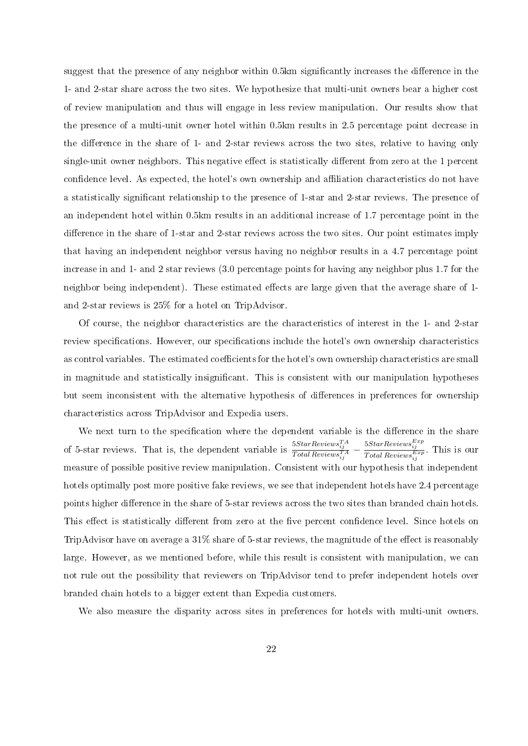suggest that the presence of any neighbor within 0.5km significantly increases the difference in the 1- and 2-star share across the two sites. We hypothesize that multi-unit owners bear a higher cost of review manipulation and thus will engage in less review manipulation. Our results show that the presence of a multi-unit owner hotel within 0.5km results in 2.5 percentage point decrease in the difference in the share of 1- and 2-star reviews across the two sites, relative to having only single-unit owner neighbors. This negative effect is statistically different from zero at the 1 percent confidence level. As expected, the hotel's own ownership and affiliation characteristics do not have a statistically significant relationship to the presence of 1-star and 2-star reviews. The presence of an independent hotel within 0.5km results in an additional increase of 1.7 percentage point in the difference in the share of 1-star and 2-star reviews across the two sites. Our point estimates imply that having an independent neighbor versus having no neighbor results in a 4.7 percentage point increase in and 1- and 2 star reviews (3.0 percentage points for having any neighbor plus 1.7 for the neighbor being independent). These estimated effects are large given that the average share of 1- and 2-star reviews is 25% for a hotel on TripAdvisor.

Of course, the neighbor characteristics are the characteristics of interest in the 1- and 2-star review specifications. However, our specifications include the hotel's own ownership characteristics as control variables. The estimated coefficients for the hotel's own ownership characteristics are small in magnitude and statistically insignificant. This is consistent with our manipulation hypotheses but seem inconsistent with the alternative hypothesis of differences in preferences for ownership characteristics across TripAdvisor and Expedia users.

We next turn to the specification where the dependent variable is the difference in the share of 5-star reviews. That is, the dependent variable is $\frac{5StarReviews_{ij}^{TA}}{Total\ Reviews_{ij}^{TA}} - \frac{5StarReviews_{ij}^{Exp}}{Total\ Reviews_{ij}^{Exp}}$. This is our measure of possible positive review manipulation. Consistent with our hypothesis that independent hotels optimally post more positive fake reviews, we see that independent hotels have 2.4 percentage points higher difference in the share of 5-star reviews across the two sites than branded chain hotels. This effect is statistically different from zero at the five percent confidence level. Since hotels on TripAdvisor have on average a 31% share of 5-star reviews, the magnitude of the effect is reasonably large. However, as we mentioned before, while this result is consistent with manipulation, we can not rule out the possibility that reviewers on TripAdvisor tend to prefer independent hotels over branded chain hotels to a bigger extent than Expedia customers.

We also measure the disparity across sites in preferences for hotels with multi-unit owners.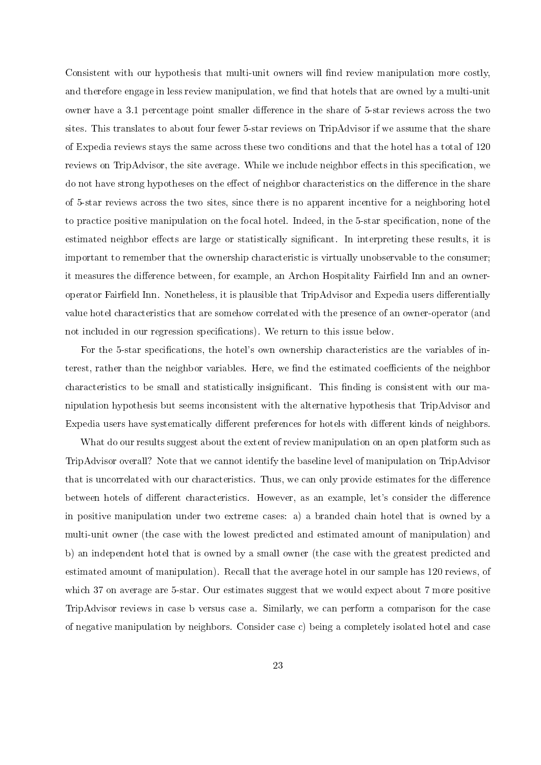Consistent with our hypothesis that multi-unit owners will find review manipulation more costly, and therefore engage in less review manipulation, we find that hotels that are owned by a multi-unit owner have a 3.1 percentage point smaller difference in the share of 5-star reviews across the two sites. This translates to about four fewer 5-star reviews on TripAdvisor if we assume that the share of Expedia reviews stays the same across these two conditions and that the hotel has a total of 120 reviews on TripAdvisor, the site average. While we include neighbor effects in this specification, we do not have strong hypotheses on the effect of neighbor characteristics on the difference in the share of 5-star reviews across the two sites, since there is no apparent incentive for a neighboring hotel to practice positive manipulation on the focal hotel. Indeed, in the 5-star specification, none of the estimated neighbor effects are large or statistically significant. In interpreting these results, it is important to remember that the ownership characteristic is virtually unobservable to the consumer; it measures the difference between, for example, an Archon Hospitality Fairfield Inn and an owner-operator Fairfield Inn. Nonetheless, it is plausible that TripAdvisor and Expedia users differentially value hotel characteristics that are somehow correlated with the presence of an owner-operator (and not included in our regression specifications). We return to this issue below.

For the 5-star specifications, the hotel's own ownership characteristics are the variables of interest, rather than the neighbor variables. Here, we find the estimated coefficients of the neighbor characteristics to be small and statistically insignificant. This finding is consistent with our manipulation hypothesis but seems inconsistent with the alternative hypothesis that TripAdvisor and Expedia users have systematically different preferences for hotels with different kinds of neighbors.

What do our results suggest about the extent of review manipulation on an open platform such as TripAdvisor overall? Note that we cannot identify the baseline level of manipulation on TripAdvisor that is uncorrelated with our characteristics. Thus, we can only provide estimates for the difference between hotels of different characteristics. However, as an example, let's consider the difference in positive manipulation under two extreme cases: a) a branded chain hotel that is owned by a multi-unit owner (the case with the lowest predicted and estimated amount of manipulation) and b) an independent hotel that is owned by a small owner (the case with the greatest predicted and estimated amount of manipulation). Recall that the average hotel in our sample has 120 reviews, of which 37 on average are 5-star. Our estimates suggest that we would expect about 7 more positive TripAdvisor reviews in case b versus case a. Similarly, we can perform a comparison for the case of negative manipulation by neighbors. Consider case c) being a completely isolated hotel and case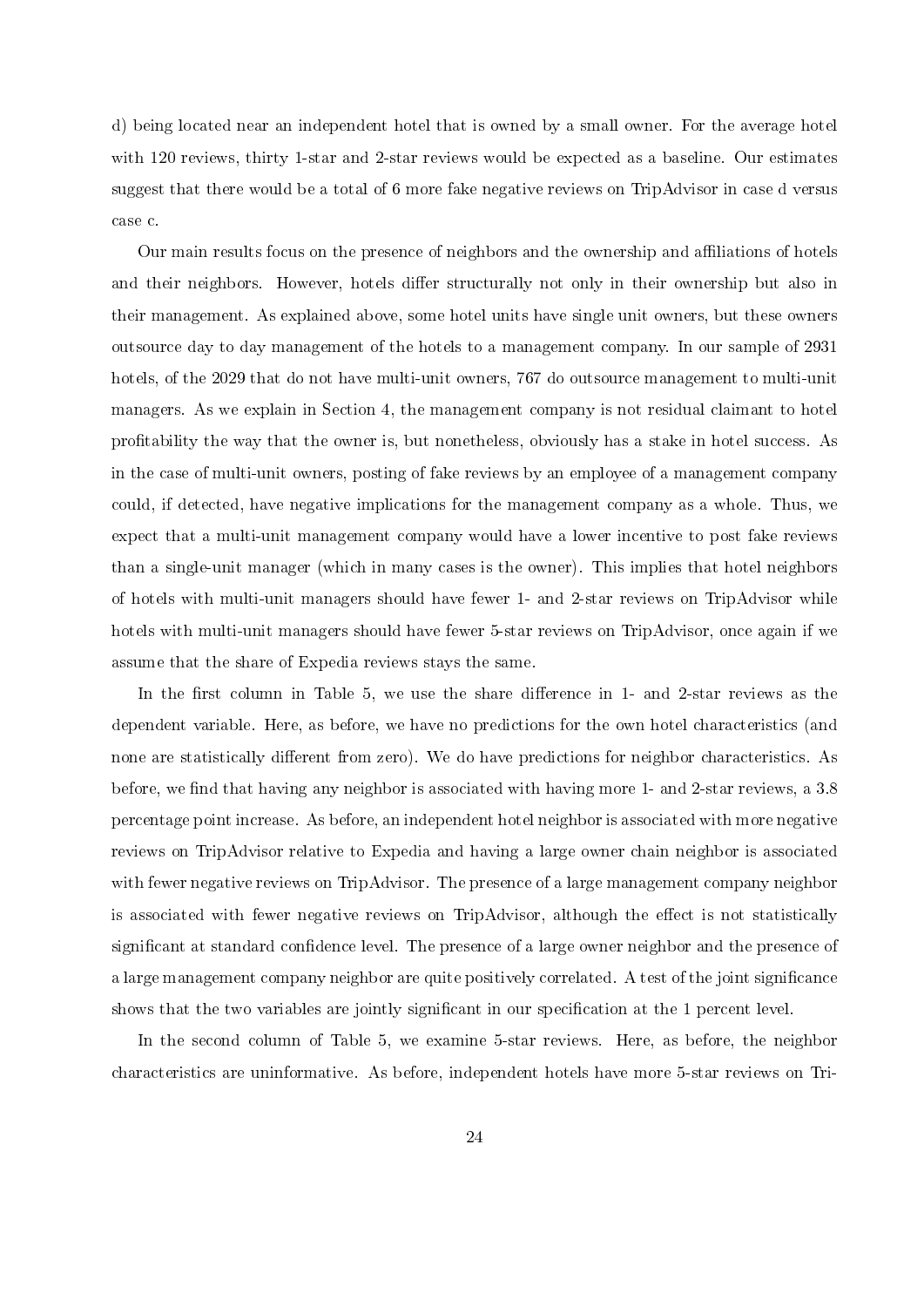d) being located near an independent hotel that is owned by a small owner. For the average hotel with 120 reviews, thirty 1-star and 2-star reviews would be expected as a baseline. Our estimates suggest that there would be a total of 6 more fake negative reviews on TripAdvisor in case d versus case c.

Our main results focus on the presence of neighbors and the ownership and affiliations of hotels and their neighbors. However, hotels differ structurally not only in their ownership but also in their management. As explained above, some hotel units have single unit owners, but these owners outsource day to day management of the hotels to a management company. In our sample of 2931 hotels, of the 2029 that do not have multi-unit owners, 767 do outsource management to multi-unit managers. As we explain in Section 4, the management company is not residual claimant to hotel profitability the way that the owner is, but nonetheless, obviously has a stake in hotel success. As in the case of multi-unit owners, posting of fake reviews by an employee of a management company could, if detected, have negative implications for the management company as a whole. Thus, we expect that a multi-unit management company would have a lower incentive to post fake reviews than a single-unit manager (which in many cases is the owner). This implies that hotel neighbors of hotels with multi-unit managers should have fewer 1- and 2-star reviews on TripAdvisor while hotels with multi-unit managers should have fewer 5-star reviews on TripAdvisor, once again if we assume that the share of Expedia reviews stays the same.

In the first column in Table 5, we use the share difference in 1- and 2-star reviews as the dependent variable. Here, as before, we have no predictions for the own hotel characteristics (and none are statistically different from zero). We do have predictions for neighbor characteristics. As before, we find that having any neighbor is associated with having more 1- and 2-star reviews, a 3.8 percentage point increase. As before, an independent hotel neighbor is associated with more negative reviews on TripAdvisor relative to Expedia and having a large owner chain neighbor is associated with fewer negative reviews on TripAdvisor. The presence of a large management company neighbor is associated with fewer negative reviews on TripAdvisor, although the effect is not statistically significant at standard confidence level. The presence of a large owner neighbor and the presence of a large management company neighbor are quite positively correlated. A test of the joint significance shows that the two variables are jointly significant in our specification at the 1 percent level.

In the second column of Table 5, we examine 5-star reviews. Here, as before, the neighbor characteristics are uninformative. As before, independent hotels have more 5-star reviews on Tri-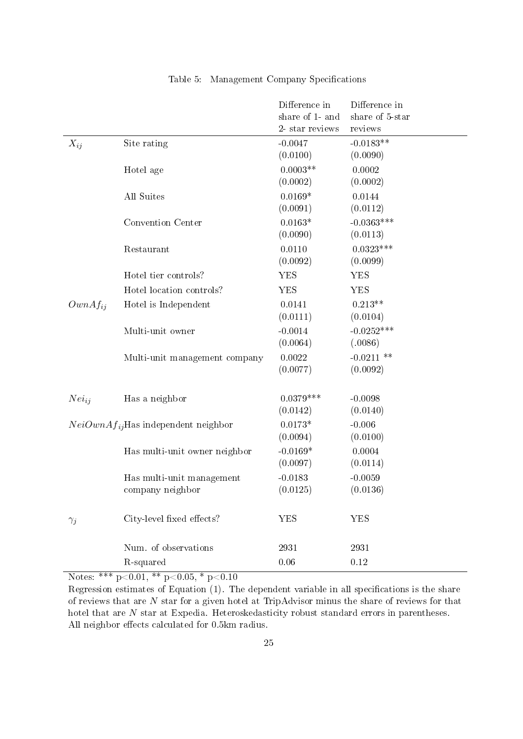Table 5: Management Company Specifications

| | | Difference in share of 1- and 2- star reviews | Difference in share of 5-star reviews |
|---|---|---|---|
| $X_{ij}$ | Site rating | -0.0047 | -0.0183** |
| | | (0.0100) | (0.0090) |
| | Hotel age | 0.0003** | 0.0002 |
| | | (0.0002) | (0.0002) |
| | All Suites | 0.0169* | 0.0144 |
| | | (0.0091) | (0.0112) |
| | Convention Center | 0.0163* | -0.0363*** |
| | | (0.0090) | (0.0113) |
| | Restaurant | 0.0110 | 0.0323*** |
| | | (0.0092) | (0.0099) |
| | Hotel tier controls? | YES | YES |
| | Hotel location controls? | YES | YES |
| $OwnAf_{ij}$ | Hotel is Independent | 0.0141 | 0.213** |
| | | (0.0111) | (0.0104) |
| | Multi-unit owner | -0.0014 | -0.0252*** |
| | | (0.0064) | (.0086) |
| | Multi-unit management company | 0.0022 | -0.0211 ** |
| | | (0.0077) | (0.0092) |
| $Nei_{ij}$ | Has a neighbor | 0.0379*** | -0.0098 |
| | | (0.0142) | (0.0140) |
| $NeiOwnAf_{ij}$ | Has independent neighbor | 0.0173* | -0.006 |
| | | (0.0094) | (0.0100) |
| | Has multi-unit owner neighbor | -0.0169* | 0.0004 |
| | | (0.0097) | (0.0114) |
| | Has multi-unit management company neighbor | -0.0183 | -0.0059 |
| | | (0.0125) | (0.0136) |
| $\gamma_j$ | City-level fixed effects? | YES | YES |
| | Num. of observations | 2931 | 2931 |
| | R-squared | 0.06 | 0.12 |

Notes: *** p<0.01, ** p<0.05, * p<0.10

Regression estimates of Equation (1). The dependent variable in all specifications is the share of reviews that are $N$ star for a given hotel at TripAdvisor minus the share of reviews for that hotel that are $N$ star at Expedia. Heteroskedasticity robust standard errors in parentheses. All neighbor effects calculated for 0.5km radius.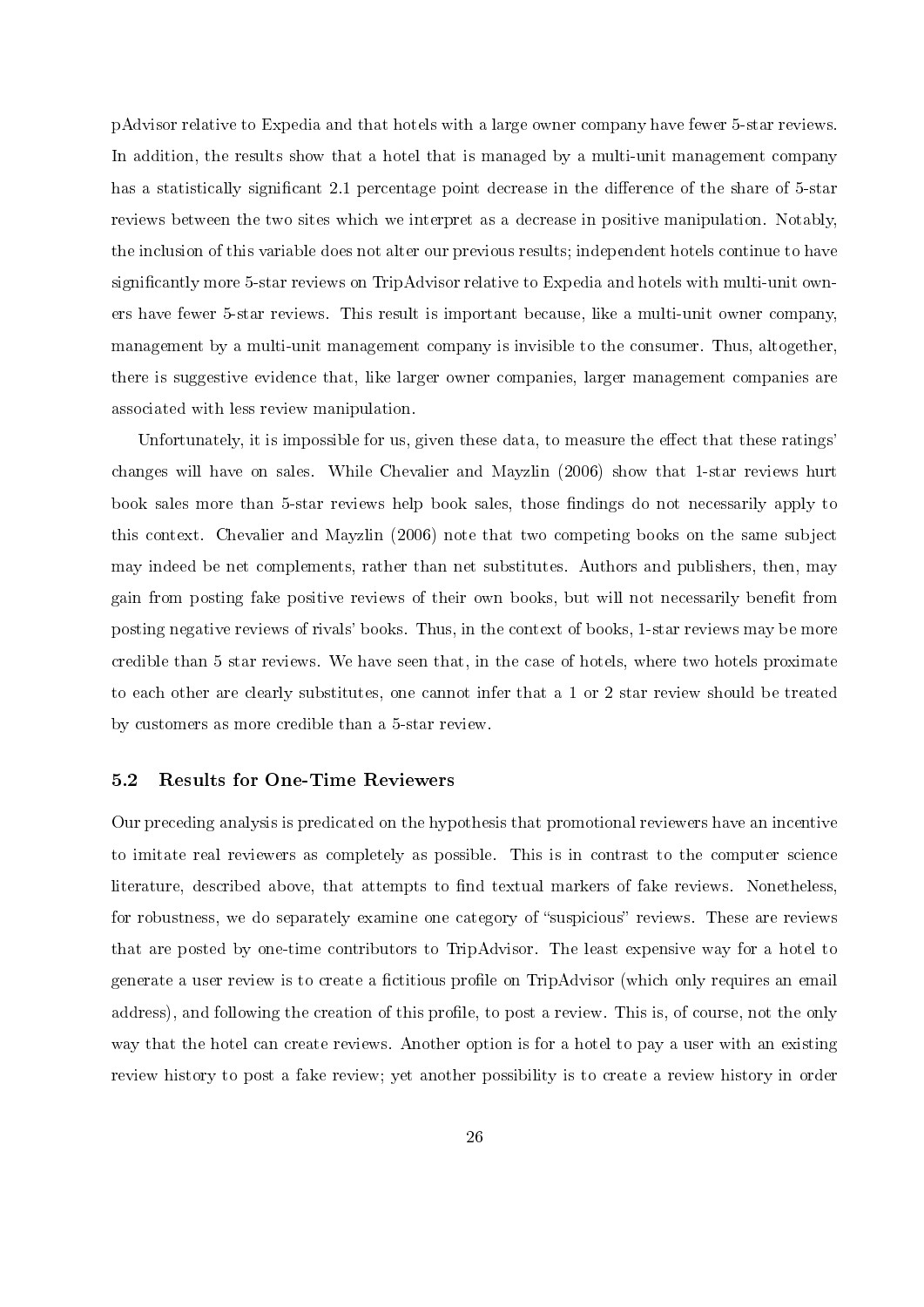pAdvisor relative to Expedia and that hotels with a large owner company have fewer 5-star reviews. In addition, the results show that a hotel that is managed by a multi-unit management company has a statistically significant 2.1 percentage point decrease in the difference of the share of 5-star reviews between the two sites which we interpret as a decrease in positive manipulation. Notably, the inclusion of this variable does not alter our previous results; independent hotels continue to have significantly more 5-star reviews on TripAdvisor relative to Expedia and hotels with multi-unit owners have fewer 5-star reviews. This result is important because, like a multi-unit owner company, management by a multi-unit management company is invisible to the consumer. Thus, altogether, there is suggestive evidence that, like larger owner companies, larger management companies are associated with less review manipulation.

Unfortunately, it is impossible for us, given these data, to measure the effect that these ratings' changes will have on sales. While Chevalier and Mayzlin (2006) show that 1-star reviews hurt book sales more than 5-star reviews help book sales, those findings do not necessarily apply to this context. Chevalier and Mayzlin (2006) note that two competing books on the same subject may indeed be net complements, rather than net substitutes. Authors and publishers, then, may gain from posting fake positive reviews of their own books, but will not necessarily benefit from posting negative reviews of rivals' books. Thus, in the context of books, 1-star reviews may be more credible than 5 star reviews. We have seen that, in the case of hotels, where two hotels proximate to each other are clearly substitutes, one cannot infer that a 1 or 2 star review should be treated by customers as more credible than a 5-star review.

### 5.2 Results for One-Time Reviewers

Our preceding analysis is predicated on the hypothesis that promotional reviewers have an incentive to imitate real reviewers as completely as possible. This is in contrast to the computer science literature, described above, that attempts to find textual markers of fake reviews. Nonetheless, for robustness, we do separately examine one category of "suspicious" reviews. These are reviews that are posted by one-time contributors to TripAdvisor. The least expensive way for a hotel to generate a user review is to create a fictitious profile on TripAdvisor (which only requires an email address), and following the creation of this profile, to post a review. This is, of course, not the only way that the hotel can create reviews. Another option is for a hotel to pay a user with an existing review history to post a fake review; yet another possibility is to create a review history in order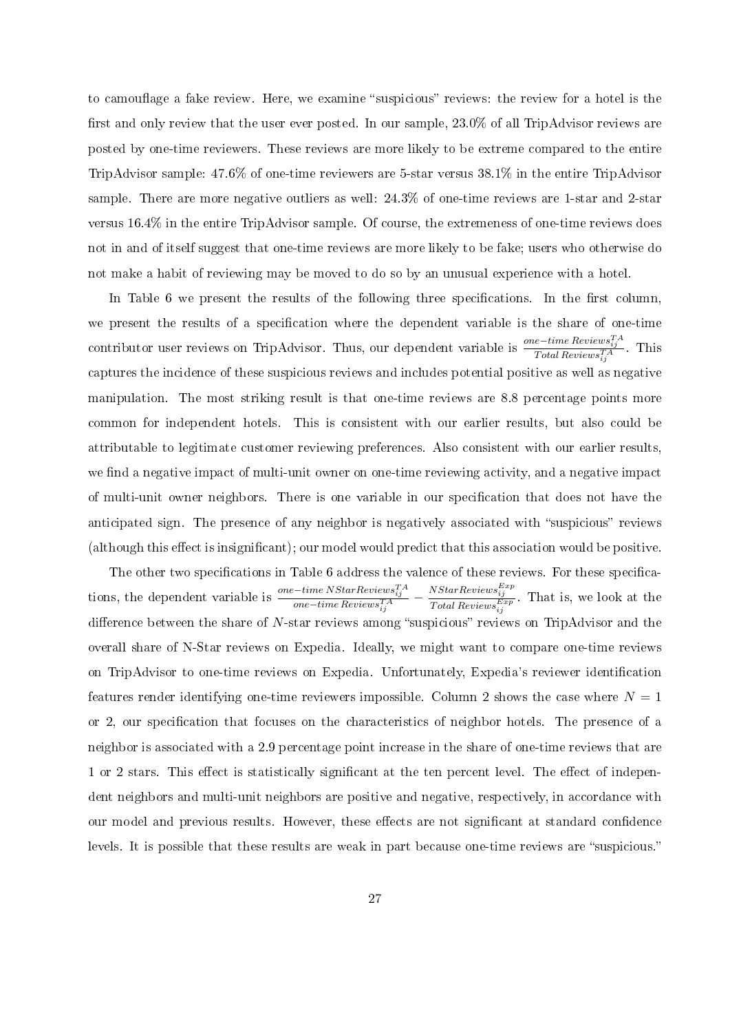to camouflage a fake review. Here, we examine "suspicious" reviews: the review for a hotel is the first and only review that the user ever posted. In our sample, 23.0% of all TripAdvisor reviews are posted by one-time reviewers. These reviews are more likely to be extreme compared to the entire TripAdvisor sample: 47.6% of one-time reviewers are 5-star versus 38.1% in the entire TripAdvisor sample. There are more negative outliers as well: 24.3% of one-time reviews are 1-star and 2-star versus 16.4% in the entire TripAdvisor sample. Of course, the extremeness of one-time reviews does not in and of itself suggest that one-time reviews are more likely to be fake; users who otherwise do not make a habit of reviewing may be moved to do so by an unusual experience with a hotel.

In Table 6 we present the results of the following three specifications. In the first column, we present the results of a specification where the dependent variable is the share of one-time contributor user reviews on TripAdvisor. Thus, our dependent variable is $\frac{one-time\ Reviews_{ij}^{TA}}{Total\ Reviews_{ij}^{TA}}$. This captures the incidence of these suspicious reviews and includes potential positive as well as negative manipulation. The most striking result is that one-time reviews are 8.8 percentage points more common for independent hotels. This is consistent with our earlier results, but also could be attributable to legitimate customer reviewing preferences. Also consistent with our earlier results, we find a negative impact of multi-unit owner on one-time reviewing activity, and a negative impact of multi-unit owner neighbors. There is one variable in our specification that does not have the anticipated sign. The presence of any neighbor is negatively associated with "suspicious" reviews (although this effect is insignificant); our model would predict that this association would be positive.

The other two specifications in Table 6 address the valence of these reviews. For these specifications, the dependent variable is $\frac{one-time\ NStarReviews_{ij}^{TA}}{one-time\ Reviews_{ij}^{TA}} - \frac{NStarReviews_{ij}^{Exp}}{Total\ Reviews_{ij}^{Exp}}$. That is, we look at the difference between the share of $N$-star reviews among "suspicious" reviews on TripAdvisor and the overall share of N-Star reviews on Expedia. Ideally, we might want to compare one-time reviews on TripAdvisor to one-time reviews on Expedia. Unfortunately, Expedia's reviewer identification features render identifying one-time reviewers impossible. Column 2 shows the case where $N = 1$ or 2, our specification that focuses on the characteristics of neighbor hotels. The presence of a neighbor is associated with a 2.9 percentage point increase in the share of one-time reviews that are 1 or 2 stars. This effect is statistically significant at the ten percent level. The effect of independent neighbors and multi-unit neighbors are positive and negative, respectively, in accordance with our model and previous results. However, these effects are not significant at standard confidence levels. It is possible that these results are weak in part because one-time reviews are "suspicious."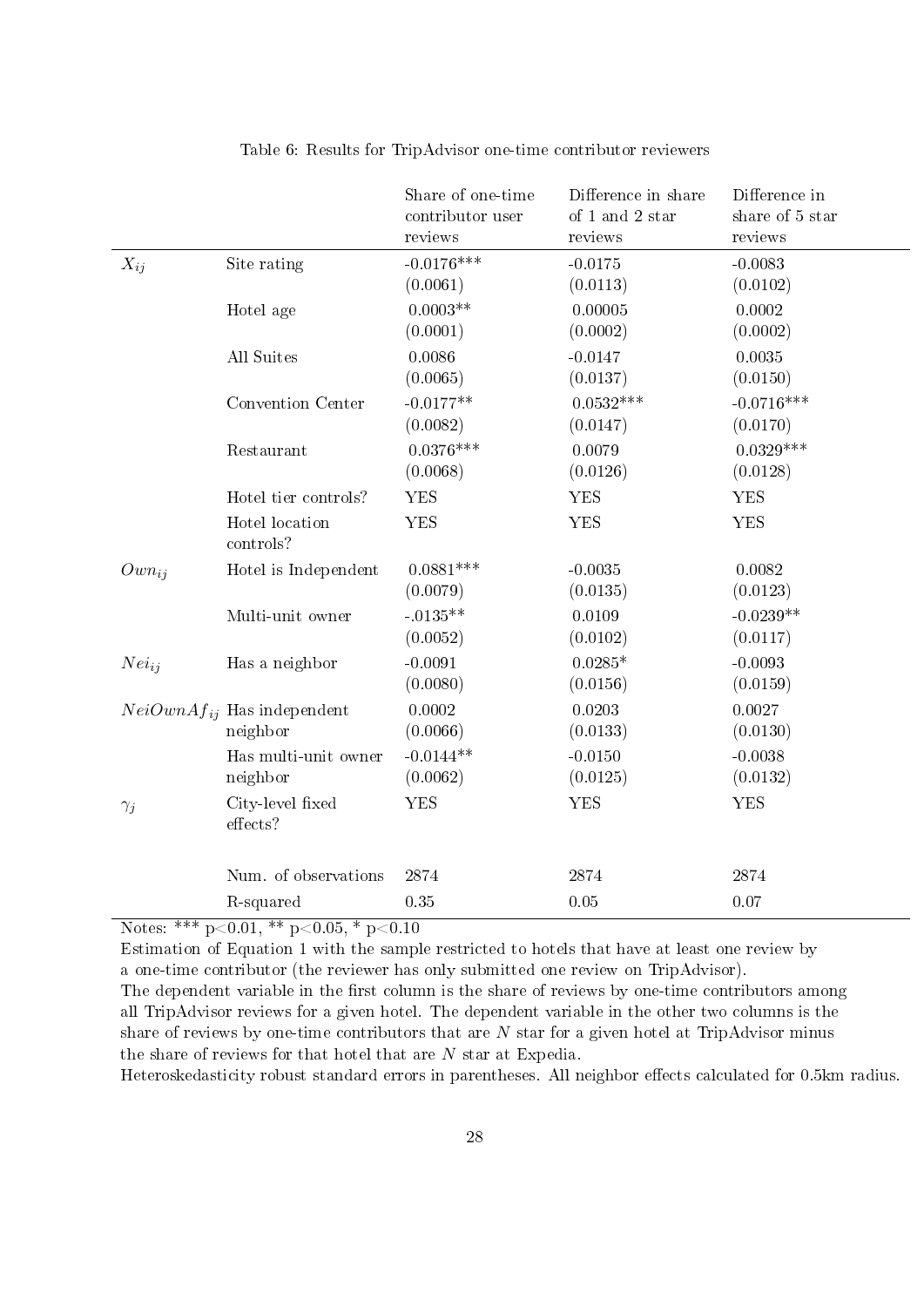Table 6: Results for TripAdvisor one-time contributor reviewers

| | | Share of one-time contributor user reviews | Difference in share of 1 and 2 star reviews | Difference in share of 5 star reviews |
|---|---|---|---|---|
| $X_{ij}$ | Site rating | -0.0176*** | -0.0175 | -0.0083 |
| | | (0.0061) | (0.0113) | (0.0102) |
| | Hotel age | 0.0003** | 0.00005 | 0.0002 |
| | | (0.0001) | (0.0002) | (0.0002) |
| | All Suites | 0.0086 | -0.0147 | 0.0035 |
| | | (0.0065) | (0.0137) | (0.0150) |
| | Convention Center | -0.0177** | 0.0532*** | -0.0716*** |
| | | (0.0082) | (0.0147) | (0.0170) |
| | Restaurant | 0.0376*** | 0.0079 | 0.0329*** |
| | | (0.0068) | (0.0126) | (0.0128) |
| | Hotel tier controls? | YES | YES | YES |
| | Hotel location controls? | YES | YES | YES |
| $Own_{ij}$ | Hotel is Independent | 0.0881*** | -0.0035 | 0.0082 |
| | | (0.0079) | (0.0135) | (0.0123) |
| | Multi-unit owner | -.0135** | 0.0109 | -0.0239** |
| | | (0.0052) | (0.0102) | (0.0117) |
| $Nei_{ij}$ | Has a neighbor | -0.0091 | 0.0285* | -0.0093 |
| | | (0.0080) | (0.0156) | (0.0159) |
| $NeiOwnAf_{ij}$ | Has independent neighbor | 0.0002 | 0.0203 | 0.0027 |
| | | (0.0066) | (0.0133) | (0.0130) |
| | Has multi-unit owner neighbor | -0.0144** | -0.0150 | -0.0038 |
| | | (0.0062) | (0.0125) | (0.0132) |
| $\gamma_j$ | City-level fixed effects? | YES | YES | YES |
| | Num. of observations | 2874 | 2874 | 2874 |
| | R-squared | 0.35 | 0.05 | 0.07 |

Notes: *** p<0.01, ** p<0.05, * p<0.10

Estimation of Equation 1 with the sample restricted to hotels that have at least one review by a one-time contributor (the reviewer has only submitted one review on TripAdvisor).

The dependent variable in the first column is the share of reviews by one-time contributors among all TripAdvisor reviews for a given hotel. The dependent variable in the other two columns is the share of reviews by one-time contributors that are $N$ star for a given hotel at TripAdvisor minus the share of reviews for that hotel that are $N$ star at Expedia.

Heteroskedasticity robust standard errors in parentheses. All neighbor effects calculated for 0.5km radius.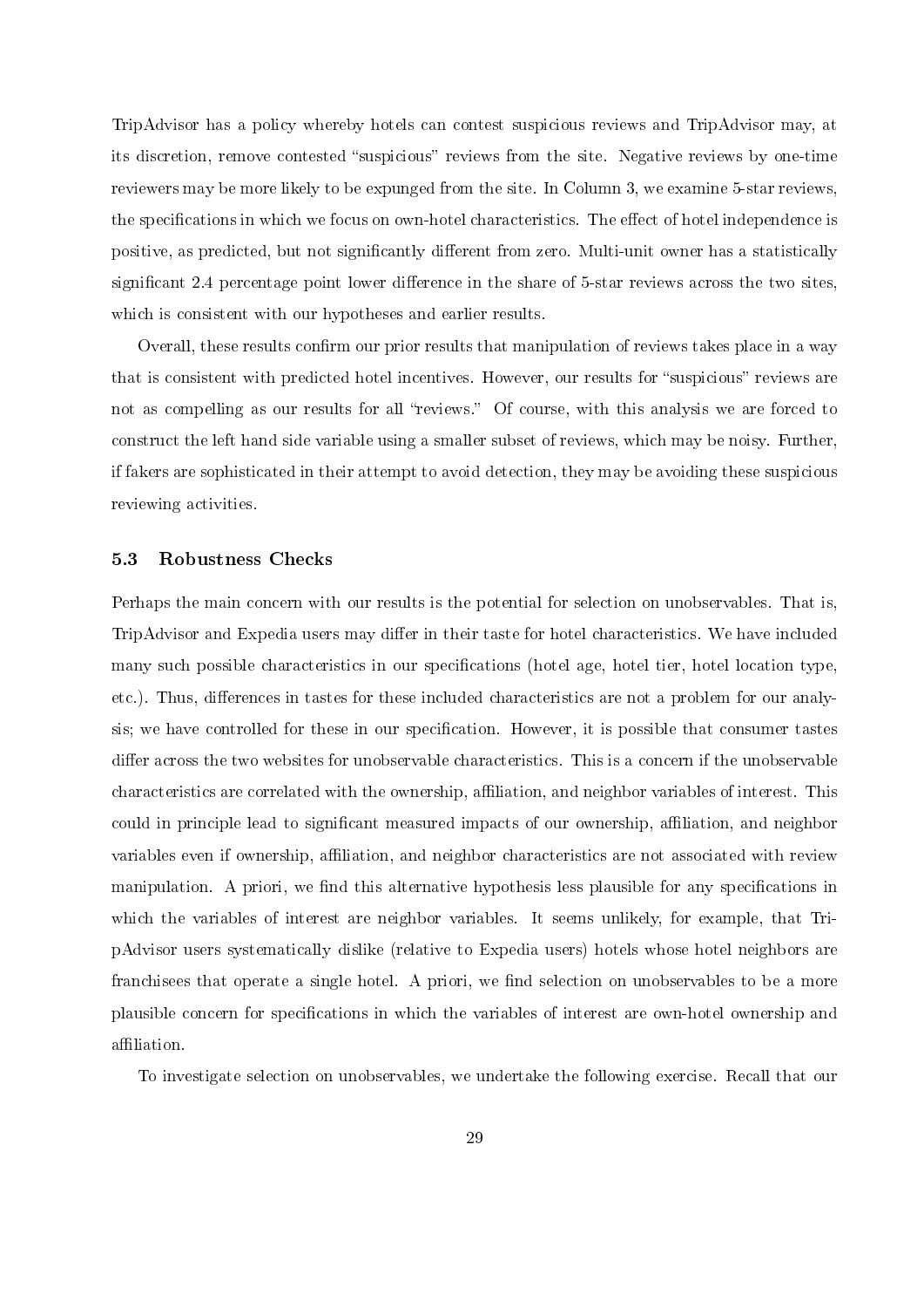TripAdvisor has a policy whereby hotels can contest suspicious reviews and TripAdvisor may, at its discretion, remove contested "suspicious" reviews from the site. Negative reviews by one-time reviewers may be more likely to be expunged from the site. In Column 3, we examine 5-star reviews, the specifications in which we focus on own-hotel characteristics. The effect of hotel independence is positive, as predicted, but not significantly different from zero. Multi-unit owner has a statistically significant 2.4 percentage point lower difference in the share of 5-star reviews across the two sites, which is consistent with our hypotheses and earlier results.

Overall, these results confirm our prior results that manipulation of reviews takes place in a way that is consistent with predicted hotel incentives. However, our results for "suspicious" reviews are not as compelling as our results for all "reviews." Of course, with this analysis we are forced to construct the left hand side variable using a smaller subset of reviews, which may be noisy. Further, if fakers are sophisticated in their attempt to avoid detection, they may be avoiding these suspicious reviewing activities.

### 5.3 Robustness Checks

Perhaps the main concern with our results is the potential for selection on unobservables. That is, TripAdvisor and Expedia users may differ in their taste for hotel characteristics. We have included many such possible characteristics in our specifications (hotel age, hotel tier, hotel location type, etc.). Thus, differences in tastes for these included characteristics are not a problem for our analysis; we have controlled for these in our specification. However, it is possible that consumer tastes differ across the two websites for unobservable characteristics. This is a concern if the unobservable characteristics are correlated with the ownership, affiliation, and neighbor variables of interest. This could in principle lead to significant measured impacts of our ownership, affiliation, and neighbor variables even if ownership, affiliation, and neighbor characteristics are not associated with review manipulation. A priori, we find this alternative hypothesis less plausible for any specifications in which the variables of interest are neighbor variables. It seems unlikely, for example, that TripAdvisor users systematically dislike (relative to Expedia users) hotels whose hotel neighbors are franchisees that operate a single hotel. A priori, we find selection on unobservables to be a more plausible concern for specifications in which the variables of interest are own-hotel ownership and affiliation.

To investigate selection on unobservables, we undertake the following exercise. Recall that our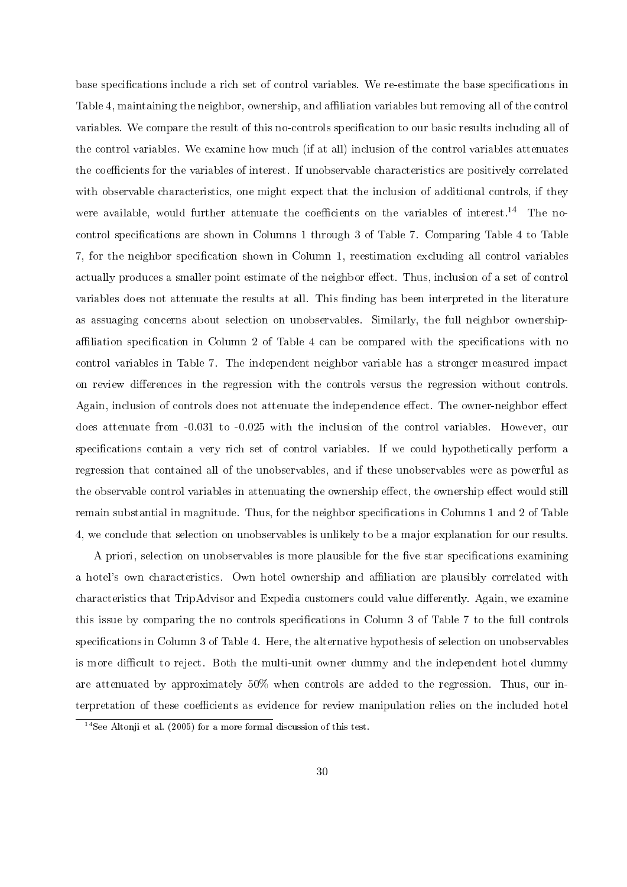base specifications include a rich set of control variables. We re-estimate the base specifications in Table 4, maintaining the neighbor, ownership, and affiliation variables but removing all of the control variables. We compare the result of this no-controls specification to our basic results including all of the control variables. We examine how much (if at all) inclusion of the control variables attenuates the coefficients for the variables of interest. If unobservable characteristics are positively correlated with observable characteristics, one might expect that the inclusion of additional controls, if they were available, would further attenuate the coefficients on the variables of interest.[14] The no-control specifications are shown in Columns 1 through 3 of Table 7. Comparing Table 4 to Table 7, for the neighbor specification shown in Column 1, reestimation excluding all control variables actually produces a smaller point estimate of the neighbor effect. Thus, inclusion of a set of control variables does not attenuate the results at all. This finding has been interpreted in the literature as assuaging concerns about selection on unobservables. Similarly, the full neighbor ownership-affiliation specification in Column 2 of Table 4 can be compared with the specifications with no control variables in Table 7. The independent neighbor variable has a stronger measured impact on review differences in the regression with the controls versus the regression without controls. Again, inclusion of controls does not attenuate the independence effect. The owner-neighbor effect does attenuate from -0.031 to -0.025 with the inclusion of the control variables. However, our specifications contain a very rich set of control variables. If we could hypothetically perform a regression that contained all of the unobservables, and if these unobservables were as powerful as the observable control variables in attenuating the ownership effect, the ownership effect would still remain substantial in magnitude. Thus, for the neighbor specifications in Columns 1 and 2 of Table 4, we conclude that selection on unobservables is unlikely to be a major explanation for our results.

A priori, selection on unobservables is more plausible for the five star specifications examining a hotel's own characteristics. Own hotel ownership and affiliation are plausibly correlated with characteristics that TripAdvisor and Expedia customers could value differently. Again, we examine this issue by comparing the no controls specifications in Column 3 of Table 7 to the full controls specifications in Column 3 of Table 4. Here, the alternative hypothesis of selection on unobservables is more difficult to reject. Both the multi-unit owner dummy and the independent hotel dummy are attenuated by approximately 50% when controls are added to the regression. Thus, our interpretation of these coefficients as evidence for review manipulation relies on the included hotel

[14] See Altonji et al. (2005) for a more formal discussion of this test.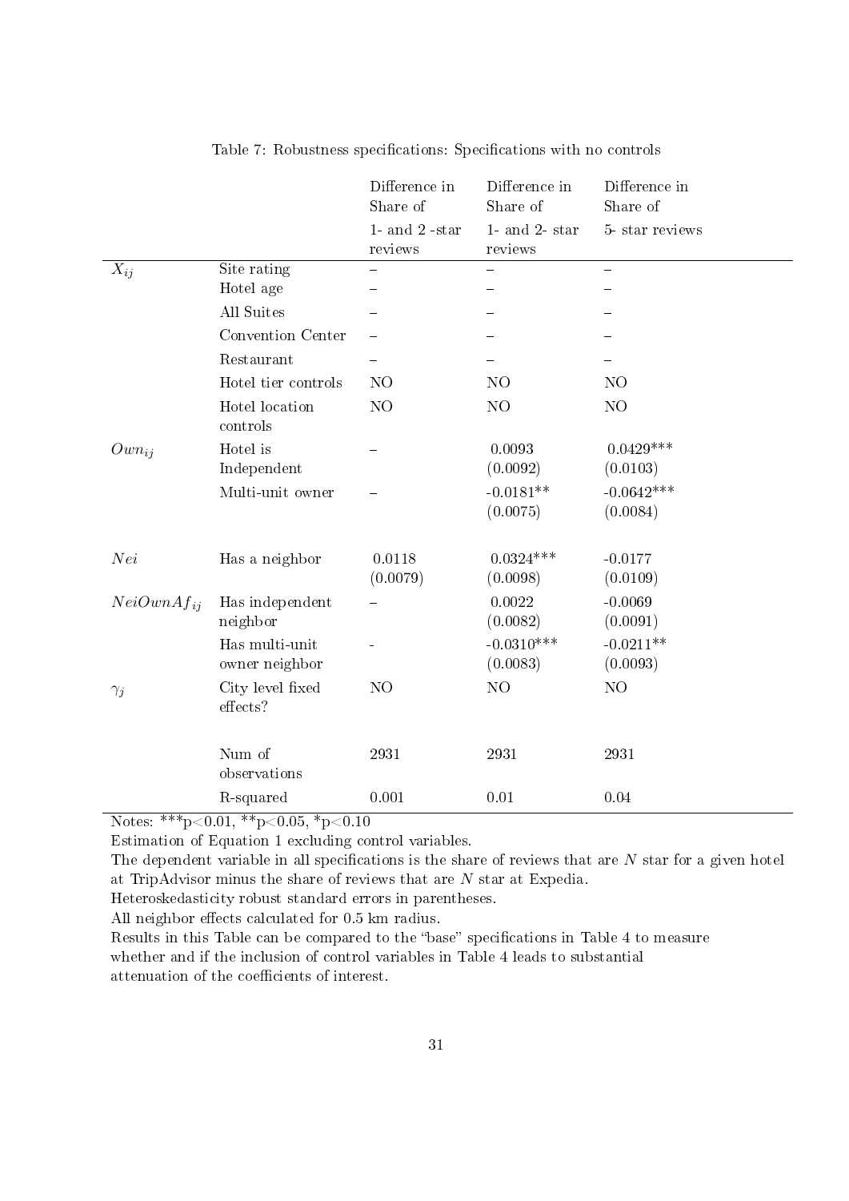Table 7: Robustness specifications: Specifications with no controls

| | | Difference in Share of 1- and 2 -star reviews | Difference in Share of 1- and 2- star reviews | Difference in Share of 5- star reviews |
|---|---|---|---|---|
| $X_{ij}$ | Site rating | – | – | – |
| | Hotel age | – | – | – |
| | All Suites | – | – | – |
| | Convention Center | – | – | – |
| | Restaurant | – | – | – |
| | Hotel tier controls | NO | NO | NO |
| | Hotel location controls | NO | NO | NO |
| $Own_{ij}$ | Hotel is Independent | – | 0.0093 (0.0092) | 0.0429*** (0.0103) |
| | Multi-unit owner | – | -0.0181** (0.0075) | -0.0642*** (0.0084) |
| $Nei$ | Has a neighbor | 0.0118 (0.0079) | 0.0324*** (0.0098) | -0.0177 (0.0109) |
| $NeiOwnAf_{ij}$ | Has independent neighbor | – | 0.0022 (0.0082) | -0.0069 (0.0091) |
| | Has multi-unit owner neighbor | - | -0.0310*** (0.0083) | -0.0211** (0.0093) |
| $\gamma_j$ | City level fixed effects? | NO | NO | NO |
| | Num of observations | 2931 | 2931 | 2931 |
| | R-squared | 0.001 | 0.01 | 0.04 |

Notes: ***p<0.01, **p<0.05, *p<0.10

Estimation of Equation 1 excluding control variables.

The dependent variable in all specifications is the share of reviews that are $N$ star for a given hotel at TripAdvisor minus the share of reviews that are $N$ star at Expedia.

Heteroskedasticity robust standard errors in parentheses.

All neighbor effects calculated for 0.5 km radius.

Results in this Table can be compared to the "base" specifications in Table 4 to measure whether and if the inclusion of control variables in Table 4 leads to substantial attenuation of the coefficients of interest.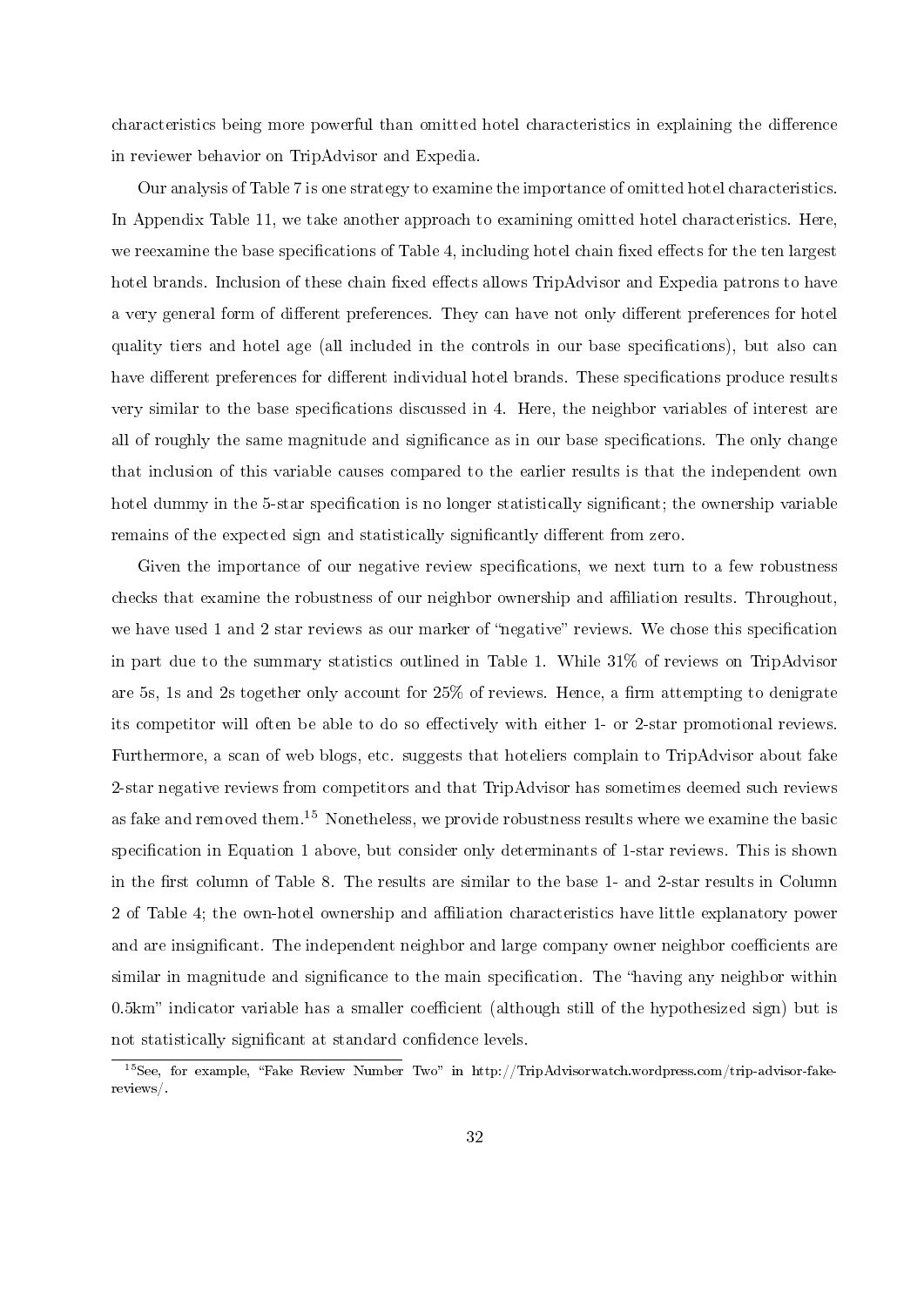characteristics being more powerful than omitted hotel characteristics in explaining the difference in reviewer behavior on TripAdvisor and Expedia.

Our analysis of Table 7 is one strategy to examine the importance of omitted hotel characteristics. In Appendix Table 11, we take another approach to examining omitted hotel characteristics. Here, we reexamine the base specifications of Table 4, including hotel chain fixed effects for the ten largest hotel brands. Inclusion of these chain fixed effects allows TripAdvisor and Expedia patrons to have a very general form of different preferences. They can have not only different preferences for hotel quality tiers and hotel age (all included in the controls in our base specifications), but also can have different preferences for different individual hotel brands. These specifications produce results very similar to the base specifications discussed in 4. Here, the neighbor variables of interest are all of roughly the same magnitude and significance as in our base specifications. The only change that inclusion of this variable causes compared to the earlier results is that the independent own hotel dummy in the 5-star specification is no longer statistically significant; the ownership variable remains of the expected sign and statistically significantly different from zero.

Given the importance of our negative review specifications, we next turn to a few robustness checks that examine the robustness of our neighbor ownership and affiliation results. Throughout, we have used 1 and 2 star reviews as our marker of "negative" reviews. We chose this specification in part due to the summary statistics outlined in Table 1. While 31% of reviews on TripAdvisor are 5s, 1s and 2s together only account for 25% of reviews. Hence, a firm attempting to denigrate its competitor will often be able to do so effectively with either 1- or 2-star promotional reviews. Furthermore, a scan of web blogs, etc. suggests that hoteliers complain to TripAdvisor about fake 2-star negative reviews from competitors and that TripAdvisor has sometimes deemed such reviews as fake and removed them.[15] Nonetheless, we provide robustness results where we examine the basic specification in Equation 1 above, but consider only determinants of 1-star reviews. This is shown in the first column of Table 8. The results are similar to the base 1- and 2-star results in Column 2 of Table 4; the own-hotel ownership and affiliation characteristics have little explanatory power and are insignificant. The independent neighbor and large company owner neighbor coefficients are similar in magnitude and significance to the main specification. The "having any neighbor within 0.5km" indicator variable has a smaller coefficient (although still of the hypothesized sign) but is not statistically significant at standard confidence levels.

[15] See, for example, "Fake Review Number Two" in http://TripAdvisorwatch.wordpress.com/trip-advisor-fake-reviews/.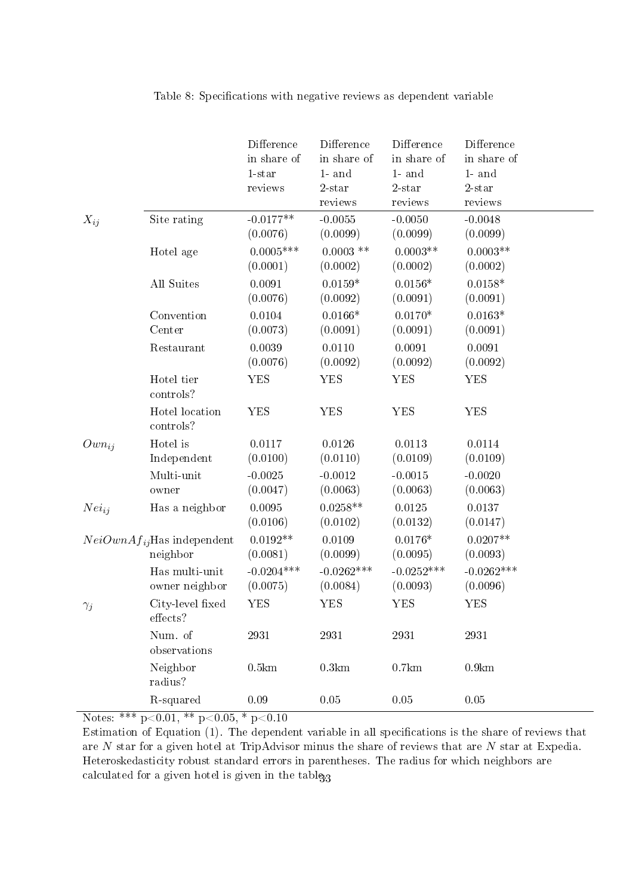Table 8: Specifications with negative reviews as dependent variable

| | | Difference in share of 1-star reviews | Difference in share of 1- and 2-star reviews | Difference in share of 1- and 2-star reviews | Difference in share of 1- and 2-star reviews |
|---|---|---|---|---|---|
| $X_{ij}$ | Site rating | -0.0177** | -0.0055 | -0.0050 | -0.0048 |
| | | (0.0076) | (0.0099) | (0.0099) | (0.0099) |
| | Hotel age | 0.0005*** | 0.0003 ** | 0.0003** | 0.0003** |
| | | (0.0001) | (0.0002) | (0.0002) | (0.0002) |
| | All Suites | 0.0091 | 0.0159* | 0.0156* | 0.0158* |
| | | (0.0076) | (0.0092) | (0.0091) | (0.0091) |
| | Convention Center | 0.0104 | 0.0166* | 0.0170* | 0.0163* |
| | | (0.0073) | (0.0091) | (0.0091) | (0.0091) |
| | Restaurant | 0.0039 | 0.0110 | 0.0091 | 0.0091 |
| | | (0.0076) | (0.0092) | (0.0092) | (0.0092) |
| | Hotel tier controls? | YES | YES | YES | YES |
| | Hotel location controls? | YES | YES | YES | YES |
| $Own_{ij}$ | Hotel is Independent | 0.0117 | 0.0126 | 0.0113 | 0.0114 |
| | | (0.0100) | (0.0110) | (0.0109) | (0.0109) |
| | Multi-unit owner | -0.0025 | -0.0012 | -0.0015 | -0.0020 |
| | | (0.0047) | (0.0063) | (0.0063) | (0.0063) |
| $Nei_{ij}$ | Has a neighbor | 0.0095 | 0.0258** | 0.0125 | 0.0137 |
| | | (0.0106) | (0.0102) | (0.0132) | (0.0147) |
| $NeiOwnAf_{ij}$ | Has independent neighbor | 0.0192** | 0.0109 | 0.0176* | 0.0207** |
| | | (0.0081) | (0.0099) | (0.0095) | (0.0093) |
| | Has multi-unit owner neighbor | -0.0204*** | -0.0262*** | -0.0252*** | -0.0262*** |
| | | (0.0075) | (0.0084) | (0.0093) | (0.0096) |
| $\gamma_j$ | City-level fixed effects? | YES | YES | YES | YES |
| | Num. of observations | 2931 | 2931 | 2931 | 2931 |
| | Neighbor radius? | 0.5km | 0.3km | 0.7km | 0.9km |
| | R-squared | 0.09 | 0.05 | 0.05 | 0.05 |

Notes: *** p<0.01, ** p<0.05, * p<0.10

Estimation of Equation (1). The dependent variable in all specifications is the share of reviews that are $N$ star for a given hotel at TripAdvisor minus the share of reviews that are $N$ star at Expedia. Heteroskedasticity robust standard errors in parentheses. The radius for which neighbors are calculated for a given hotel is given in the table.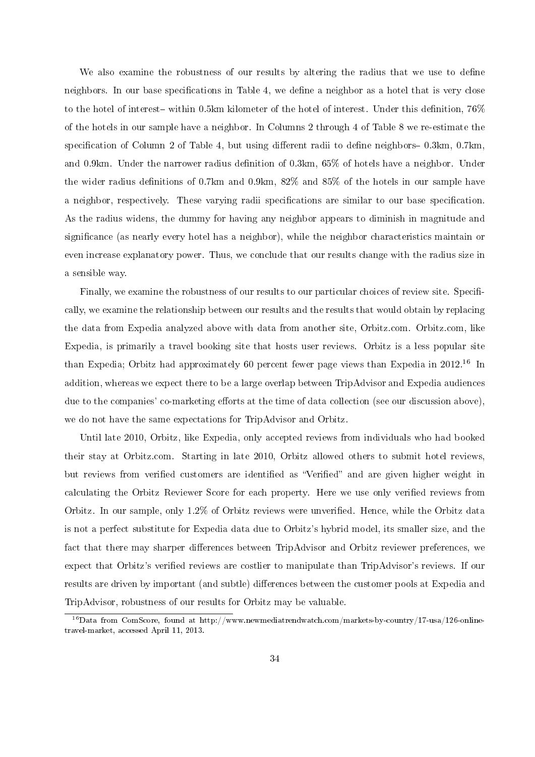We also examine the robustness of our results by altering the radius that we use to define neighbors. In our base specifications in Table 4, we define a neighbor as a hotel that is very close to the hotel of interest– within 0.5km kilometer of the hotel of interest. Under this definition, 76% of the hotels in our sample have a neighbor. In Columns 2 through 4 of Table 8 we re-estimate the specification of Column 2 of Table 4, but using different radii to define neighbors– 0.3km, 0.7km, and 0.9km. Under the narrower radius definition of 0.3km, 65% of hotels have a neighbor. Under the wider radius definitions of 0.7km and 0.9km, 82% and 85% of the hotels in our sample have a neighbor, respectively. These varying radii specifications are similar to our base specification. As the radius widens, the dummy for having any neighbor appears to diminish in magnitude and significance (as nearly every hotel has a neighbor), while the neighbor characteristics maintain or even increase explanatory power. Thus, we conclude that our results change with the radius size in a sensible way.

Finally, we examine the robustness of our results to our particular choices of review site. Specifically, we examine the relationship between our results and the results that would obtain by replacing the data from Expedia analyzed above with data from another site, Orbitz.com. Orbitz.com, like Expedia, is primarily a travel booking site that hosts user reviews. Orbitz is a less popular site than Expedia; Orbitz had approximately 60 percent fewer page views than Expedia in 2012.[16] In addition, whereas we expect there to be a large overlap between TripAdvisor and Expedia audiences due to the companies' co-marketing efforts at the time of data collection (see our discussion above), we do not have the same expectations for TripAdvisor and Orbitz.

Until late 2010, Orbitz, like Expedia, only accepted reviews from individuals who had booked their stay at Orbitz.com. Starting in late 2010, Orbitz allowed others to submit hotel reviews, but reviews from verified customers are identified as "Verified" and are given higher weight in calculating the Orbitz Reviewer Score for each property. Here we use only verified reviews from Orbitz. In our sample, only 1.2% of Orbitz reviews were unverified. Hence, while the Orbitz data is not a perfect substitute for Expedia data due to Orbitz's hybrid model, its smaller size, and the fact that there may sharper differences between TripAdvisor and Orbitz reviewer preferences, we expect that Orbitz's verified reviews are costlier to manipulate than TripAdvisor's reviews. If our results are driven by important (and subtle) differences between the customer pools at Expedia and TripAdvisor, robustness of our results for Orbitz may be valuable.

[16] Data from ComScore, found at http://www.newmediatrendwatch.com/markets-by-country/17-usa/126-online-travel-market, accessed April 11, 2013.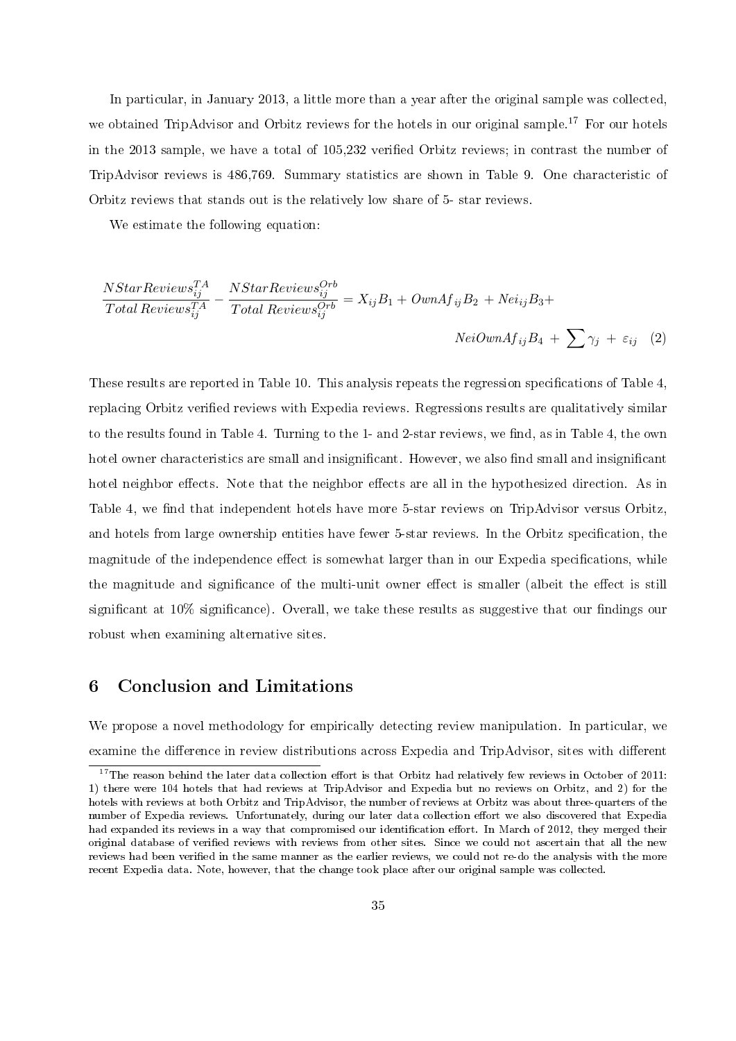In particular, in January 2013, a little more than a year after the original sample was collected, we obtained TripAdvisor and Orbitz reviews for the hotels in our original sample.[17] For our hotels in the 2013 sample, we have a total of 105,232 verified Orbitz reviews; in contrast the number of TripAdvisor reviews is 486,769. Summary statistics are shown in Table 9. One characteristic of Orbitz reviews that stands out is the relatively low share of 5- star reviews.

We estimate the following equation:

$$\frac{NStarReviews_{ij}^{TA}}{Total\ Reviews_{ij}^{TA}} - \frac{NStarReviews_{ij}^{Orb}}{Total\ Reviews_{ij}^{Orb}} = X_{ij}B_1 + OwnAf_{ij}B_2 + Nei_{ij}B_3 + NeiOwnAf_{ij}B_4 + \sum \gamma_j + \varepsilon_{ij} \quad (2)$$

These results are reported in Table 10. This analysis repeats the regression specifications of Table 4, replacing Orbitz verified reviews with Expedia reviews. Regressions results are qualitatively similar to the results found in Table 4. Turning to the 1- and 2-star reviews, we find, as in Table 4, the own hotel owner characteristics are small and insignificant. However, we also find small and insignificant hotel neighbor effects. Note that the neighbor effects are all in the hypothesized direction. As in Table 4, we find that independent hotels have more 5-star reviews on TripAdvisor versus Orbitz, and hotels from large ownership entities have fewer 5-star reviews. In the Orbitz specification, the magnitude of the independence effect is somewhat larger than in our Expedia specifications, while the magnitude and significance of the multi-unit owner effect is smaller (albeit the effect is still significant at 10% significance). Overall, we take these results as suggestive that our findings our robust when examining alternative sites.

## 6 Conclusion and Limitations

We propose a novel methodology for empirically detecting review manipulation. In particular, we examine the difference in review distributions across Expedia and TripAdvisor, sites with different

[17] The reason behind the later data collection effort is that Orbitz had relatively few reviews in October of 2011: 1) there were 104 hotels that had reviews at TripAdvisor and Expedia but no reviews on Orbitz, and 2) for the hotels with reviews at both Orbitz and TripAdvisor, the number of reviews at Orbitz was about three-quarters of the number of Expedia reviews. Unfortunately, during our later data collection effort we also discovered that Expedia had expanded its reviews in a way that compromised our identification effort. In March of 2012, they merged their original database of verified reviews with reviews from other sites. Since we could not ascertain that all the new reviews had been verified in the same manner as the earlier reviews, we could not re-do the analysis with the more recent Expedia data. Note, however, that the change took place after our original sample was collected.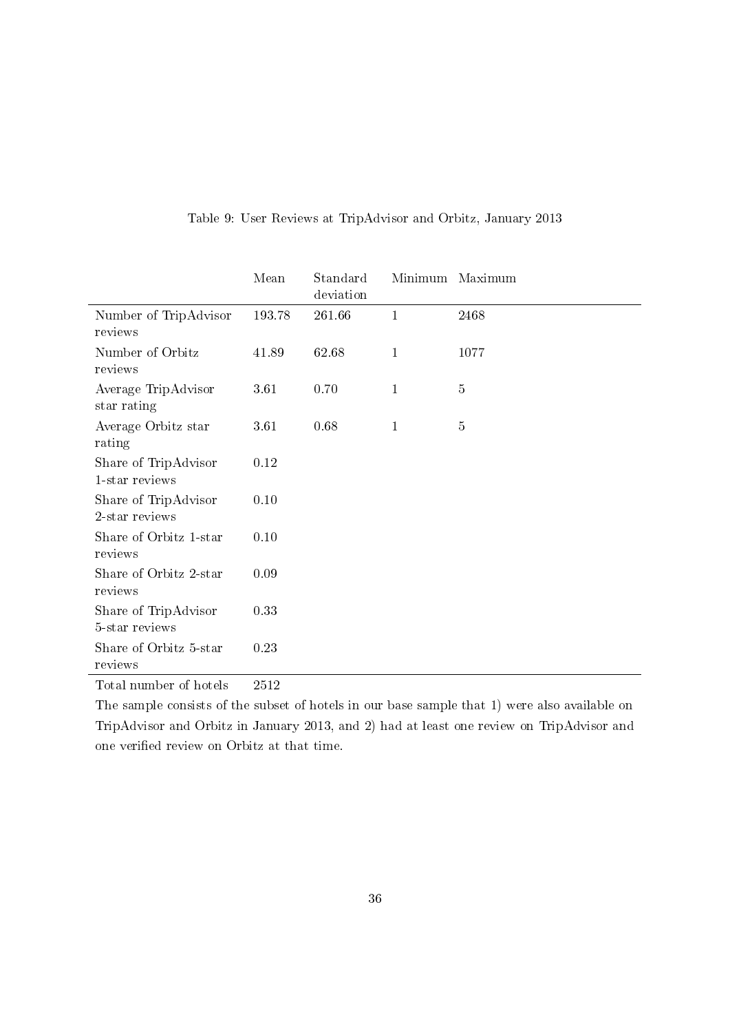Table 9: User Reviews at TripAdvisor and Orbitz, January 2013

| | Mean | Standard deviation | Minimum | Maximum |
|---|---|---|---|---|
| Number of TripAdvisor reviews | 193.78 | 261.66 | 1 | 2468 |
| Number of Orbitz reviews | 41.89 | 62.68 | 1 | 1077 |
| Average TripAdvisor star rating | 3.61 | 0.70 | 1 | 5 |
| Average Orbitz star rating | 3.61 | 0.68 | 1 | 5 |
| Share of TripAdvisor 1-star reviews | 0.12 | | | |
| Share of TripAdvisor 2-star reviews | 0.10 | | | |
| Share of Orbitz 1-star reviews | 0.10 | | | |
| Share of Orbitz 2-star reviews | 0.09 | | | |
| Share of TripAdvisor 5-star reviews | 0.33 | | | |
| Share of Orbitz 5-star reviews | 0.23 | | | |
| Total number of hotels | 2512 | | | |

The sample consists of the subset of hotels in our base sample that 1) were also available on TripAdvisor and Orbitz in January 2013, and 2) had at least one review on TripAdvisor and one verified review on Orbitz at that time.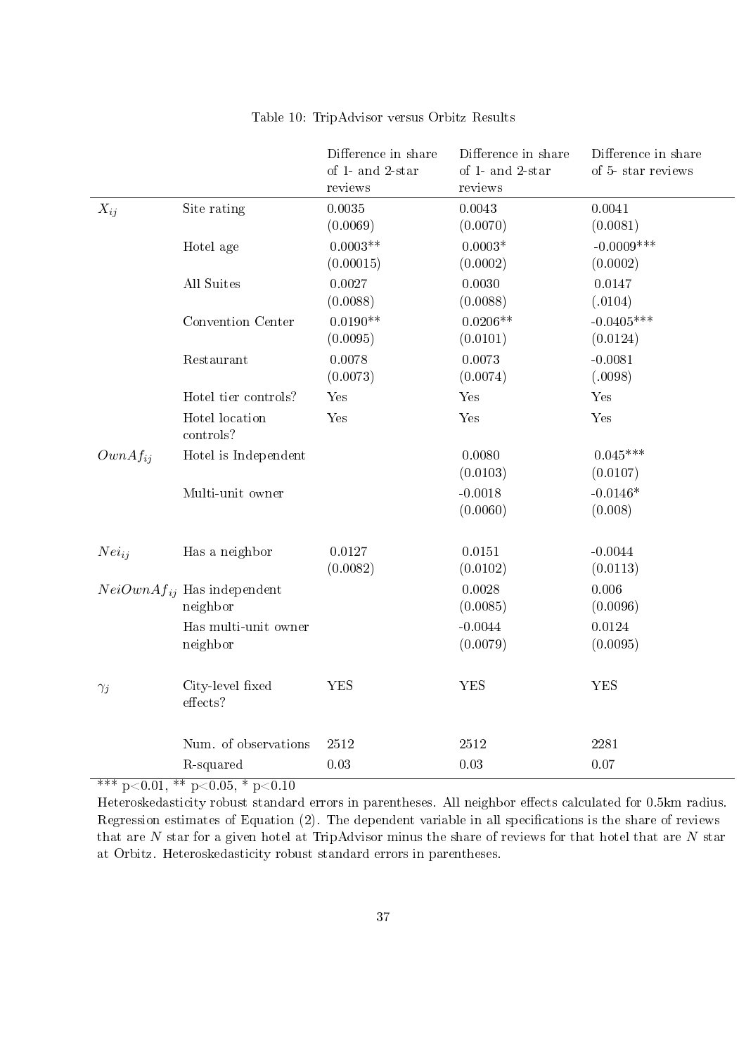Table 10: TripAdvisor versus Orbitz Results

| | | Difference in share of 1- and 2-star reviews | Difference in share of 1- and 2-star reviews | Difference in share of 5- star reviews |
|---|---|---|---|---|
| $X_{ij}$ | Site rating | 0.0035 | 0.0043 | 0.0041 |
| | | (0.0069) | (0.0070) | (0.0081) |
| | Hotel age | 0.0003** | 0.0003* | -0.0009*** |
| | | (0.00015) | (0.0002) | (0.0002) |
| | All Suites | 0.0027 | 0.0030 | 0.0147 |
| | | (0.0088) | (0.0088) | (.0104) |
| | Convention Center | 0.0190** | 0.0206** | -0.0405*** |
| | | (0.0095) | (0.0101) | (0.0124) |
| | Restaurant | 0.0078 | 0.0073 | -0.0081 |
| | | (0.0073) | (0.0074) | (.0098) |
| | Hotel tier controls? | Yes | Yes | Yes |
| | Hotel location controls? | Yes | Yes | Yes |
| $OwnAf_{ij}$ | Hotel is Independent | | 0.0080 | 0.045*** |
| | | | (0.0103) | (0.0107) |
| | Multi-unit owner | | -0.0018 | -0.0146* |
| | | | (0.0060) | (0.008) |
| $Nei_{ij}$ | Has a neighbor | 0.0127 | 0.0151 | -0.0044 |
| | | (0.0082) | (0.0102) | (0.0113) |
| $NeiOwnAf_{ij}$ | Has independent neighbor | | 0.0028 | 0.006 |
| | | | (0.0085) | (0.0096) |
| | Has multi-unit owner neighbor | | -0.0044 | 0.0124 |
| | | | (0.0079) | (0.0095) |
| $\gamma_j$ | City-level fixed effects? | YES | YES | YES |
| | Num. of observations | 2512 | 2512 | 2281 |
| | R-squared | 0.03 | 0.03 | 0.07 |

*** $p<0.01$, ** $p<0.05$, * $p<0.10$

Heteroskedasticity robust standard errors in parentheses. All neighbor effects calculated for 0.5km radius. Regression estimates of Equation (2). The dependent variable in all specifications is the share of reviews that are $N$ star for a given hotel at TripAdvisor minus the share of reviews for that hotel that are $N$ star at Orbitz. Heteroskedasticity robust standard errors in parentheses.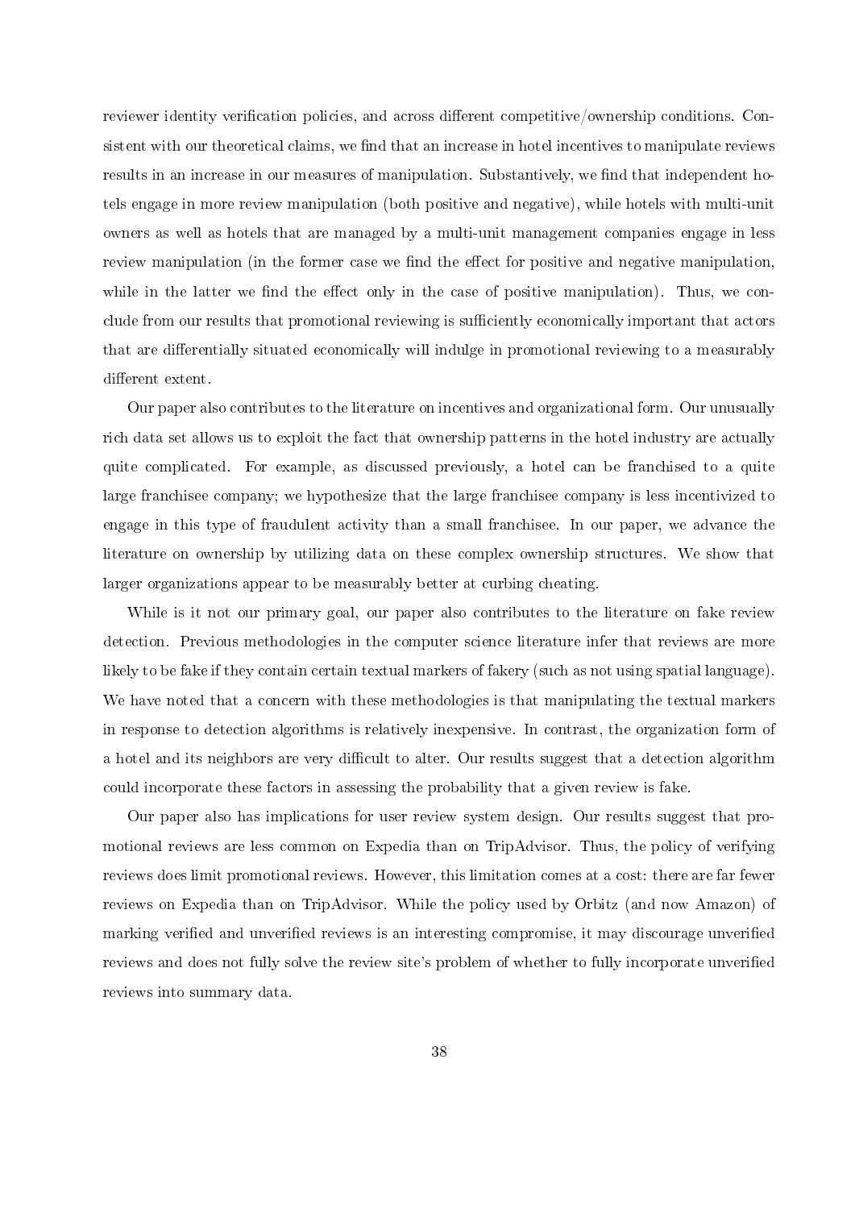reviewer identity verification policies, and across different competitive/ownership conditions. Consistent with our theoretical claims, we find that an increase in hotel incentives to manipulate reviews results in an increase in our measures of manipulation. Substantively, we find that independent hotels engage in more review manipulation (both positive and negative), while hotels with multi-unit owners as well as hotels that are managed by a multi-unit management companies engage in less review manipulation (in the former case we find the effect for positive and negative manipulation, while in the latter we find the effect only in the case of positive manipulation). Thus, we conclude from our results that promotional reviewing is sufficiently economically important that actors that are differentially situated economically will indulge in promotional reviewing to a measurably different extent.

Our paper also contributes to the literature on incentives and organizational form. Our unusually rich data set allows us to exploit the fact that ownership patterns in the hotel industry are actually quite complicated. For example, as discussed previously, a hotel can be franchised to a quite large franchisee company; we hypothesize that the large franchisee company is less incentivized to engage in this type of fraudulent activity than a small franchisee. In our paper, we advance the literature on ownership by utilizing data on these complex ownership structures. We show that larger organizations appear to be measurably better at curbing cheating.

While is it not our primary goal, our paper also contributes to the literature on fake review detection. Previous methodologies in the computer science literature infer that reviews are more likely to be fake if they contain certain textual markers of fakery (such as not using spatial language). We have noted that a concern with these methodologies is that manipulating the textual markers in response to detection algorithms is relatively inexpensive. In contrast, the organization form of a hotel and its neighbors are very difficult to alter. Our results suggest that a detection algorithm could incorporate these factors in assessing the probability that a given review is fake.

Our paper also has implications for user review system design. Our results suggest that promotional reviews are less common on Expedia than on TripAdvisor. Thus, the policy of verifying reviews does limit promotional reviews. However, this limitation comes at a cost: there are far fewer reviews on Expedia than on TripAdvisor. While the policy used by Orbitz (and now Amazon) of marking verified and unverified reviews is an interesting compromise, it may discourage unverified reviews and does not fully solve the review site's problem of whether to fully incorporate unverified reviews into summary data.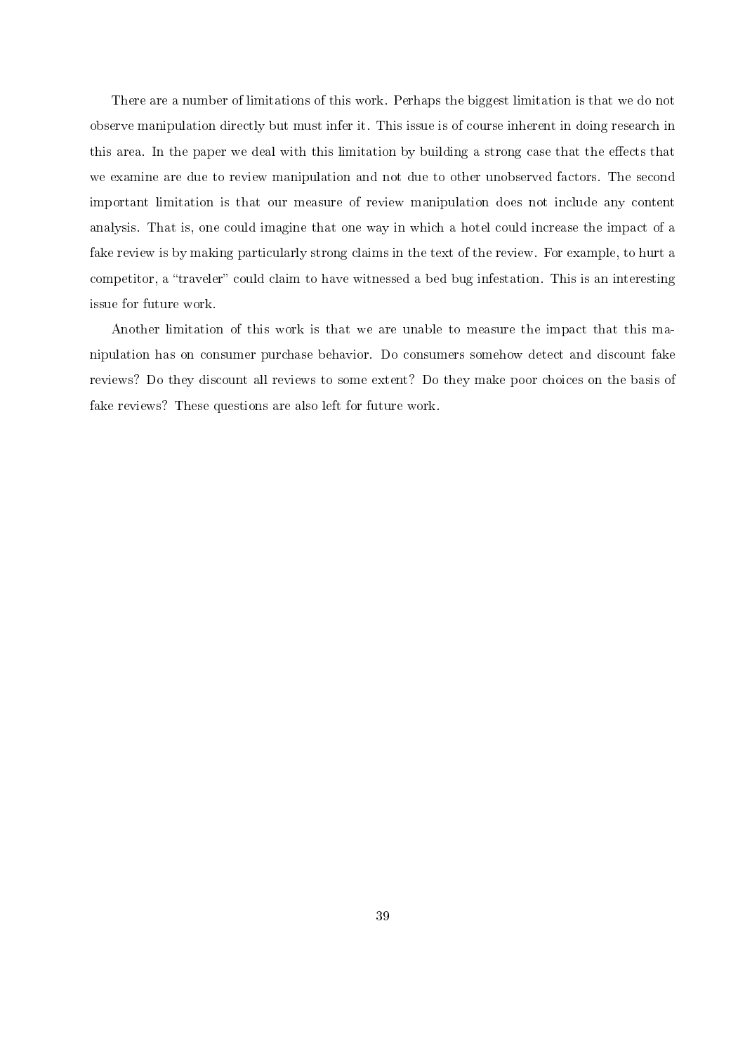There are a number of limitations of this work. Perhaps the biggest limitation is that we do not observe manipulation directly but must infer it. This issue is of course inherent in doing research in this area. In the paper we deal with this limitation by building a strong case that the effects that we examine are due to review manipulation and not due to other unobserved factors. The second important limitation is that our measure of review manipulation does not include any content analysis. That is, one could imagine that one way in which a hotel could increase the impact of a fake review is by making particularly strong claims in the text of the review. For example, to hurt a competitor, a "traveler" could claim to have witnessed a bed bug infestation. This is an interesting issue for future work.

Another limitation of this work is that we are unable to measure the impact that this manipulation has on consumer purchase behavior. Do consumers somehow detect and discount fake reviews? Do they discount all reviews to some extent? Do they make poor choices on the basis of fake reviews? These questions are also left for future work.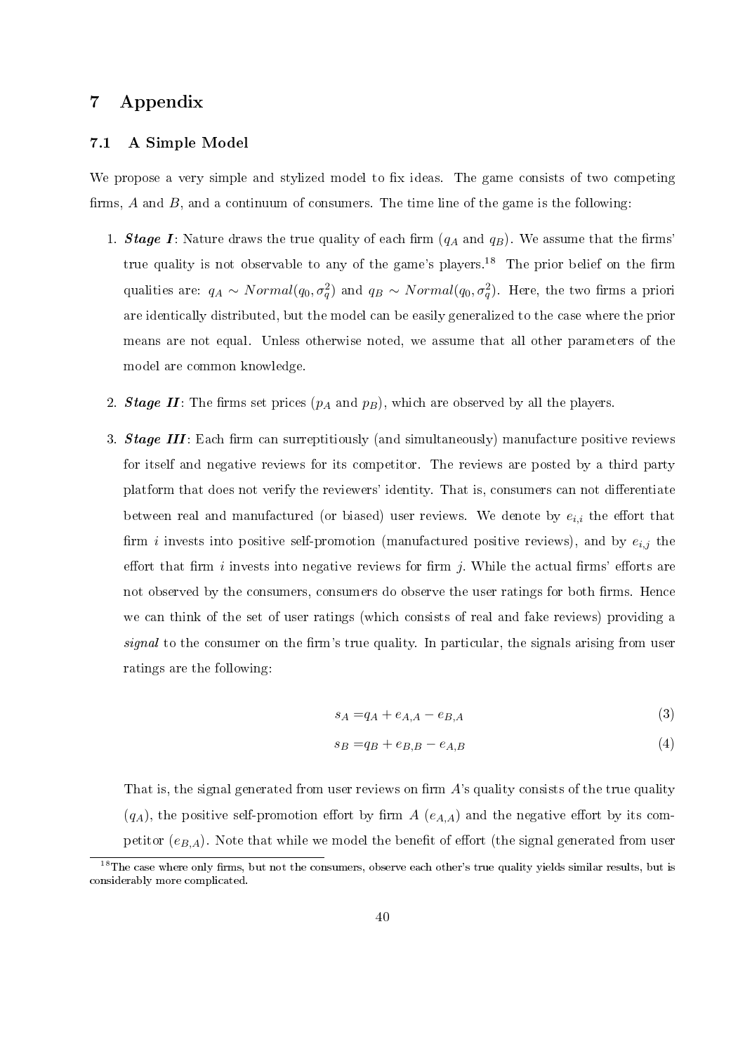# 7 Appendix

## 7.1 A Simple Model

We propose a very simple and stylized model to fix ideas. The game consists of two competing firms, $A$ and $B$, and a continuum of consumers. The time line of the game is the following:

1. ***Stage I***: Nature draws the true quality of each firm ($q_A$ and $q_B$). We assume that the firms' true quality is not observable to any of the game's players.[18] The prior belief on the firm qualities are: $q_A \sim Normal(q_0, \sigma_q^2)$ and $q_B \sim Normal(q_0, \sigma_q^2)$. Here, the two firms a priori are identically distributed, but the model can be easily generalized to the case where the prior means are not equal. Unless otherwise noted, we assume that all other parameters of the model are common knowledge.

2. ***Stage II***: The firms set prices ($p_A$ and $p_B$), which are observed by all the players.

3. ***Stage III***: Each firm can surreptitiously (and simultaneously) manufacture positive reviews for itself and negative reviews for its competitor. The reviews are posted by a third party platform that does not verify the reviewers' identity. That is, consumers can not differentiate between real and manufactured (or biased) user reviews. We denote by $e_{i,i}$ the effort that firm $i$ invests into positive self-promotion (manufactured positive reviews), and by $e_{i,j}$ the effort that firm $i$ invests into negative reviews for firm $j$. While the actual firms' efforts are not observed by the consumers, consumers do observe the user ratings for both firms. Hence we can think of the set of user ratings (which consists of real and fake reviews) providing a *signal* to the consumer on the firm's true quality. In particular, the signals arising from user ratings are the following:

$$s_A = q_A + e_{A,A} - e_{B,A} \tag{3}$$

$$s_B = q_B + e_{B,B} - e_{A,B} \tag{4}$$

That is, the signal generated from user reviews on firm $A$'s quality consists of the true quality ($q_A$), the positive self-promotion effort by firm $A$ ($e_{A,A}$) and the negative effort by its competitor ($e_{B,A}$). Note that while we model the benefit of effort (the signal generated from user

[18] The case where only firms, but not the consumers, observe each other's true quality yields similar results, but is considerably more complicated.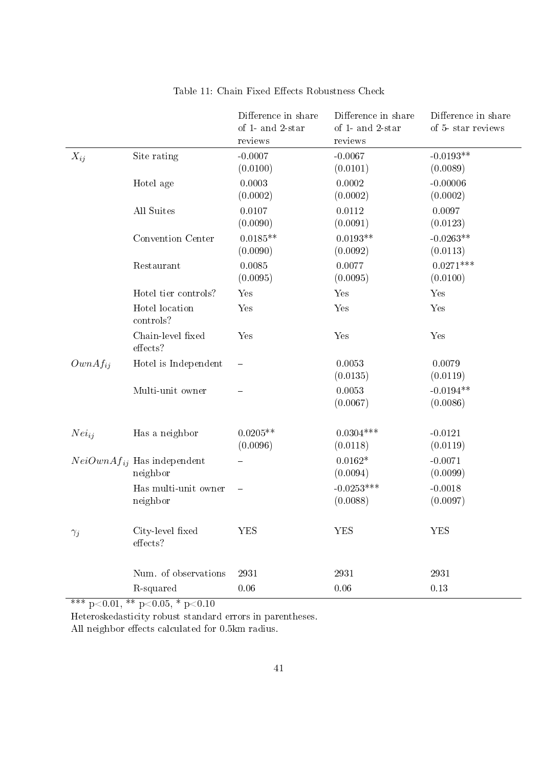Table 11: Chain Fixed Effects Robustness Check

| | | Difference in share of 1- and 2-star reviews | Difference in share of 1- and 2-star reviews | Difference in share of 5- star reviews |
|---|---|---|---|---|
| $X_{ij}$ | Site rating | -0.0007 (0.0100) | -0.0067 (0.0101) | -0.0193** (0.0089) |
| | Hotel age | 0.0003 (0.0002) | 0.0002 (0.0002) | -0.00006 (0.0002) |
| | All Suites | 0.0107 (0.0090) | 0.0112 (0.0091) | 0.0097 (0.0123) |
| | Convention Center | 0.0185** (0.0090) | 0.0193** (0.0092) | -0.0263** (0.0113) |
| | Restaurant | 0.0085 (0.0095) | 0.0077 (0.0095) | 0.0271*** (0.0100) |
| | Hotel tier controls? | Yes | Yes | Yes |
| | Hotel location controls? | Yes | Yes | Yes |
| | Chain-level fixed effects? | Yes | Yes | Yes |
| $OwnAf_{ij}$ | Hotel is Independent | – | 0.0053 (0.0135) | 0.0079 (0.0119) |
| | Multi-unit owner | – | 0.0053 (0.0067) | -0.0194** (0.0086) |
| $Nei_{ij}$ | Has a neighbor | 0.0205** (0.0096) | 0.0304*** (0.0118) | -0.0121 (0.0119) |
| $NeiOwnAf_{ij}$ | Has independent neighbor | – | 0.0162* (0.0094) | -0.0071 (0.0099) |
| | Has multi-unit owner neighbor | – | -0.0253*** (0.0088) | -0.0018 (0.0097) |
| $\gamma_j$ | City-level fixed effects? | YES | YES | YES |
| | Num. of observations | 2931 | 2931 | 2931 |
| | R-squared | 0.06 | 0.06 | 0.13 |

*** p<0.01, ** p<0.05, * p<0.10

Heteroskedasticity robust standard errors in parentheses.

All neighbor effects calculated for 0.5km radius.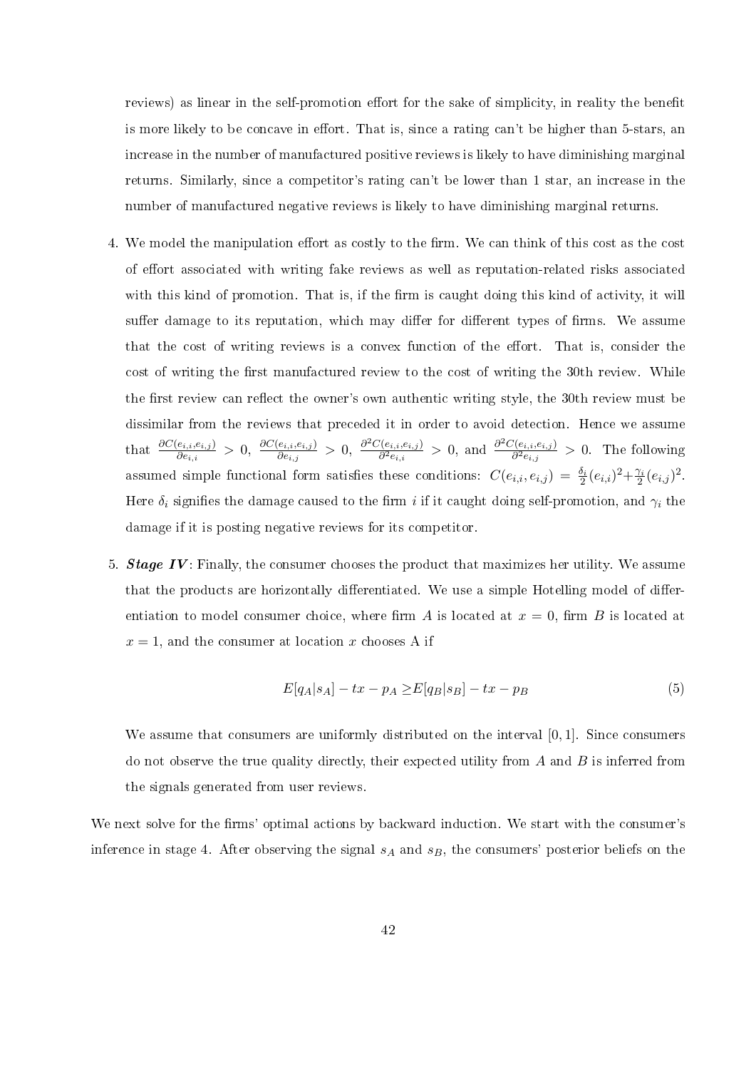reviews) as linear in the self-promotion effort for the sake of simplicity, in reality the benefit is more likely to be concave in effort. That is, since a rating can't be higher than 5-stars, an increase in the number of manufactured positive reviews is likely to have diminishing marginal returns. Similarly, since a competitor's rating can't be lower than 1 star, an increase in the number of manufactured negative reviews is likely to have diminishing marginal returns.

4. We model the manipulation effort as costly to the firm. We can think of this cost as the cost of effort associated with writing fake reviews as well as reputation-related risks associated with this kind of promotion. That is, if the firm is caught doing this kind of activity, it will suffer damage to its reputation, which may differ for different types of firms. We assume that the cost of writing reviews is a convex function of the effort. That is, consider the cost of writing the first manufactured review to the cost of writing the 30th review. While the first review can reflect the owner's own authentic writing style, the 30th review must be dissimilar from the reviews that preceded it in order to avoid detection. Hence we assume that $\frac{\partial C(e_{i,i},e_{i,j})}{\partial e_{i,i}} > 0$, $\frac{\partial C(e_{i,i},e_{i,j})}{\partial e_{i,j}} > 0$, $\frac{\partial^2 C(e_{i,i},e_{i,j})}{\partial^2 e_{i,i}} > 0$, and $\frac{\partial^2 C(e_{i,i},e_{i,j})}{\partial^2 e_{i,j}} > 0$. The following assumed simple functional form satisfies these conditions: $C(e_{i,i}, e_{i,j}) = \frac{\delta_i}{2}(e_{i,i})^2 + \frac{\gamma_i}{2}(e_{i,j})^2$. Here $\delta_i$ signifies the damage caused to the firm $i$ if it caught doing self-promotion, and $\gamma_i$ the damage if it is posting negative reviews for its competitor.

5. ***Stage IV***: Finally, the consumer chooses the product that maximizes her utility. We assume that the products are horizontally differentiated. We use a simple Hotelling model of differentiation to model consumer choice, where firm $A$ is located at $x = 0$, firm $B$ is located at $x = 1$, and the consumer at location $x$ chooses A if

$$E[q_A|s_A] - tx - p_A \geq E[q_B|s_B] - tx - p_B \tag{5}$$

We assume that consumers are uniformly distributed on the interval $[0, 1]$. Since consumers do not observe the true quality directly, their expected utility from $A$ and $B$ is inferred from the signals generated from user reviews.

We next solve for the firms' optimal actions by backward induction. We start with the consumer's inference in stage 4. After observing the signal $s_A$ and $s_B$, the consumers' posterior beliefs on the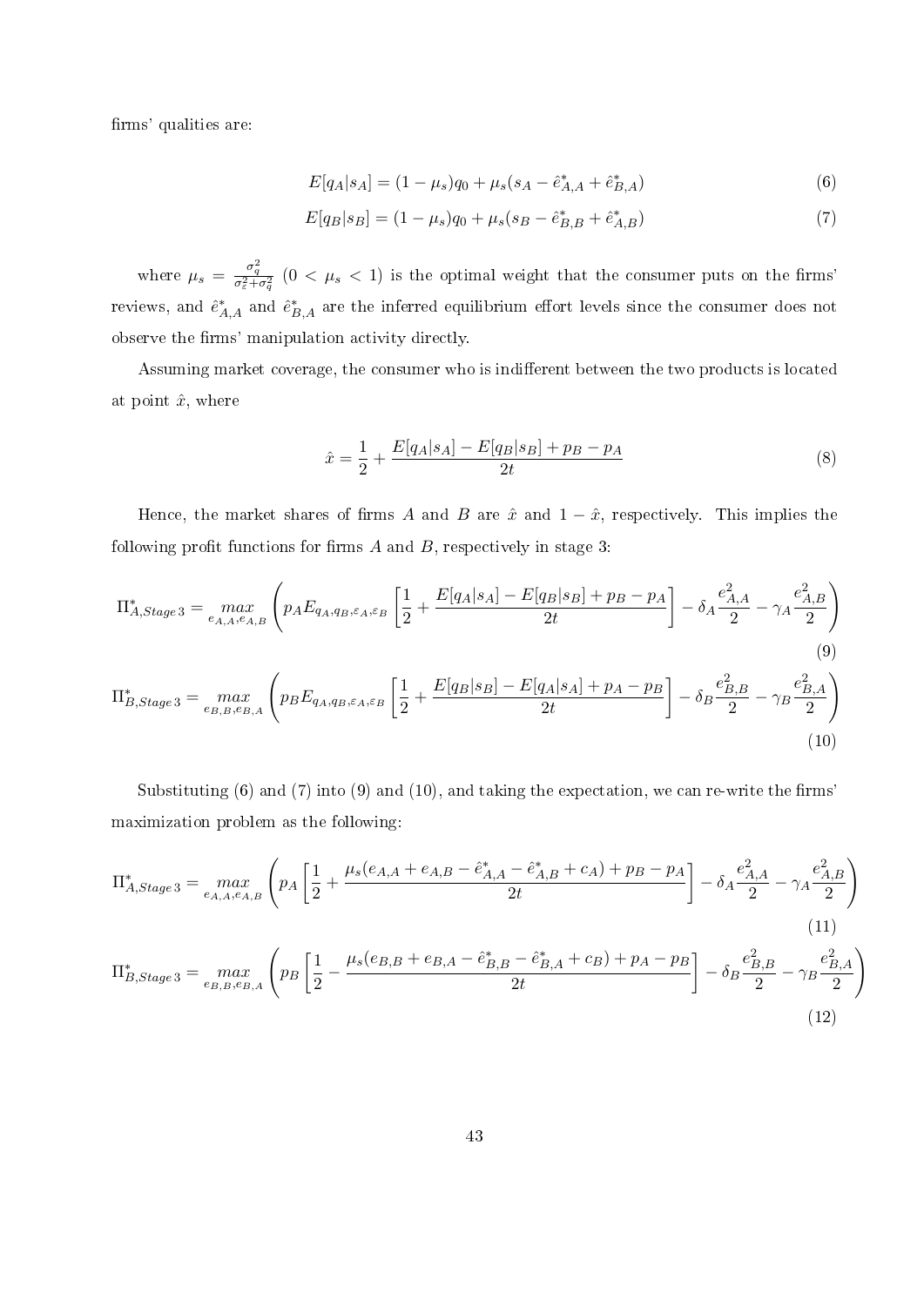firms' qualities are:

$$E[q_A|s_A] = (1-\mu_s)q_0 + \mu_s(s_A - \hat{e}^*_{A,A} + \hat{e}^*_{B,A}) \tag{6}$$

$$E[q_B|s_B] = (1-\mu_s)q_0 + \mu_s(s_B - \hat{e}^*_{B,B} + \hat{e}^*_{A,B}) \tag{7}$$

where $\mu_s = \frac{\sigma_q^2}{\sigma_\varepsilon^2 + \sigma_q^2}$ $(0 < \mu_s < 1)$ is the optimal weight that the consumer puts on the firms' reviews, and $\hat{e}^*_{A,A}$ and $\hat{e}^*_{B,A}$ are the inferred equilibrium effort levels since the consumer does not observe the firms' manipulation activity directly.

Assuming market coverage, the consumer who is indifferent between the two products is located at point $\hat{x}$, where

$$\hat{x} = \frac{1}{2} + \frac{E[q_A|s_A] - E[q_B|s_B] + p_B - p_A}{2t} \tag{8}$$

Hence, the market shares of firms $A$ and $B$ are $\hat{x}$ and $1-\hat{x}$, respectively. This implies the following profit functions for firms $A$ and $B$, respectively in stage 3:

$$\Pi^*_{A,Stage\,3} = \max_{e_{A,A},e_{A,B}} \left( p_A E_{q_A,q_B,\varepsilon_A,\varepsilon_B}\left[\frac{1}{2} + \frac{E[q_A|s_A] - E[q_B|s_B] + p_B - p_A}{2t}\right] - \delta_A \frac{e^2_{A,A}}{2} - \gamma_A \frac{e^2_{A,B}}{2} \right) \tag{9}$$

$$\Pi^*_{B,Stage\,3} = \max_{e_{B,B},e_{B,A}} \left( p_B E_{q_A,q_B,\varepsilon_A,\varepsilon_B}\left[\frac{1}{2} + \frac{E[q_B|s_B] - E[q_A|s_A] + p_A - p_B}{2t}\right] - \delta_B \frac{e^2_{B,B}}{2} - \gamma_B \frac{e^2_{B,A}}{2} \right) \tag{10}$$

Substituting (6) and (7) into (9) and (10), and taking the expectation, we can re-write the firms' maximization problem as the following:

$$\Pi^*_{A,Stage\,3} = \max_{e_{A,A},e_{A,B}} \left( p_A \left[\frac{1}{2} + \frac{\mu_s(e_{A,A} + e_{A,B} - \hat{e}^*_{A,A} - \hat{e}^*_{A,B} + c_A) + p_B - p_A}{2t}\right] - \delta_A \frac{e^2_{A,A}}{2} - \gamma_A \frac{e^2_{A,B}}{2} \right) \tag{11}$$

$$\Pi^*_{B,Stage\,3} = \max_{e_{B,B},e_{B,A}} \left( p_B \left[\frac{1}{2} - \frac{\mu_s(e_{B,B} + e_{B,A} - \hat{e}^*_{B,B} - \hat{e}^*_{B,A} + c_B) + p_A - p_B}{2t}\right] - \delta_B \frac{e^2_{B,B}}{2} - \gamma_B \frac{e^2_{B,A}}{2} \right) \tag{12}$$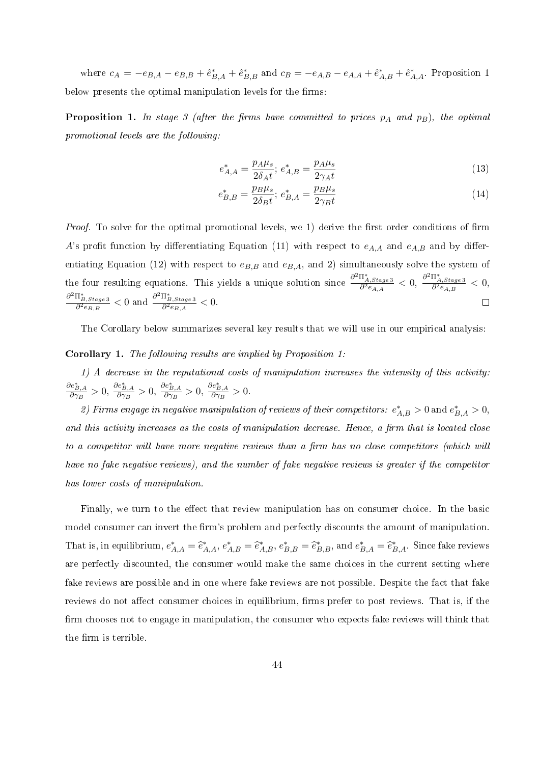where $c_A = -e_{B,A} - e_{B,B} + \hat{e}^*_{B,A} + \hat{e}^*_{B,B}$ and $c_B = -e_{A,B} - e_{A,A} + \hat{e}^*_{A,B} + \hat{e}^*_{A,A}$. Proposition 1 below presents the optimal manipulation levels for the firms:

**Proposition 1.** *In stage 3 (after the firms have committed to prices $p_A$ and $p_B$), the optimal promotional levels are the following:*

$$e^*_{A,A} = \frac{p_A \mu_s}{2\delta_A t};\; e^*_{A,B} = \frac{p_A \mu_s}{2\gamma_A t} \tag{13}$$

$$e^*_{B,B} = \frac{p_B \mu_s}{2\delta_B t};\; e^*_{B,A} = \frac{p_B \mu_s}{2\gamma_B t} \tag{14}$$

*Proof.* To solve for the optimal promotional levels, we 1) derive the first order conditions of firm $A$'s profit function by differentiating Equation (11) with respect to $e_{A,A}$ and $e_{A,B}$ and by differentiating Equation (12) with respect to $e_{B,B}$ and $e_{B,A}$, and 2) simultaneously solve the system of the four resulting equations. This yields a unique solution since $\frac{\partial^2 \Pi^*_{A,Stage\,3}}{\partial^2 e_{A,A}} < 0$, $\frac{\partial^2 \Pi^*_{A,Stage\,3}}{\partial^2 e_{A,B}} < 0$, $\frac{\partial^2 \Pi^*_{B,Stage\,3}}{\partial^2 e_{B,B}} < 0$ and $\frac{\partial^2 \Pi^*_{B,Stage\,3}}{\partial^2 e_{B,A}} < 0$. □

The Corollary below summarizes several key results that we will use in our empirical analysis:

**Corollary 1.** *The following results are implied by Proposition 1:*

*1) A decrease in the reputational costs of manipulation increases the intensity of this activity:* $\frac{\partial e^*_{B,A}}{\partial \gamma_B} > 0$, $\frac{\partial e^*_{B,A}}{\partial \gamma_B} > 0$, $\frac{\partial e^*_{B,A}}{\partial \gamma_B} > 0$, $\frac{\partial e^*_{B,A}}{\partial \gamma_B} > 0$.

*2) Firms engage in negative manipulation of reviews of their competitors: $e^*_{A,B} > 0$ and $e^*_{B,A} > 0$, and this activity increases as the costs of manipulation decrease. Hence, a firm that is located close to a competitor will have more negative reviews than a firm has no close competitors (which will have no fake negative reviews), and the number of fake negative reviews is greater if the competitor has lower costs of manipulation.*

Finally, we turn to the effect that review manipulation has on consumer choice. In the basic model consumer can invert the firm's problem and perfectly discounts the amount of manipulation. That is, in equilibrium, $e^*_{A,A} = \widehat{e}^*_{A,A}$, $e^*_{A,B} = \widehat{e}^*_{A,B}$, $e^*_{B,B} = \widehat{e}^*_{B,B}$, and $e^*_{B,A} = \widehat{e}^*_{B,A}$. Since fake reviews are perfectly discounted, the consumer would make the same choices in the current setting where fake reviews are possible and in one where fake reviews are not possible. Despite the fact that fake reviews do not affect consumer choices in equilibrium, firms prefer to post reviews. That is, if the firm chooses not to engage in manipulation, the consumer who expects fake reviews will think that the firm is terrible.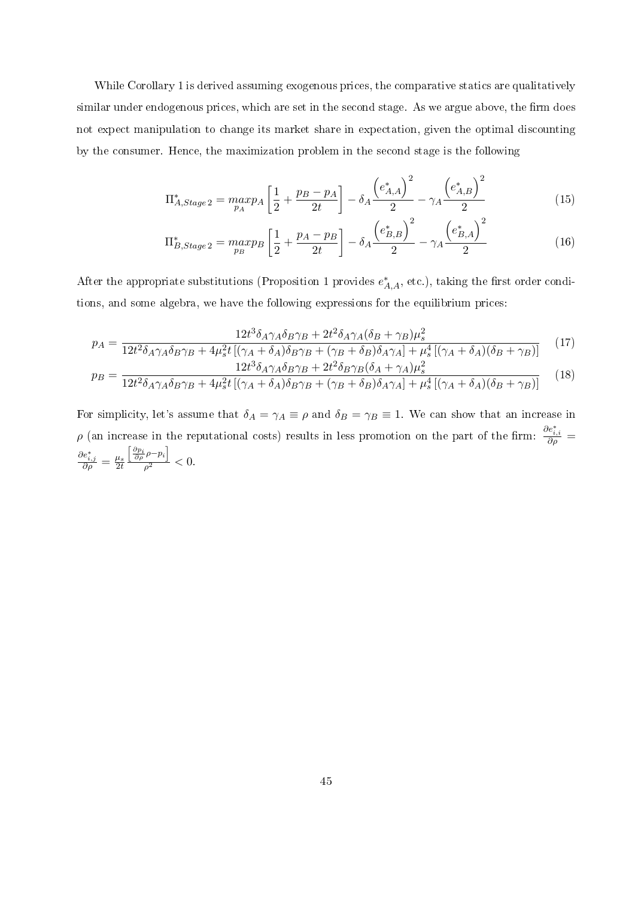While Corollary 1 is derived assuming exogenous prices, the comparative statics are qualitatively similar under endogenous prices, which are set in the second stage. As we argue above, the firm does not expect manipulation to change its market share in expectation, given the optimal discounting by the consumer. Hence, the maximization problem in the second stage is the following

$$\Pi^*_{A,Stage\,2} = \underset{p_A}{max} p_A \left[\frac{1}{2} + \frac{p_B - p_A}{2t}\right] - \delta_A \frac{\left(e^*_{A,A}\right)^2}{2} - \gamma_A \frac{\left(e^*_{A,B}\right)^2}{2} \tag{15}$$

$$\Pi^*_{B,Stage\,2} = \underset{p_B}{max} p_B \left[\frac{1}{2} + \frac{p_A - p_B}{2t}\right] - \delta_A \frac{\left(e^*_{B,B}\right)^2}{2} - \gamma_A \frac{\left(e^*_{B,A}\right)^2}{2} \tag{16}$$

After the appropriate substitutions (Proposition 1 provides $e^*_{A,A}$, etc.), taking the first order conditions, and some algebra, we have the following expressions for the equilibrium prices:

$$p_A = \frac{12t^3\delta_A\gamma_A\delta_B\gamma_B + 2t^2\delta_A\gamma_A(\delta_B + \gamma_B)\mu_s^2}{12t^2\delta_A\gamma_A\delta_B\gamma_B + 4\mu_s^2 t\left[(\gamma_A + \delta_A)\delta_B\gamma_B + (\gamma_B + \delta_B)\delta_A\gamma_A\right] + \mu_s^4\left[(\gamma_A + \delta_A)(\delta_B + \gamma_B)\right]} \tag{17}$$

$$p_B = \frac{12t^3\delta_A\gamma_A\delta_B\gamma_B + 2t^2\delta_B\gamma_B(\delta_A + \gamma_A)\mu_s^2}{12t^2\delta_A\gamma_A\delta_B\gamma_B + 4\mu_s^2 t\left[(\gamma_A + \delta_A)\delta_B\gamma_B + (\gamma_B + \delta_B)\delta_A\gamma_A\right] + \mu_s^4\left[(\gamma_A + \delta_A)(\delta_B + \gamma_B)\right]} \tag{18}$$

For simplicity, let's assume that $\delta_A = \gamma_A \equiv \rho$ and $\delta_B = \gamma_B \equiv 1$. We can show that an increase in $\rho$ (an increase in the reputational costs) results in less promotion on the part of the firm: $\frac{\partial e^*_{i,i}}{\partial \rho} = \frac{\partial e^*_{i,j}}{\partial \rho} = \frac{\mu_s}{2t}\frac{\left[\frac{\partial p_i}{\partial \rho}\rho - p_i\right]}{\rho^2} < 0$.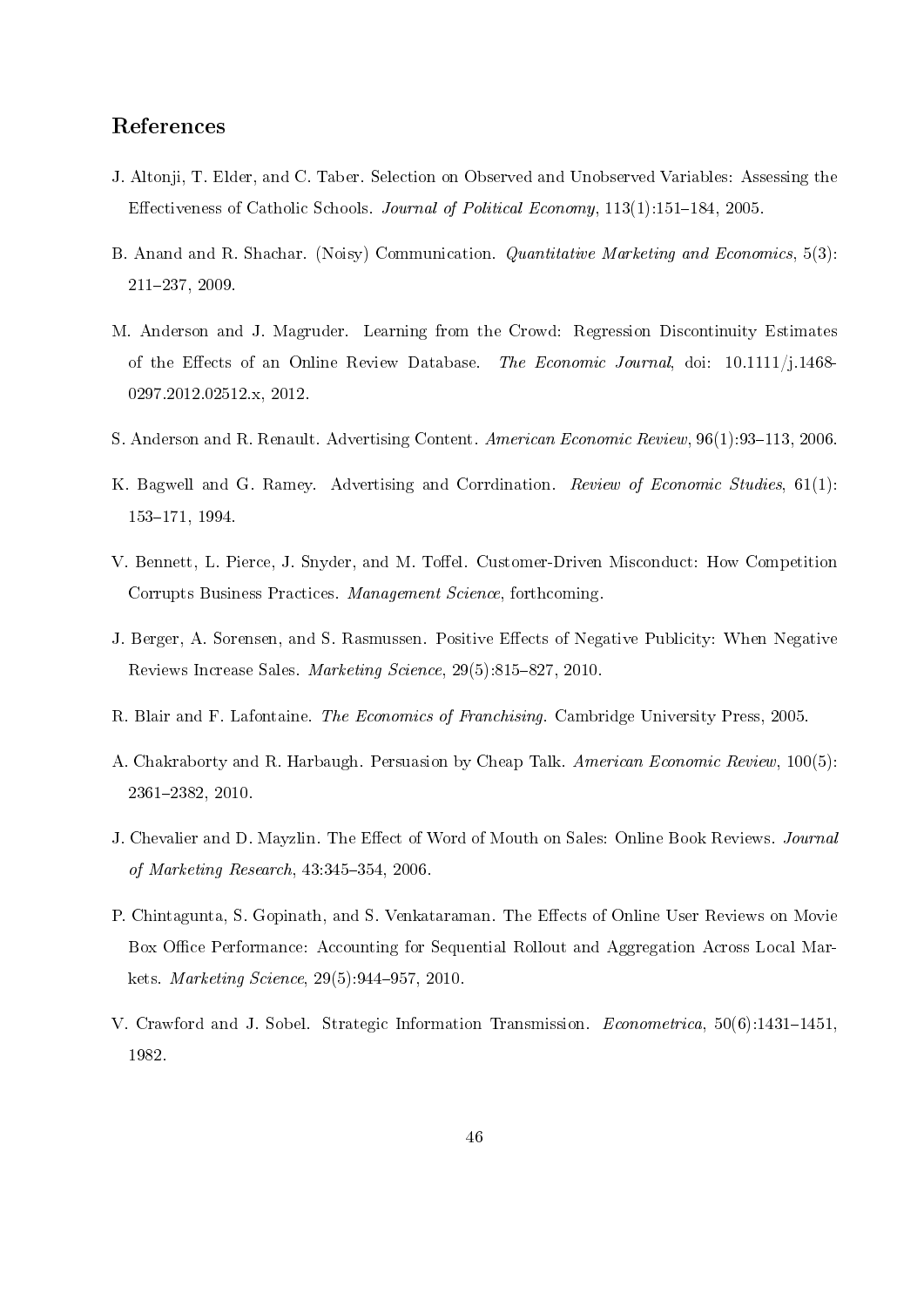## References

J. Altonji, T. Elder, and C. Taber. Selection on Observed and Unobserved Variables: Assessing the Effectiveness of Catholic Schools. *Journal of Political Economy*, 113(1):151–184, 2005.

B. Anand and R. Shachar. (Noisy) Communication. *Quantitative Marketing and Economics*, 5(3): 211–237, 2009.

M. Anderson and J. Magruder. Learning from the Crowd: Regression Discontinuity Estimates of the Effects of an Online Review Database. *The Economic Journal*, doi: 10.1111/j.1468-0297.2012.02512.x, 2012.

S. Anderson and R. Renault. Advertising Content. *American Economic Review*, 96(1):93–113, 2006.

K. Bagwell and G. Ramey. Advertising and Corrdination. *Review of Economic Studies*, 61(1): 153–171, 1994.

V. Bennett, L. Pierce, J. Snyder, and M. Toffel. Customer-Driven Misconduct: How Competition Corrupts Business Practices. *Management Science*, forthcoming.

J. Berger, A. Sorensen, and S. Rasmussen. Positive Effects of Negative Publicity: When Negative Reviews Increase Sales. *Marketing Science*, 29(5):815–827, 2010.

R. Blair and F. Lafontaine. *The Economics of Franchising.* Cambridge University Press, 2005.

A. Chakraborty and R. Harbaugh. Persuasion by Cheap Talk. *American Economic Review*, 100(5): 2361–2382, 2010.

J. Chevalier and D. Mayzlin. The Effect of Word of Mouth on Sales: Online Book Reviews. *Journal of Marketing Research*, 43:345–354, 2006.

P. Chintagunta, S. Gopinath, and S. Venkataraman. The Effects of Online User Reviews on Movie Box Office Performance: Accounting for Sequential Rollout and Aggregation Across Local Markets. *Marketing Science*, 29(5):944–957, 2010.

V. Crawford and J. Sobel. Strategic Information Transmission. *Econometrica*, 50(6):1431–1451, 1982.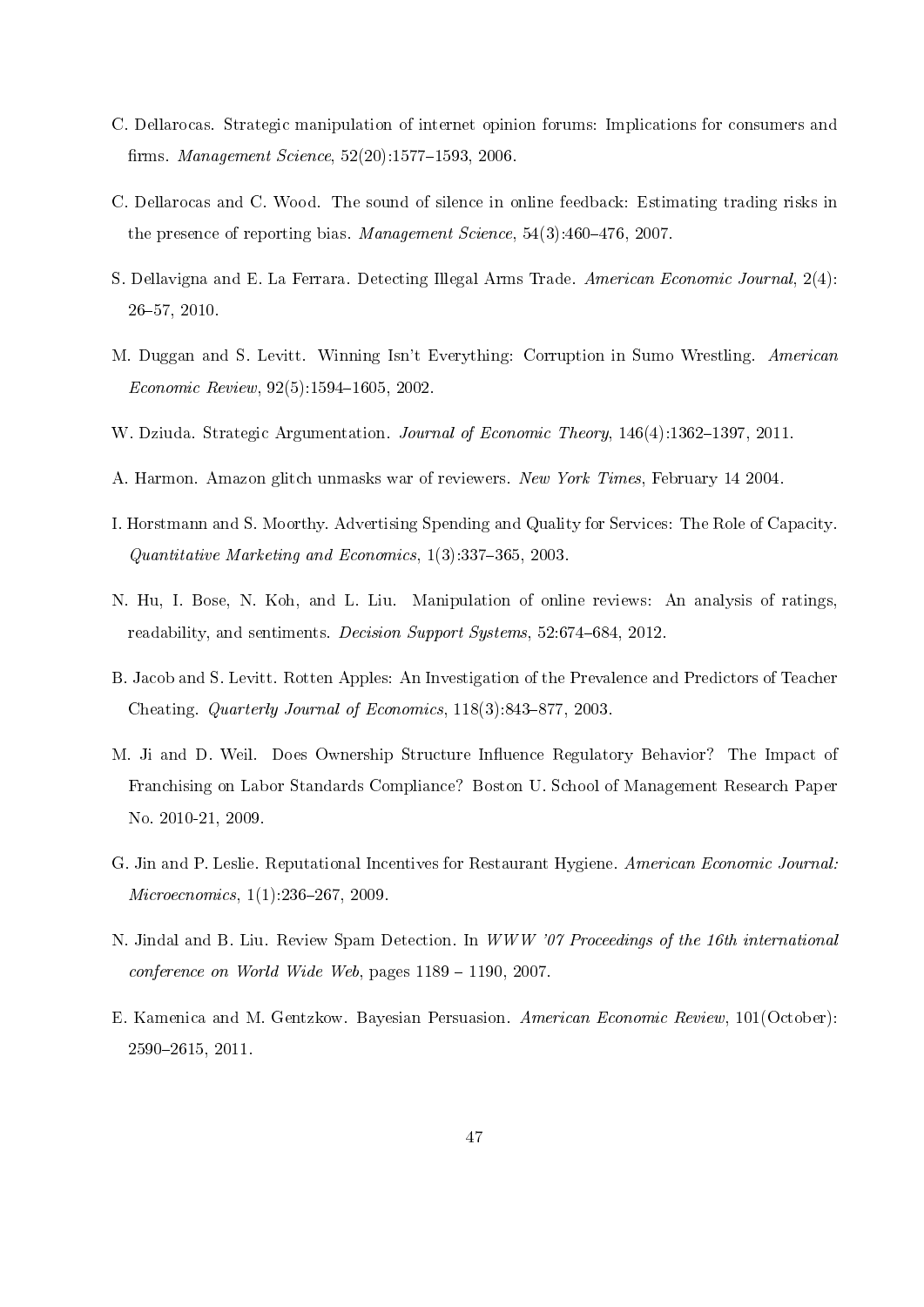C. Dellarocas. Strategic manipulation of internet opinion forums: Implications for consumers and firms. *Management Science*, 52(20):1577–1593, 2006.

C. Dellarocas and C. Wood. The sound of silence in online feedback: Estimating trading risks in the presence of reporting bias. *Management Science*, 54(3):460–476, 2007.

S. Dellavigna and E. La Ferrara. Detecting Illegal Arms Trade. *American Economic Journal*, 2(4): 26–57, 2010.

M. Duggan and S. Levitt. Winning Isn't Everything: Corruption in Sumo Wrestling. *American Economic Review*, 92(5):1594–1605, 2002.

W. Dziuda. Strategic Argumentation. *Journal of Economic Theory*, 146(4):1362–1397, 2011.

A. Harmon. Amazon glitch unmasks war of reviewers. *New York Times*, February 14 2004.

I. Horstmann and S. Moorthy. Advertising Spending and Quality for Services: The Role of Capacity. *Quantitative Marketing and Economics*, 1(3):337–365, 2003.

N. Hu, I. Bose, N. Koh, and L. Liu. Manipulation of online reviews: An analysis of ratings, readability, and sentiments. *Decision Support Systems*, 52:674–684, 2012.

B. Jacob and S. Levitt. Rotten Apples: An Investigation of the Prevalence and Predictors of Teacher Cheating. *Quarterly Journal of Economics*, 118(3):843–877, 2003.

M. Ji and D. Weil. Does Ownership Structure Influence Regulatory Behavior? The Impact of Franchising on Labor Standards Compliance? Boston U. School of Management Research Paper No. 2010-21, 2009.

G. Jin and P. Leslie. Reputational Incentives for Restaurant Hygiene. *American Economic Journal: Microecnomics*, 1(1):236–267, 2009.

N. Jindal and B. Liu. Review Spam Detection. In *WWW '07 Proceedings of the 16th international conference on World Wide Web*, pages 1189 – 1190, 2007.

E. Kamenica and M. Gentzkow. Bayesian Persuasion. *American Economic Review*, 101(October): 2590–2615, 2011.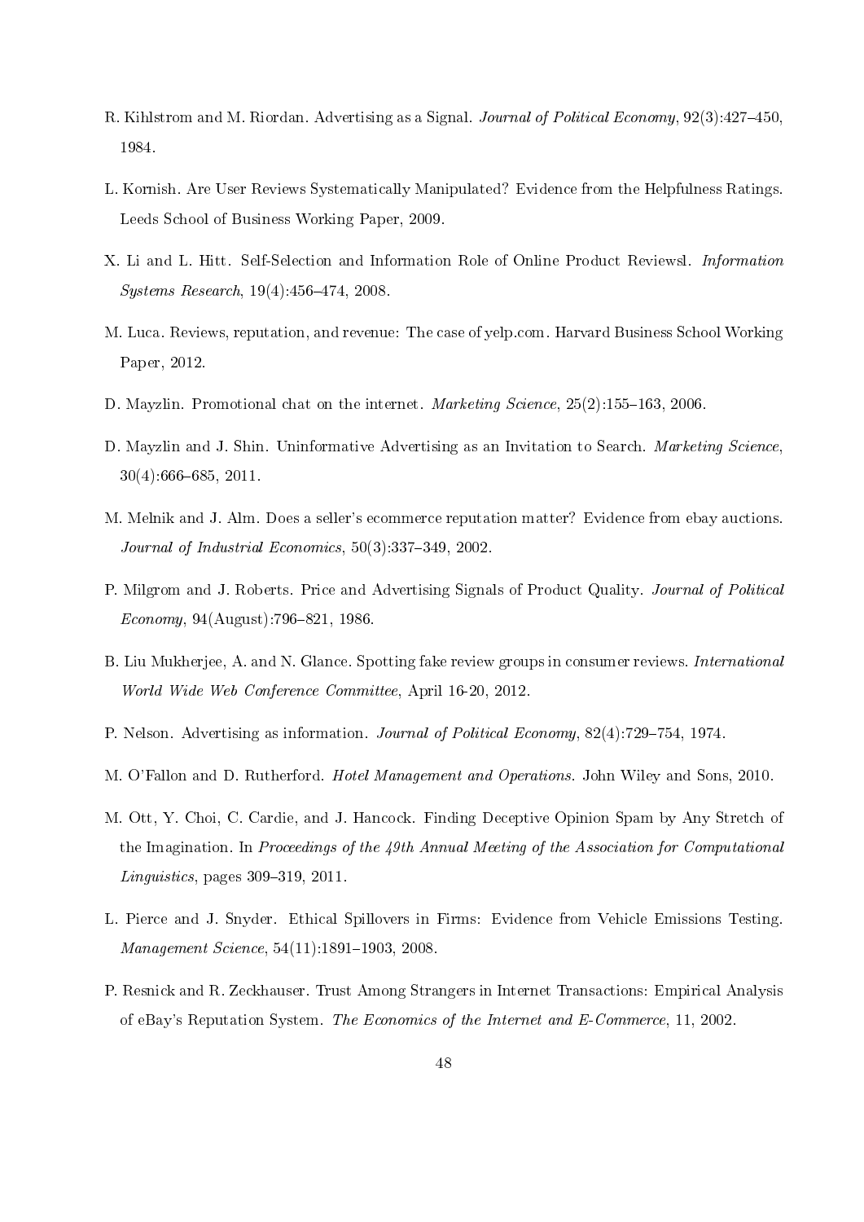R. Kihlstrom and M. Riordan. Advertising as a Signal. *Journal of Political Economy*, 92(3):427–450, 1984.

L. Kornish. Are User Reviews Systematically Manipulated? Evidence from the Helpfulness Ratings. Leeds School of Business Working Paper, 2009.

X. Li and L. Hitt. Self-Selection and Information Role of Online Product Reviewsl. *Information Systems Research*, 19(4):456–474, 2008.

M. Luca. Reviews, reputation, and revenue: The case of yelp.com. Harvard Business School Working Paper, 2012.

D. Mayzlin. Promotional chat on the internet. *Marketing Science*, 25(2):155–163, 2006.

D. Mayzlin and J. Shin. Uninformative Advertising as an Invitation to Search. *Marketing Science*, 30(4):666–685, 2011.

M. Melnik and J. Alm. Does a seller's ecommerce reputation matter? Evidence from ebay auctions. *Journal of Industrial Economics*, 50(3):337–349, 2002.

P. Milgrom and J. Roberts. Price and Advertising Signals of Product Quality. *Journal of Political Economy*, 94(August):796–821, 1986.

B. Liu Mukherjee, A. and N. Glance. Spotting fake review groups in consumer reviews. *International World Wide Web Conference Committee*, April 16-20, 2012.

P. Nelson. Advertising as information. *Journal of Political Economy*, 82(4):729–754, 1974.

M. O'Fallon and D. Rutherford. *Hotel Management and Operations*. John Wiley and Sons, 2010.

M. Ott, Y. Choi, C. Cardie, and J. Hancock. Finding Deceptive Opinion Spam by Any Stretch of the Imagination. In *Proceedings of the 49th Annual Meeting of the Association for Computational Linguistics*, pages 309–319, 2011.

L. Pierce and J. Snyder. Ethical Spillovers in Firms: Evidence from Vehicle Emissions Testing. *Management Science*, 54(11):1891–1903, 2008.

P. Resnick and R. Zeckhauser. Trust Among Strangers in Internet Transactions: Empirical Analysis of eBay's Reputation System. *The Economics of the Internet and E-Commerce*, 11, 2002.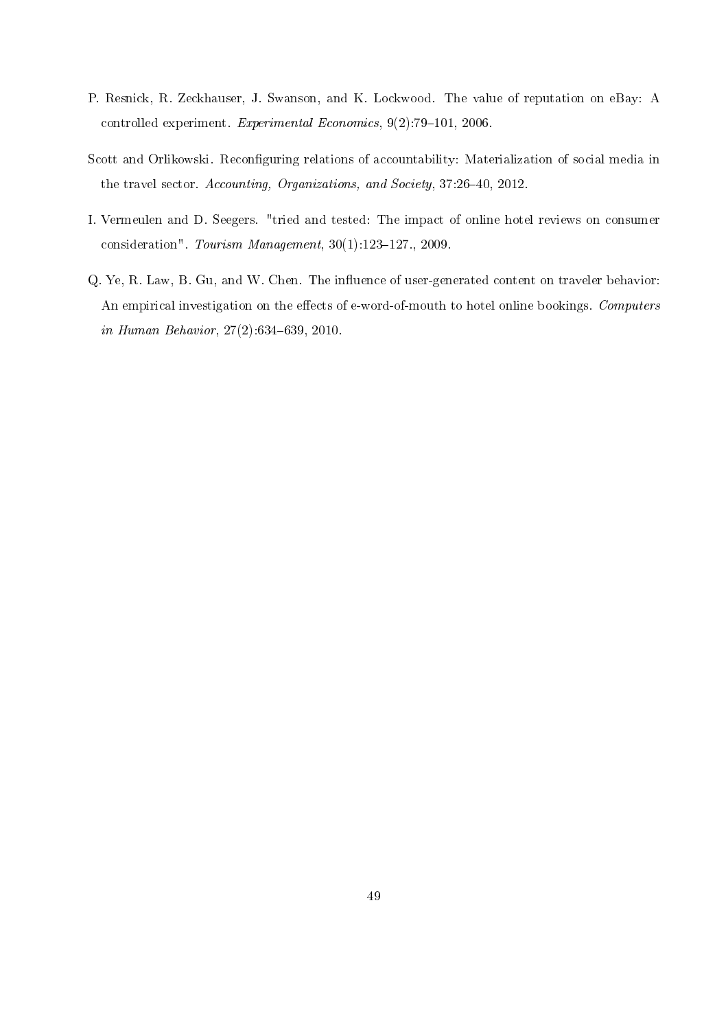P. Resnick, R. Zeckhauser, J. Swanson, and K. Lockwood. The value of reputation on eBay: A controlled experiment. *Experimental Economics*, 9(2):79–101, 2006.

Scott and Orlikowski. Reconfiguring relations of accountability: Materialization of social media in the travel sector. *Accounting, Organizations, and Society*, 37:26–40, 2012.

I. Vermeulen and D. Seegers. "tried and tested: The impact of online hotel reviews on consumer consideration". *Tourism Management*, 30(1):123–127., 2009.

Q. Ye, R. Law, B. Gu, and W. Chen. The influence of user-generated content on traveler behavior: An empirical investigation on the effects of e-word-of-mouth to hotel online bookings. *Computers in Human Behavior*, 27(2):634–639, 2010.